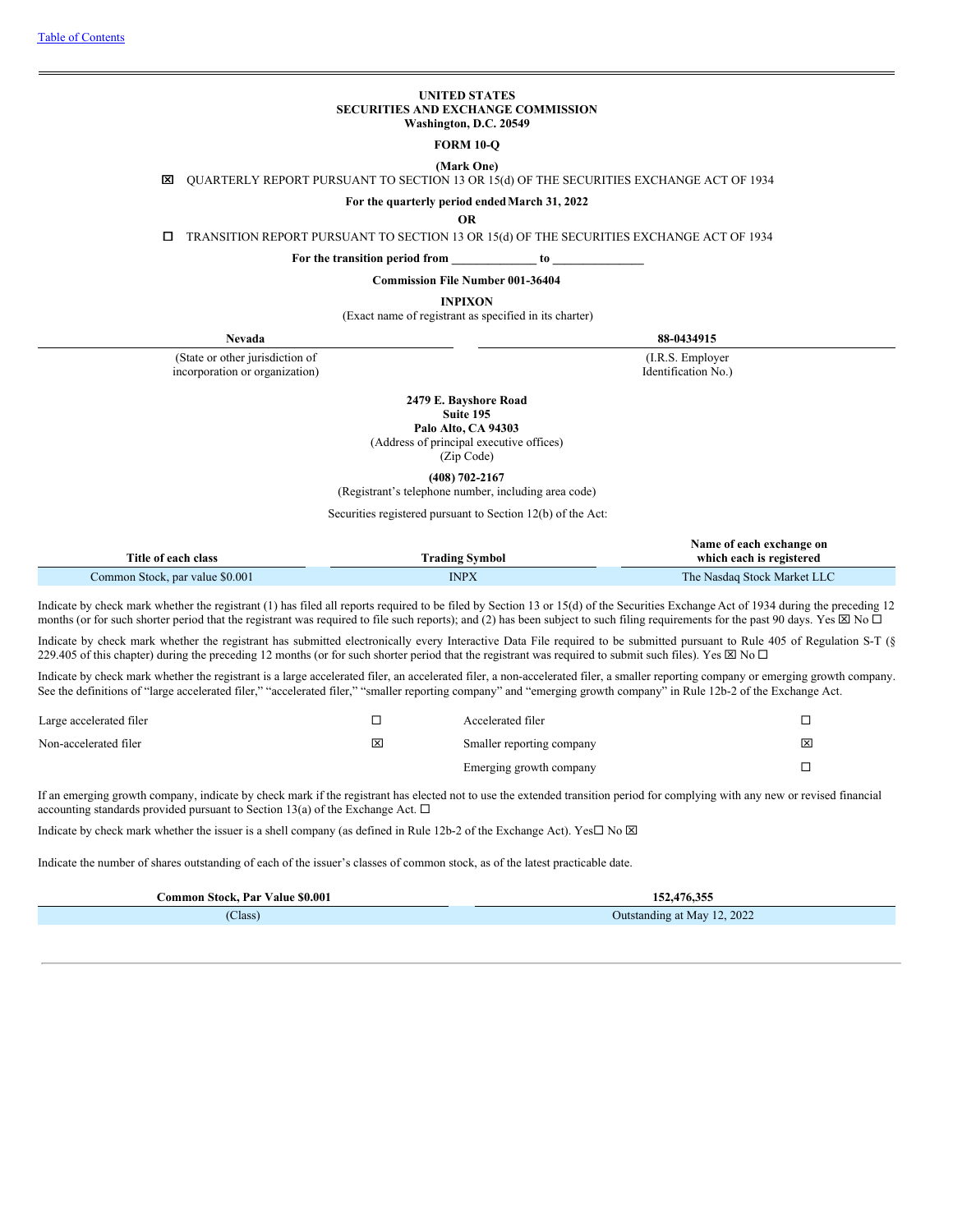[Table of Contents]

**UNITED STATES**
**SECURITIES AND EXCHANGE COMMISSION**
**Washington, D.C. 20549**

**FORM 10-Q**

**(Mark One)**

☒ QUARTERLY REPORT PURSUANT TO SECTION 13 OR 15(d) OF THE SECURITIES EXCHANGE ACT OF 1934

**For the quarterly period ended March 31, 2022**

**OR**

☐ TRANSITION REPORT PURSUANT TO SECTION 13 OR 15(d) OF THE SECURITIES EXCHANGE ACT OF 1934

**For the transition period from \_\_\_\_\_\_\_\_\_\_\_\_\_ to \_\_\_\_\_\_\_\_\_\_\_\_\_\_**

**Commission File Number 001-36404**

**INPIXON**
(Exact name of registrant as specified in its charter)

| **Nevada** | **88-0434915** |
|---|---|
| (State or other jurisdiction of incorporation or organization) | (I.R.S. Employer Identification No.) |

**2479 E. Bayshore Road**
**Suite 195**
**Palo Alto, CA 94303**
(Address of principal executive offices)
(Zip Code)

**(408) 702-2167**
(Registrant's telephone number, including area code)

Securities registered pursuant to Section 12(b) of the Act:

| Title of each class | Trading Symbol | Name of each exchange on which each is registered |
|---|---|---|
| Common Stock, par value $0.001 | INPX | The Nasdaq Stock Market LLC |

Indicate by check mark whether the registrant (1) has filed all reports required to be filed by Section 13 or 15(d) of the Securities Exchange Act of 1934 during the preceding 12 months (or for such shorter period that the registrant was required to file such reports); and (2) has been subject to such filing requirements for the past 90 days. Yes ☒ No ☐

Indicate by check mark whether the registrant has submitted electronically every Interactive Data File required to be submitted pursuant to Rule 405 of Regulation S-T (§ 229.405 of this chapter) during the preceding 12 months (or for such shorter period that the registrant was required to submit such files). Yes ☒ No ☐

Indicate by check mark whether the registrant is a large accelerated filer, an accelerated filer, a non-accelerated filer, a smaller reporting company or emerging growth company. See the definitions of "large accelerated filer," "accelerated filer," "smaller reporting company" and "emerging growth company" in Rule 12b-2 of the Exchange Act.

| | | | |
|---|---|---|---|
| Large accelerated filer | ☐ | Accelerated filer | ☐ |
| Non-accelerated filer | ☒ | Smaller reporting company | ☒ |
| | | Emerging growth company | ☐ |

If an emerging growth company, indicate by check mark if the registrant has elected not to use the extended transition period for complying with any new or revised financial accounting standards provided pursuant to Section 13(a) of the Exchange Act. ☐

Indicate by check mark whether the issuer is a shell company (as defined in Rule 12b-2 of the Exchange Act). Yes☐ No ☒

Indicate the number of shares outstanding of each of the issuer's classes of common stock, as of the latest practicable date.

| **Common Stock, Par Value $0.001** | **152,476,355** |
|---|---|
| (Class) | Outstanding at May 12, 2022 |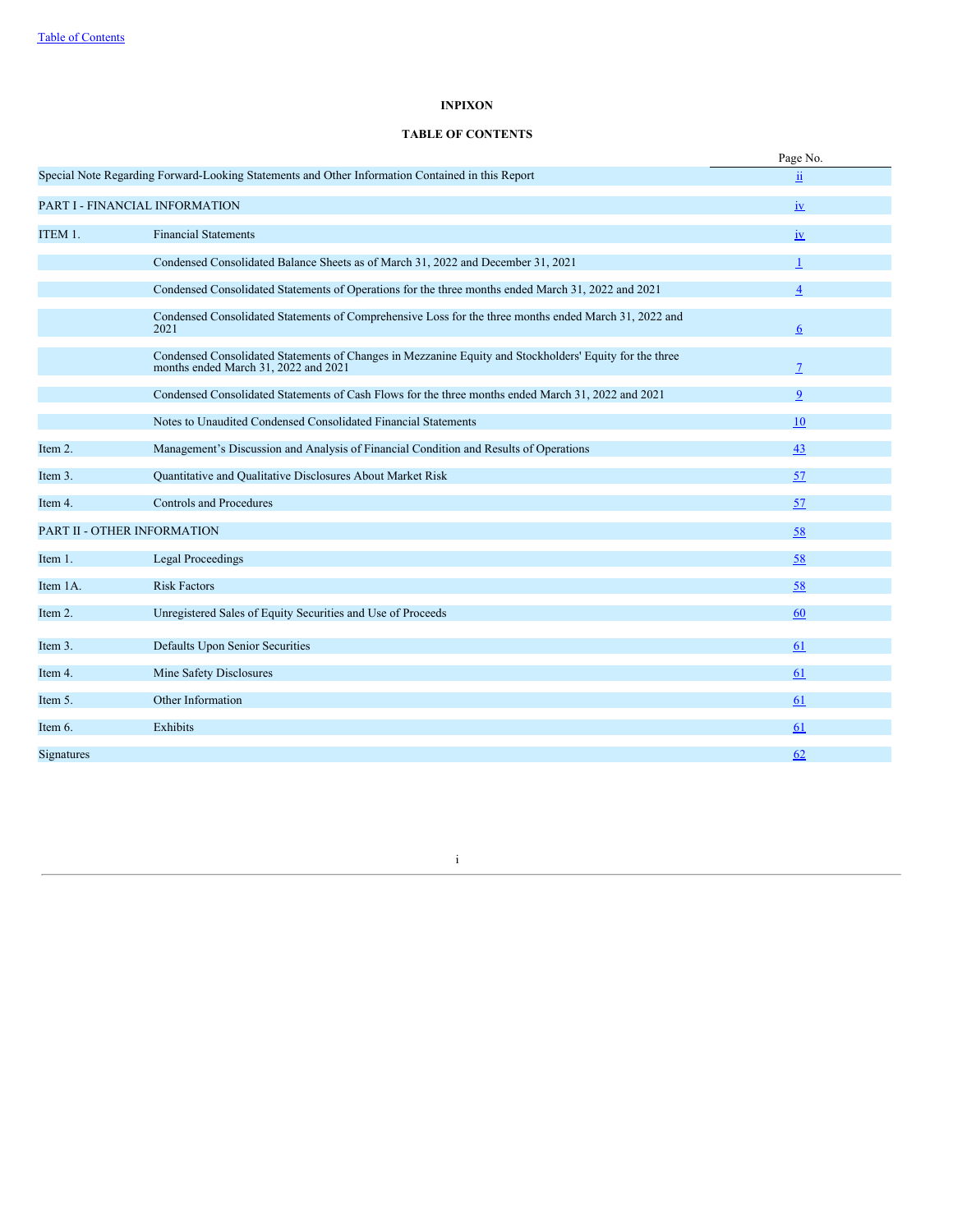[Table of Contents](#)

# INPIXON

## TABLE OF CONTENTS

| | | Page No. |
|---|---|---|
| Special Note Regarding Forward-Looking Statements and Other Information Contained in this Report | | ii |
| PART I - FINANCIAL INFORMATION | | iv |
| ITEM 1. | Financial Statements | iv |
| | Condensed Consolidated Balance Sheets as of March 31, 2022 and December 31, 2021 | 1 |
| | Condensed Consolidated Statements of Operations for the three months ended March 31, 2022 and 2021 | 4 |
| | Condensed Consolidated Statements of Comprehensive Loss for the three months ended March 31, 2022 and 2021 | 6 |
| | Condensed Consolidated Statements of Changes in Mezzanine Equity and Stockholders' Equity for the three months ended March 31, 2022 and 2021 | 7 |
| | Condensed Consolidated Statements of Cash Flows for the three months ended March 31, 2022 and 2021 | 9 |
| | Notes to Unaudited Condensed Consolidated Financial Statements | 10 |
| Item 2. | Management's Discussion and Analysis of Financial Condition and Results of Operations | 43 |
| Item 3. | Quantitative and Qualitative Disclosures About Market Risk | 57 |
| Item 4. | Controls and Procedures | 57 |
| PART II - OTHER INFORMATION | | 58 |
| Item 1. | Legal Proceedings | 58 |
| Item 1A. | Risk Factors | 58 |
| Item 2. | Unregistered Sales of Equity Securities and Use of Proceeds | 60 |
| Item 3. | Defaults Upon Senior Securities | 61 |
| Item 4. | Mine Safety Disclosures | 61 |
| Item 5. | Other Information | 61 |
| Item 6. | Exhibits | 61 |
| Signatures | | 62 |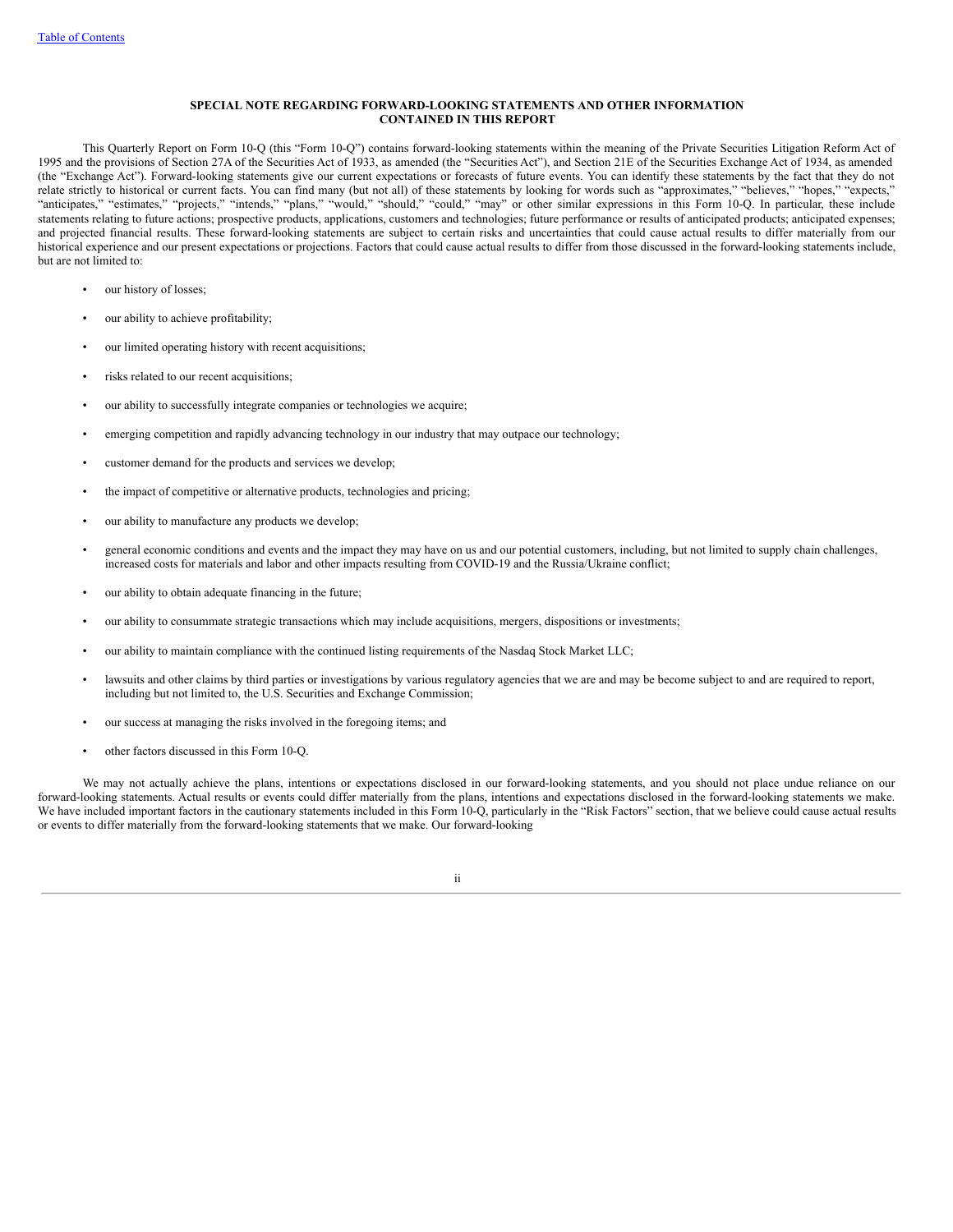## SPECIAL NOTE REGARDING FORWARD-LOOKING STATEMENTS AND OTHER INFORMATION CONTAINED IN THIS REPORT

This Quarterly Report on Form 10-Q (this "Form 10-Q") contains forward-looking statements within the meaning of the Private Securities Litigation Reform Act of 1995 and the provisions of Section 27A of the Securities Act of 1933, as amended (the "Securities Act"), and Section 21E of the Securities Exchange Act of 1934, as amended (the "Exchange Act"). Forward-looking statements give our current expectations or forecasts of future events. You can identify these statements by the fact that they do not relate strictly to historical or current facts. You can find many (but not all) of these statements by looking for words such as "approximates," "believes," "hopes," "expects," "anticipates," "estimates," "projects," "intends," "plans," "would," "should," "could," "may" or other similar expressions in this Form 10-Q. In particular, these include statements relating to future actions; prospective products, applications, customers and technologies; future performance or results of anticipated products; anticipated expenses; and projected financial results. These forward-looking statements are subject to certain risks and uncertainties that could cause actual results to differ materially from our historical experience and our present expectations or projections. Factors that could cause actual results to differ from those discussed in the forward-looking statements include, but are not limited to:

- our history of losses;
- our ability to achieve profitability;
- our limited operating history with recent acquisitions;
- risks related to our recent acquisitions;
- our ability to successfully integrate companies or technologies we acquire;
- emerging competition and rapidly advancing technology in our industry that may outpace our technology;
- customer demand for the products and services we develop;
- the impact of competitive or alternative products, technologies and pricing;
- our ability to manufacture any products we develop;
- general economic conditions and events and the impact they may have on us and our potential customers, including, but not limited to supply chain challenges, increased costs for materials and labor and other impacts resulting from COVID-19 and the Russia/Ukraine conflict;
- our ability to obtain adequate financing in the future;
- our ability to consummate strategic transactions which may include acquisitions, mergers, dispositions or investments;
- our ability to maintain compliance with the continued listing requirements of the Nasdaq Stock Market LLC;
- lawsuits and other claims by third parties or investigations by various regulatory agencies that we are and may be become subject to and are required to report, including but not limited to, the U.S. Securities and Exchange Commission;
- our success at managing the risks involved in the foregoing items; and
- other factors discussed in this Form 10-Q.

We may not actually achieve the plans, intentions or expectations disclosed in our forward-looking statements, and you should not place undue reliance on our forward-looking statements. Actual results or events could differ materially from the plans, intentions and expectations disclosed in the forward-looking statements we make. We have included important factors in the cautionary statements included in this Form 10-Q, particularly in the "Risk Factors" section, that we believe could cause actual results or events to differ materially from the forward-looking statements that we make. Our forward-looking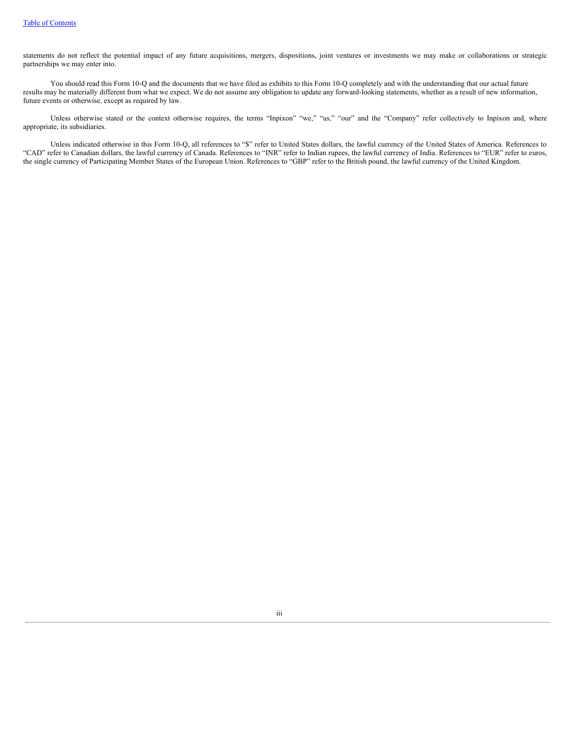statements do not reflect the potential impact of any future acquisitions, mergers, dispositions, joint ventures or investments we may make or collaborations or strategic partnerships we may enter into.

You should read this Form 10-Q and the documents that we have filed as exhibits to this Form 10-Q completely and with the understanding that our actual future results may be materially different from what we expect. We do not assume any obligation to update any forward-looking statements, whether as a result of new information, future events or otherwise, except as required by law.

Unless otherwise stated or the context otherwise requires, the terms "Inpixon" "we," "us," "our" and the "Company" refer collectively to Inpixon and, where appropriate, its subsidiaries.

Unless indicated otherwise in this Form 10-Q, all references to "$" refer to United States dollars, the lawful currency of the United States of America. References to "CAD" refer to Canadian dollars, the lawful currency of Canada. References to "INR" refer to Indian rupees, the lawful currency of India. References to "EUR" refer to euros, the single currency of Participating Member States of the European Union. References to "GBP" refer to the British pound, the lawful currency of the United Kingdom.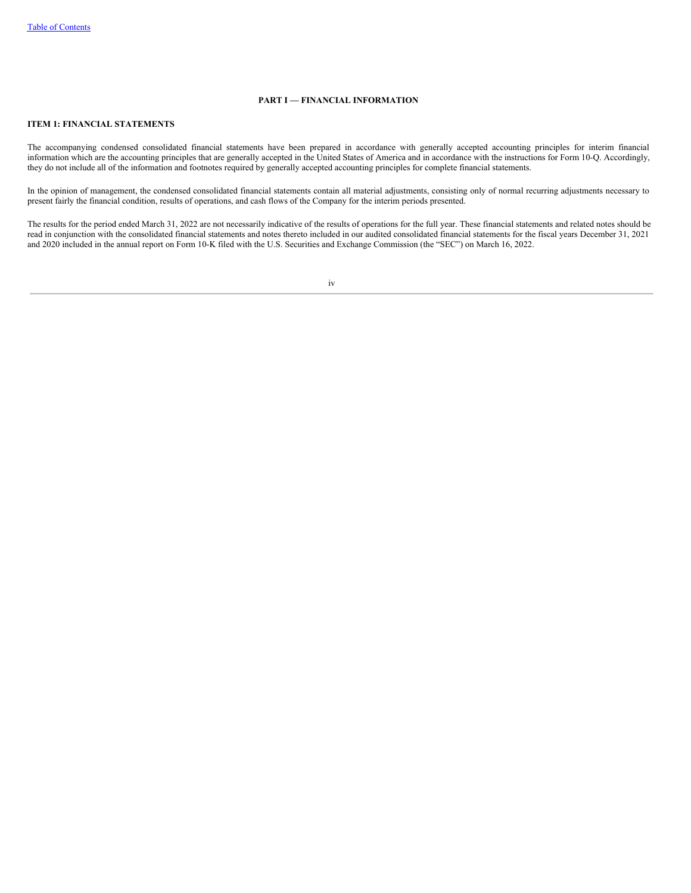## PART I — FINANCIAL INFORMATION

### ITEM 1: FINANCIAL STATEMENTS

The accompanying condensed consolidated financial statements have been prepared in accordance with generally accepted accounting principles for interim financial information which are the accounting principles that are generally accepted in the United States of America and in accordance with the instructions for Form 10-Q. Accordingly, they do not include all of the information and footnotes required by generally accepted accounting principles for complete financial statements.

In the opinion of management, the condensed consolidated financial statements contain all material adjustments, consisting only of normal recurring adjustments necessary to present fairly the financial condition, results of operations, and cash flows of the Company for the interim periods presented.

The results for the period ended March 31, 2022 are not necessarily indicative of the results of operations for the full year. These financial statements and related notes should be read in conjunction with the consolidated financial statements and notes thereto included in our audited consolidated financial statements for the fiscal years December 31, 2021 and 2020 included in the annual report on Form 10-K filed with the U.S. Securities and Exchange Commission (the "SEC") on March 16, 2022.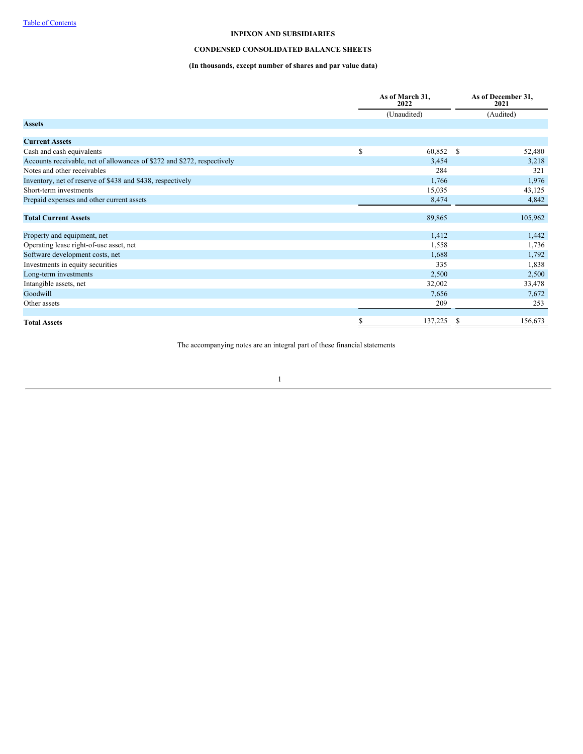INPIXON AND SUBSIDIARIES

**CONDENSED CONSOLIDATED BALANCE SHEETS**

**(In thousands, except number of shares and par value data)**

| | As of March 31, 2022 | As of December 31, 2021 |
|---|---|---|
| | (Unaudited) | (Audited) |
| **Assets** | | |
| **Current Assets** | | |
| Cash and cash equivalents | $ 60,852 | $ 52,480 |
| Accounts receivable, net of allowances of $272 and $272, respectively | 3,454 | 3,218 |
| Notes and other receivables | 284 | 321 |
| Inventory, net of reserve of $438 and $438, respectively | 1,766 | 1,976 |
| Short-term investments | 15,035 | 43,125 |
| Prepaid expenses and other current assets | 8,474 | 4,842 |
| **Total Current Assets** | 89,865 | 105,962 |
| Property and equipment, net | 1,412 | 1,442 |
| Operating lease right-of-use asset, net | 1,558 | 1,736 |
| Software development costs, net | 1,688 | 1,792 |
| Investments in equity securities | 335 | 1,838 |
| Long-term investments | 2,500 | 2,500 |
| Intangible assets, net | 32,002 | 33,478 |
| Goodwill | 7,656 | 7,672 |
| Other assets | 209 | 253 |
| **Total Assets** | $ 137,225 | $ 156,673 |

The accompanying notes are an integral part of these financial statements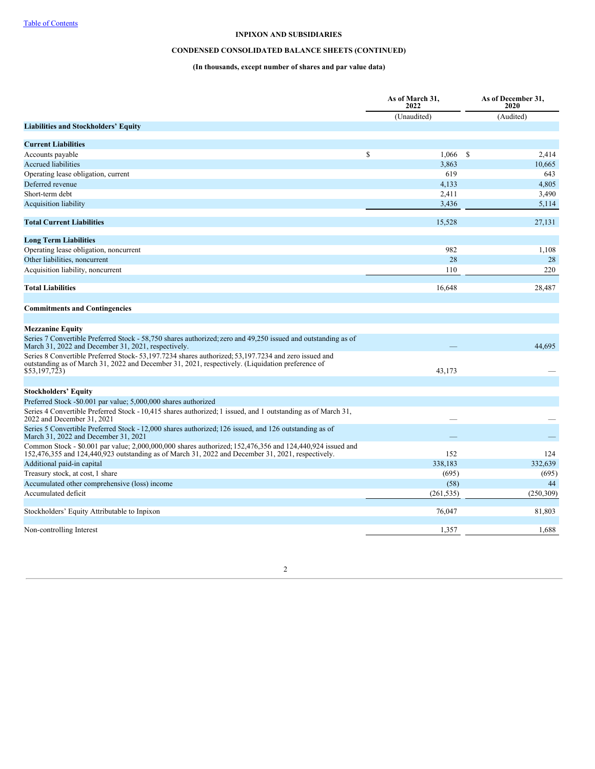**INPIXON AND SUBSIDIARIES**

**CONDENSED CONSOLIDATED BALANCE SHEETS (CONTINUED)**

**(In thousands, except number of shares and par value data)**

| | As of March 31, 2022 | As of December 31, 2020 |
|---|---|---|
| | (Unaudited) | (Audited) |
| **Liabilities and Stockholders' Equity** | | |
| **Current Liabilities** | | |
| Accounts payable | $ 1,066 | $ 2,414 |
| Accrued liabilities | 3,863 | 10,665 |
| Operating lease obligation, current | 619 | 643 |
| Deferred revenue | 4,133 | 4,805 |
| Short-term debt | 2,411 | 3,490 |
| Acquisition liability | 3,436 | 5,114 |
| **Total Current Liabilities** | 15,528 | 27,131 |
| **Long Term Liabilities** | | |
| Operating lease obligation, noncurrent | 982 | 1,108 |
| Other liabilities, noncurrent | 28 | 28 |
| Acquisition liability, noncurrent | 110 | 220 |
| **Total Liabilities** | 16,648 | 28,487 |
| **Commitments and Contingencies** | | |
| **Mezzanine Equity** | | |
| Series 7 Convertible Preferred Stock - 58,750 shares authorized; zero and 49,250 issued and outstanding as of March 31, 2022 and December 31, 2021, respectively. | — | 44,695 |
| Series 8 Convertible Preferred Stock- 53,197.7234 shares authorized; 53,197.7234 and zero issued and outstanding as of March 31, 2022 and December 31, 2021, respectively. (Liquidation preference of $53,197,723) | 43,173 | — |
| **Stockholders' Equity** | | |
| Preferred Stock -$0.001 par value; 5,000,000 shares authorized | | |
| Series 4 Convertible Preferred Stock - 10,415 shares authorized; 1 issued, and 1 outstanding as of March 31, 2022 and December 31, 2021 | — | — |
| Series 5 Convertible Preferred Stock - 12,000 shares authorized; 126 issued, and 126 outstanding as of March 31, 2022 and December 31, 2021 | — | — |
| Common Stock - $0.001 par value; 2,000,000,000 shares authorized; 152,476,356 and 124,440,924 issued and 152,476,355 and 124,440,923 outstanding as of March 31, 2022 and December 31, 2021, respectively. | 152 | 124 |
| Additional paid-in capital | 338,183 | 332,639 |
| Treasury stock, at cost, 1 share | (695) | (695) |
| Accumulated other comprehensive (loss) income | (58) | 44 |
| Accumulated deficit | (261,535) | (250,309) |
| Stockholders' Equity Attributable to Inpixon | 76,047 | 81,803 |
| Non-controlling Interest | 1,357 | 1,688 |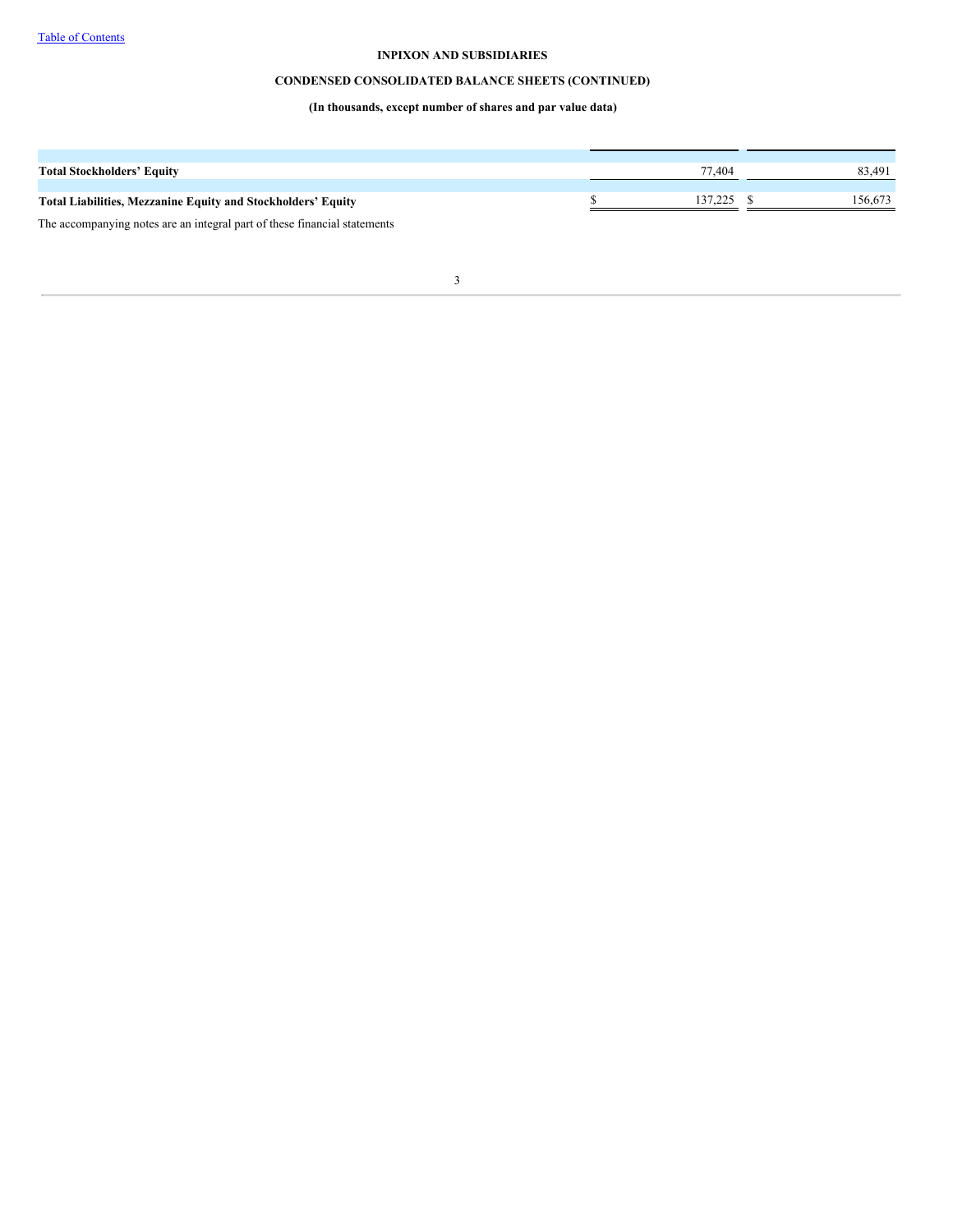**INPIXON AND SUBSIDIARIES**

**CONDENSED CONSOLIDATED BALANCE SHEETS (CONTINUED)**

**(In thousands, except number of shares and par value data)**

| | | |
|---|---|---|
| **Total Stockholders' Equity** | 77,404 | 83,491 |
| **Total Liabilities, Mezzanine Equity and Stockholders' Equity** | $ 137,225 | $ 156,673 |

The accompanying notes are an integral part of these financial statements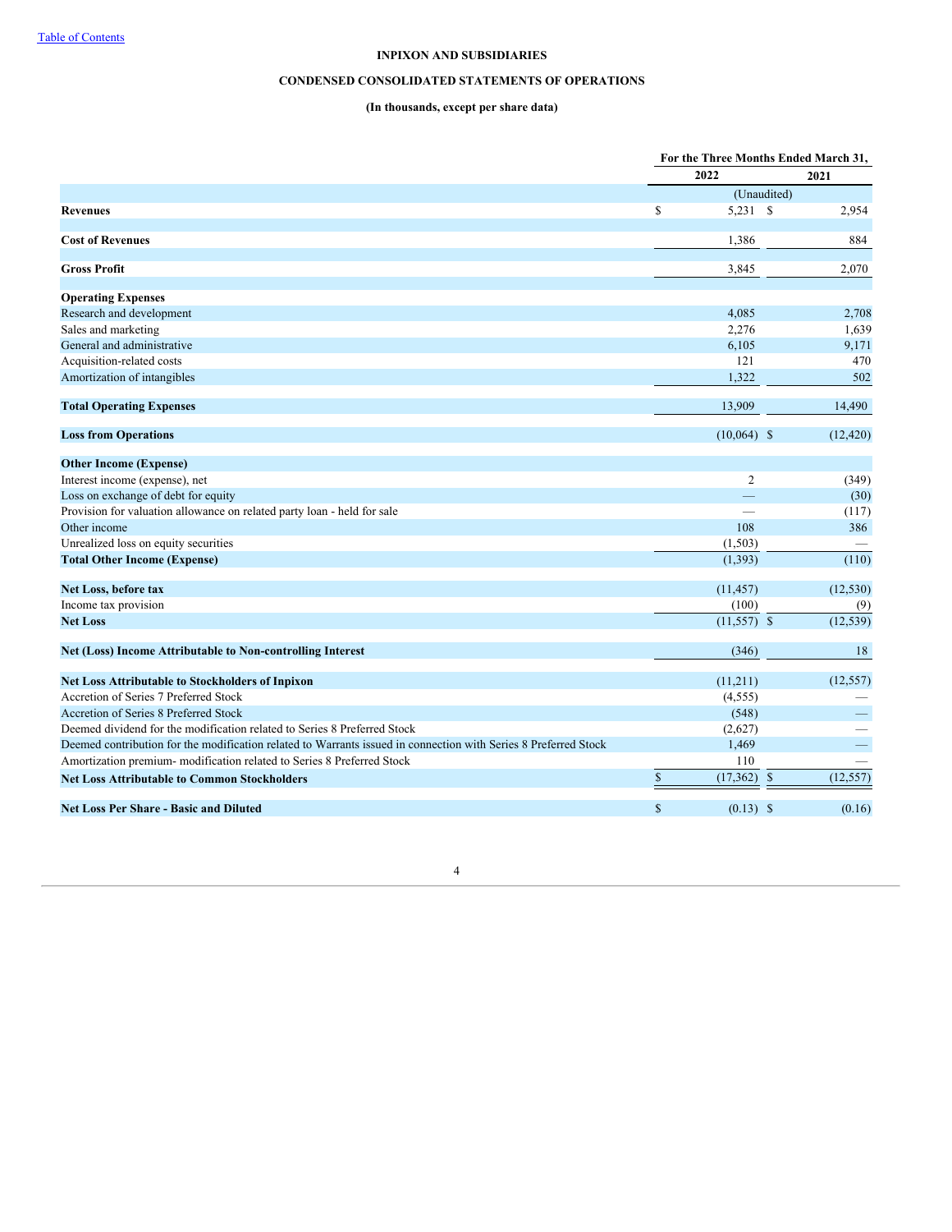# INPIXON AND SUBSIDIARIES

## CONDENSED CONSOLIDATED STATEMENTS OF OPERATIONS

### (In thousands, except per share data)

| | For the Three Months Ended March 31, | |
|---|---|---|
| | 2022 | 2021 |
| | (Unaudited) | |
| **Revenues** | $ 5,231 | $ 2,954 |
| **Cost of Revenues** | 1,386 | 884 |
| **Gross Profit** | 3,845 | 2,070 |
| **Operating Expenses** | | |
| Research and development | 4,085 | 2,708 |
| Sales and marketing | 2,276 | 1,639 |
| General and administrative | 6,105 | 9,171 |
| Acquisition-related costs | 121 | 470 |
| Amortization of intangibles | 1,322 | 502 |
| **Total Operating Expenses** | 13,909 | 14,490 |
| **Loss from Operations** | (10,064) | $ (12,420) |
| **Other Income (Expense)** | | |
| Interest income (expense), net | 2 | (349) |
| Loss on exchange of debt for equity | — | (30) |
| Provision for valuation allowance on related party loan - held for sale | — | (117) |
| Other income | 108 | 386 |
| Unrealized loss on equity securities | (1,503) | — |
| **Total Other Income (Expense)** | (1,393) | (110) |
| **Net Loss, before tax** | (11,457) | (12,530) |
| Income tax provision | (100) | (9) |
| **Net Loss** | (11,557) | $ (12,539) |
| **Net (Loss) Income Attributable to Non-controlling Interest** | (346) | 18 |
| **Net Loss Attributable to Stockholders of Inpixon** | (11,211) | (12,557) |
| Accretion of Series 7 Preferred Stock | (4,555) | — |
| Accretion of Series 8 Preferred Stock | (548) | — |
| Deemed dividend for the modification related to Series 8 Preferred Stock | (2,627) | — |
| Deemed contribution for the modification related to Warrants issued in connection with Series 8 Preferred Stock | 1,469 | — |
| Amortization premium- modification related to Series 8 Preferred Stock | 110 | — |
| **Net Loss Attributable to Common Stockholders** | $ (17,362) | $ (12,557) |
| **Net Loss Per Share - Basic and Diluted** | $ (0.13) | $ (0.16) |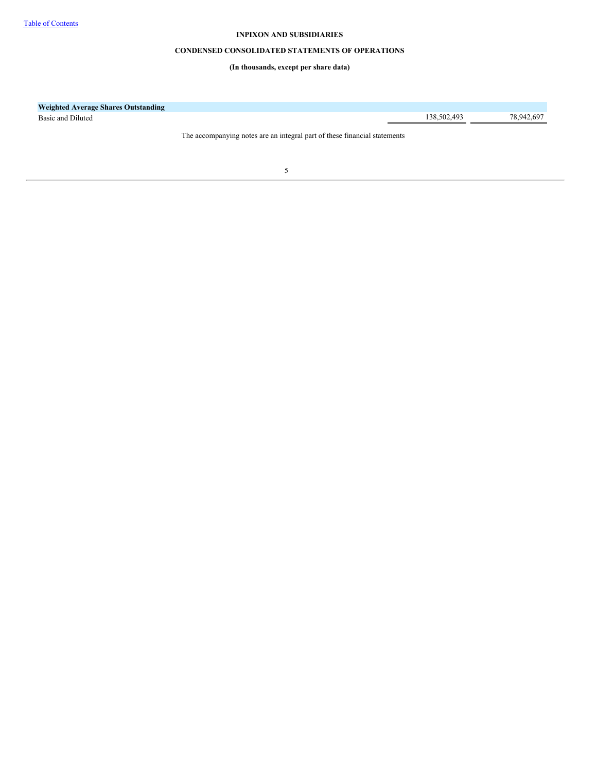**INPIXON AND SUBSIDIARIES**

**CONDENSED CONSOLIDATED STATEMENTS OF OPERATIONS**

**(In thousands, except per share data)**

| | | |
|---|---|---|
| **Weighted Average Shares Outstanding** | | |
| Basic and Diluted | 138,502,493 | 78,942,697 |

The accompanying notes are an integral part of these financial statements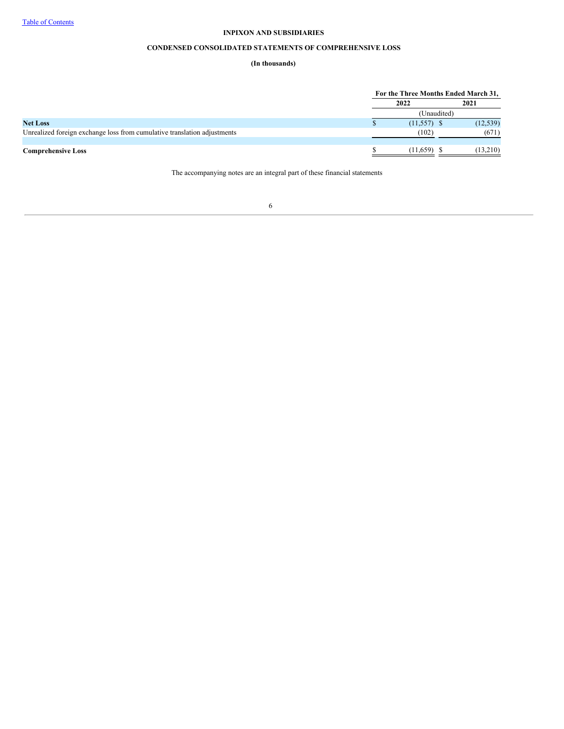**INPIXON AND SUBSIDIARIES**

**CONDENSED CONSOLIDATED STATEMENTS OF COMPREHENSIVE LOSS**

**(In thousands)**

| | For the Three Months Ended March 31, | |
|---|---|---|
| | 2022 | 2021 |
| | (Unaudited) | |
| **Net Loss** | $ (11,557) | $ (12,539) |
| Unrealized foreign exchange loss from cumulative translation adjustments | (102) | (671) |
| **Comprehensive Loss** | $ (11,659) | $ (13,210) |

The accompanying notes are an integral part of these financial statements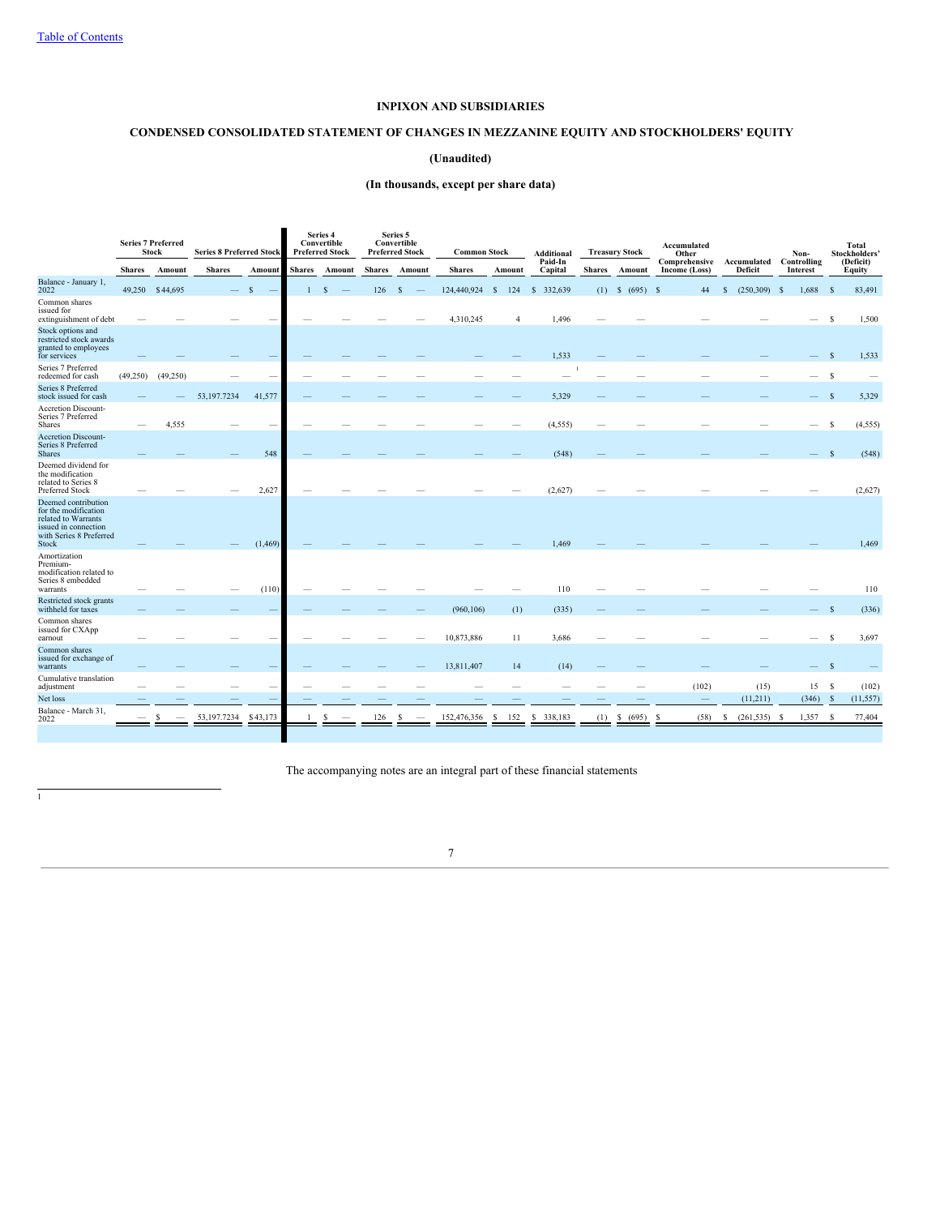[Table of Contents](#)

# INPIXON AND SUBSIDIARIES

## CONDENSED CONSOLIDATED STATEMENT OF CHANGES IN MEZZANINE EQUITY AND STOCKHOLDERS' EQUITY

### (Unaudited)

### (In thousands, except per share data)

| | Series 7 Preferred Stock | | Series 8 Preferred Stock | | Series 4 Convertible Preferred Stock | | Series 5 Convertible Preferred Stock | | Common Stock | | Additional Paid-In Capital | Treasury Stock | | Accumulated Other Comprehensive Income (Loss) | Accumulated Deficit | Non-Controlling Interest | Total Stockholders' (Deficit) Equity |
|---|---|---|---|---|---|---|---|---|---|---|---|---|---|---|---|---|---|
| | Shares | Amount | Shares | Amount | Shares | Amount | Shares | Amount | Shares | Amount | | Shares | Amount | | | | |
| Balance - January 1, 2022 | 49,250 | $44,695 | — | $ — | 1 | $ — | 126 | $ — | 124,440,924 | $ 124 | $ 332,639 | (1) | $ (695) | $ 44 | $ (250,309) | $ 1,688 | $ 83,491 |
| Common shares issued for extinguishment of debt | — | — | — | — | — | — | — | — | 4,310,245 | 4 | 1,496 | — | — | — | — | — | $ 1,500 |
| Stock options and restricted stock awards granted to employees for services | — | — | — | — | — | — | — | — | — | — | 1,533 | — | — | — | — | — | $ 1,533 |
| Series 7 Preferred redeemed for cash | (49,250) | (49,250) | — | — | — | — | — | — | — | — | — [1] | — | — | — | — | — | $ — |
| Series 8 Preferred stock issued for cash | — | — | 53,197.7234 | 41,577 | — | — | — | — | — | — | 5,329 | — | — | — | — | — | $ 5,329 |
| Accretion Discount-Series 7 Preferred Shares | — | 4,555 | — | — | — | — | — | — | — | — | (4,555) | — | — | — | — | — | $ (4,555) |
| Accretion Discount-Series 8 Preferred Shares | — | — | — | 548 | — | — | — | — | — | — | (548) | — | — | — | — | — | $ (548) |
| Deemed dividend for the modification related to Series 8 Preferred Stock | — | — | — | 2,627 | — | — | — | — | — | — | (2,627) | — | — | — | — | — | (2,627) |
| Deemed contribution for the modification related to Warrants issued in connection with Series 8 Preferred Stock | — | — | — | (1,469) | — | — | — | — | — | — | 1,469 | — | — | — | — | — | 1,469 |
| Amortization Premium-modification related to Series 8 embedded warrants | — | — | — | (110) | — | — | — | — | — | — | 110 | — | — | — | — | — | 110 |
| Restricted stock grants withheld for taxes | — | — | — | — | — | — | — | — | (960,106) | (1) | (335) | — | — | — | — | — | $ (336) |
| Common shares issued for CXApp earnout | — | — | — | — | — | — | — | — | 10,873,886 | 11 | 3,686 | — | — | — | — | — | $ 3,697 |
| Common shares issued for exchange of warrants | — | — | — | — | — | — | — | — | 13,811,407 | 14 | (14) | — | — | — | — | — | $ — |
| Cumulative translation adjustment | — | — | — | — | — | — | — | — | — | — | — | — | — | (102) | (15) | 15 | $ (102) |
| Net loss | — | — | — | — | — | — | — | — | — | — | — | — | — | — | (11,211) | (346) | $ (11,557) |
| Balance - March 31, 2022 | — | $ — | 53,197.7234 | $43,173 | 1 | $ — | 126 | $ — | 152,476,356 | $ 152 | $ 338,183 | (1) | $ (695) | $ (58) | $ (261,535) | $ 1,357 | $ 77,404 |

The accompanying notes are an integral part of these financial statements

1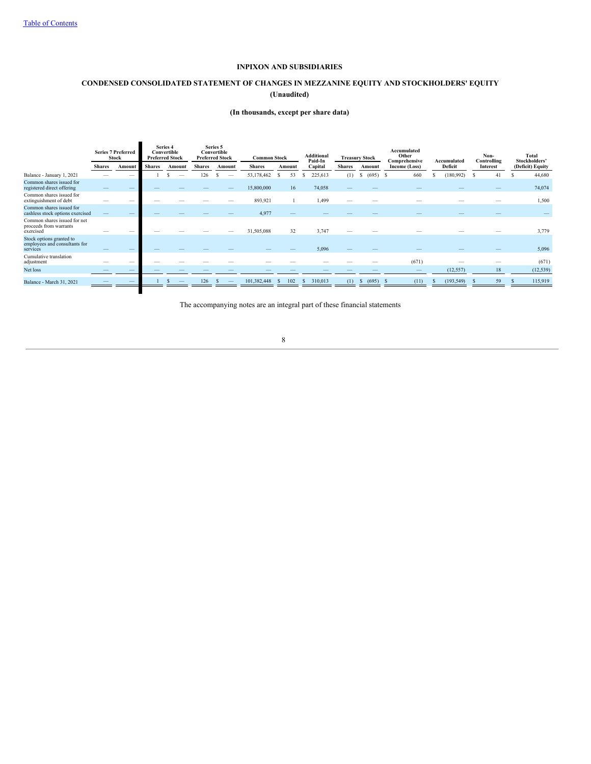[Table of Contents]

**INPIXON AND SUBSIDIARIES**

**CONDENSED CONSOLIDATED STATEMENT OF CHANGES IN MEZZANINE EQUITY AND STOCKHOLDERS' EQUITY**
**(Unaudited)**

**(In thousands, except per share data)**

| | Series 7 Preferred Stock | | Series 4 Convertible Preferred Stock | | Series 5 Convertible Preferred Stock | | Common Stock | | Additional Paid-In Capital | Treasury Stock | | Accumulated Other Comprehensive Income (Loss) | Accumulated Deficit | Non-Controlling Interest | Total Stockholders' (Deficit) Equity |
|---|---|---|---|---|---|---|---|---|---|---|---|---|---|---|---|
| | Shares | Amount | Shares | Amount | Shares | Amount | Shares | Amount | | Shares | Amount | | | | |
| Balance - January 1, 2021 | — | — | 1 | $ — | 126 | $ — | 53,178,462 | $ 53 | $ 225,613 | (1) | $ (695) | $ 660 | $ (180,992) | $ 41 | $ 44,680 |
| Common shares issued for registered direct offering | — | — | — | — | — | — | 15,800,000 | 16 | 74,058 | — | — | — | — | — | 74,074 |
| Common shares issued for extinguishment of debt | — | — | — | — | — | — | 893,921 | 1 | 1,499 | — | — | — | — | — | 1,500 |
| Common shares issued for cashless stock options exercised | — | — | — | — | — | — | 4,977 | — | — | — | — | — | — | — | — |
| Common shares issued for net proceeds from warrants exercised | — | — | — | — | — | — | 31,505,088 | 32 | 3,747 | — | — | — | — | — | 3,779 |
| Stock options granted to employees and consultants for services | — | — | — | — | — | — | — | — | 5,096 | — | — | — | — | — | 5,096 |
| Cumulative translation adjustment | — | — | — | — | — | — | — | — | — | — | — | (671) | — | — | (671) |
| Net loss | — | — | — | — | — | — | — | — | — | — | — | — | (12,557) | 18 | (12,539) |
| Balance - March 31, 2021 | — | — | 1 | $ — | 126 | $ — | 101,382,448 | $ 102 | $ 310,013 | (1) | $ (695) | $ (11) | $ (193,549) | $ 59 | $ 115,919 |

The accompanying notes are an integral part of these financial statements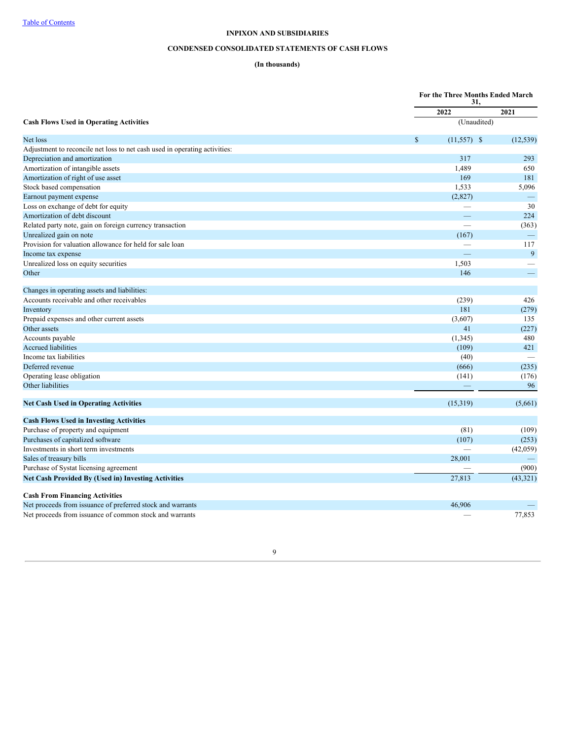[Table of Contents](#)

**INPIXON AND SUBSIDIARIES**

**CONDENSED CONSOLIDATED STATEMENTS OF CASH FLOWS**

**(In thousands)**

| | For the Three Months Ended March 31, | |
|---|---|---|
| | 2022 | 2021 |
| **Cash Flows Used in Operating Activities** | (Unaudited) | |
| Net loss | $ (11,557) | $ (12,539) |
| Adjustment to reconcile net loss to net cash used in operating activities: | | |
| Depreciation and amortization | 317 | 293 |
| Amortization of intangible assets | 1,489 | 650 |
| Amortization of right of use asset | 169 | 181 |
| Stock based compensation | 1,533 | 5,096 |
| Earnout payment expense | (2,827) | — |
| Loss on exchange of debt for equity | — | 30 |
| Amortization of debt discount | — | 224 |
| Related party note, gain on foreign currency transaction | — | (363) |
| Unrealized gain on note | (167) | — |
| Provision for valuation allowance for held for sale loan | — | 117 |
| Income tax expense | — | 9 |
| Unrealized loss on equity securities | 1,503 | — |
| Other | 146 | — |
| Changes in operating assets and liabilities: | | |
| Accounts receivable and other receivables | (239) | 426 |
| Inventory | 181 | (279) |
| Prepaid expenses and other current assets | (3,607) | 135 |
| Other assets | 41 | (227) |
| Accounts payable | (1,345) | 480 |
| Accrued liabilities | (109) | 421 |
| Income tax liabilities | (40) | — |
| Deferred revenue | (666) | (235) |
| Operating lease obligation | (141) | (176) |
| Other liabilities | — | 96 |
| **Net Cash Used in Operating Activities** | (15,319) | (5,661) |
| **Cash Flows Used in Investing Activities** | | |
| Purchase of property and equipment | (81) | (109) |
| Purchases of capitalized software | (107) | (253) |
| Investments in short term investments | — | (42,059) |
| Sales of treasury bills | 28,001 | — |
| Purchase of Systat licensing agreement | — | (900) |
| **Net Cash Provided By (Used in) Investing Activities** | 27,813 | (43,321) |
| **Cash From Financing Activities** | | |
| Net proceeds from issuance of preferred stock and warrants | 46,906 | — |
| Net proceeds from issuance of common stock and warrants | — | 77,853 |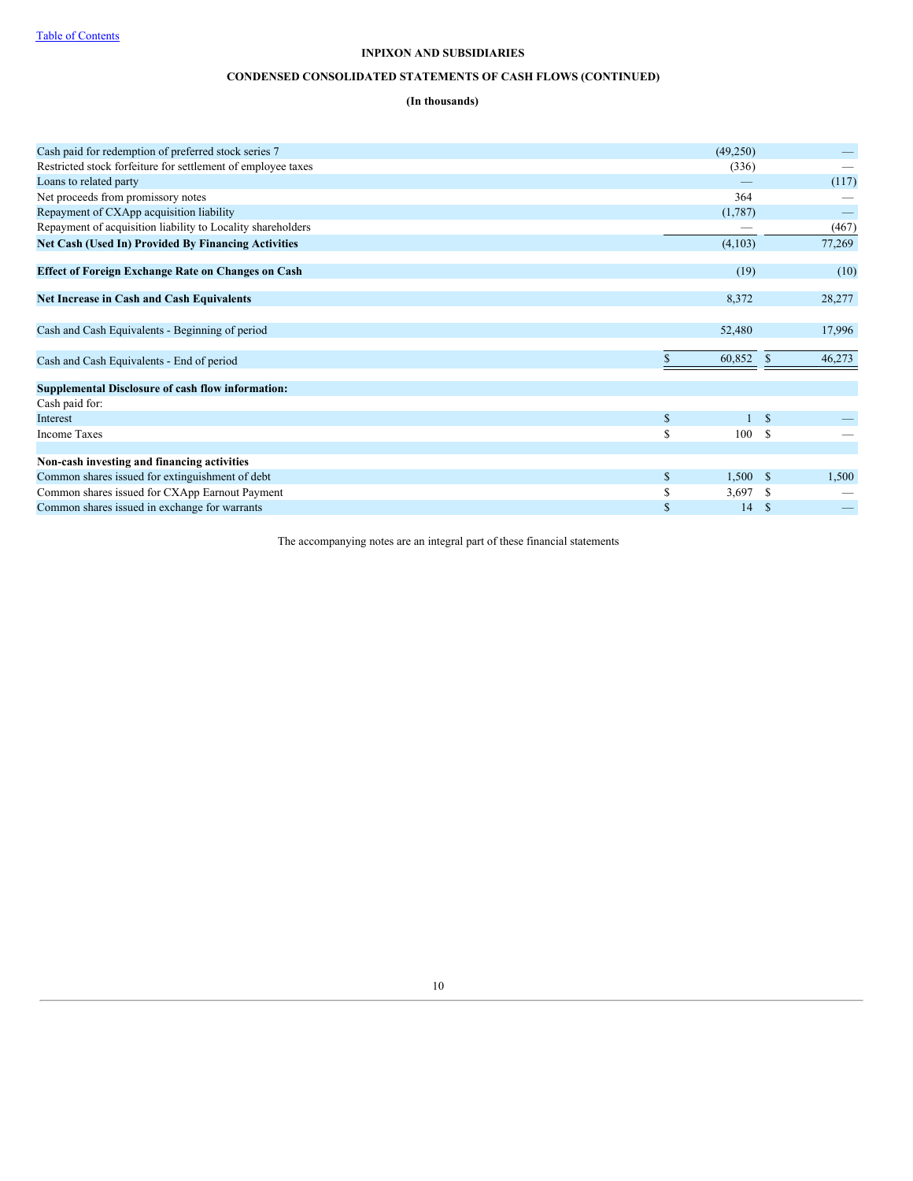[Table of Contents](#)

**INPIXON AND SUBSIDIARIES**

**CONDENSED CONSOLIDATED STATEMENTS OF CASH FLOWS (CONTINUED)**

**(In thousands)**

| | | |
|---|---|---|
| Cash paid for redemption of preferred stock series 7 | (49,250) | — |
| Restricted stock forfeiture for settlement of employee taxes | (336) | — |
| Loans to related party | — | (117) |
| Net proceeds from promissory notes | 364 | — |
| Repayment of CXApp acquisition liability | (1,787) | — |
| Repayment of acquisition liability to Locality shareholders | — | (467) |
| **Net Cash (Used In) Provided By Financing Activities** | (4,103) | 77,269 |
| | | |
| **Effect of Foreign Exchange Rate on Changes on Cash** | (19) | (10) |
| | | |
| **Net Increase in Cash and Cash Equivalents** | 8,372 | 28,277 |
| | | |
| Cash and Cash Equivalents - Beginning of period | 52,480 | 17,996 |
| | | |
| Cash and Cash Equivalents - End of period | $ 60,852 | $ 46,273 |
| | | |
| **Supplemental Disclosure of cash flow information:** | | |
| Cash paid for: | | |
| Interest | $ 1 | $ — |
| Income Taxes | $ 100 | $ — |
| | | |
| **Non-cash investing and financing activities** | | |
| Common shares issued for extinguishment of debt | $ 1,500 | $ 1,500 |
| Common shares issued for CXApp Earnout Payment | $ 3,697 | $ — |
| Common shares issued in exchange for warrants | $ 14 | $ — |

The accompanying notes are an integral part of these financial statements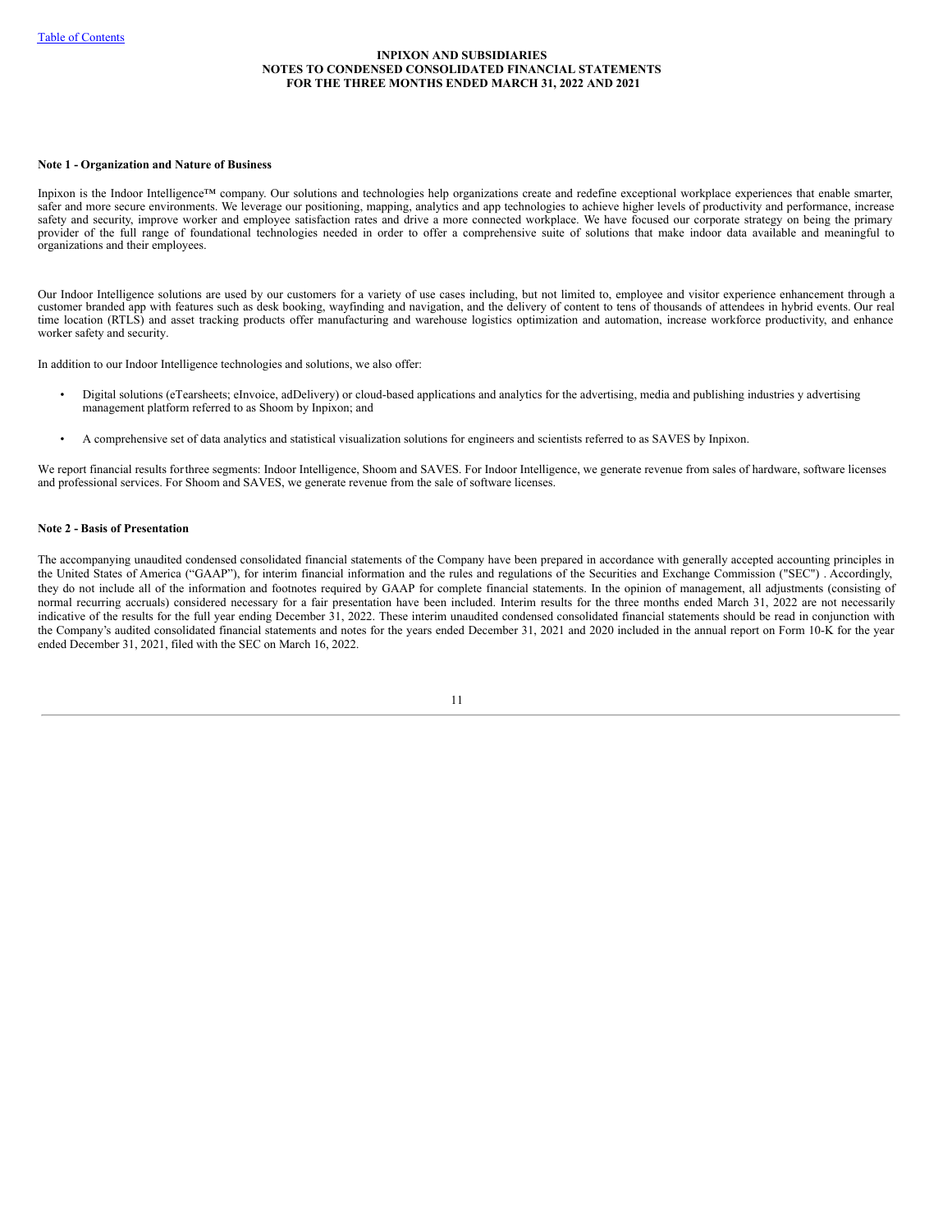**INPIXON AND SUBSIDIARIES**
**NOTES TO CONDENSED CONSOLIDATED FINANCIAL STATEMENTS**
**FOR THE THREE MONTHS ENDED MARCH 31, 2022 AND 2021**

**Note 1 - Organization and Nature of Business**

Inpixon is the Indoor Intelligence™ company. Our solutions and technologies help organizations create and redefine exceptional workplace experiences that enable smarter, safer and more secure environments. We leverage our positioning, mapping, analytics and app technologies to achieve higher levels of productivity and performance, increase safety and security, improve worker and employee satisfaction rates and drive a more connected workplace. We have focused our corporate strategy on being the primary provider of the full range of foundational technologies needed in order to offer a comprehensive suite of solutions that make indoor data available and meaningful to organizations and their employees.

Our Indoor Intelligence solutions are used by our customers for a variety of use cases including, but not limited to, employee and visitor experience enhancement through a customer branded app with features such as desk booking, wayfinding and navigation, and the delivery of content to tens of thousands of attendees in hybrid events. Our real time location (RTLS) and asset tracking products offer manufacturing and warehouse logistics optimization and automation, increase workforce productivity, and enhance worker safety and security.

In addition to our Indoor Intelligence technologies and solutions, we also offer:

- Digital solutions (eTearsheets; eInvoice, adDelivery) or cloud-based applications and analytics for the advertising, media and publishing industries y advertising management platform referred to as Shoom by Inpixon; and
- A comprehensive set of data analytics and statistical visualization solutions for engineers and scientists referred to as SAVES by Inpixon.

We report financial results forthree segments: Indoor Intelligence, Shoom and SAVES. For Indoor Intelligence, we generate revenue from sales of hardware, software licenses and professional services. For Shoom and SAVES, we generate revenue from the sale of software licenses.

**Note 2 - Basis of Presentation**

The accompanying unaudited condensed consolidated financial statements of the Company have been prepared in accordance with generally accepted accounting principles in the United States of America ("GAAP"), for interim financial information and the rules and regulations of the Securities and Exchange Commission ("SEC") . Accordingly, they do not include all of the information and footnotes required by GAAP for complete financial statements. In the opinion of management, all adjustments (consisting of normal recurring accruals) considered necessary for a fair presentation have been included. Interim results for the three months ended March 31, 2022 are not necessarily indicative of the results for the full year ending December 31, 2022. These interim unaudited condensed consolidated financial statements should be read in conjunction with the Company's audited consolidated financial statements and notes for the years ended December 31, 2021 and 2020 included in the annual report on Form 10-K for the year ended December 31, 2021, filed with the SEC on March 16, 2022.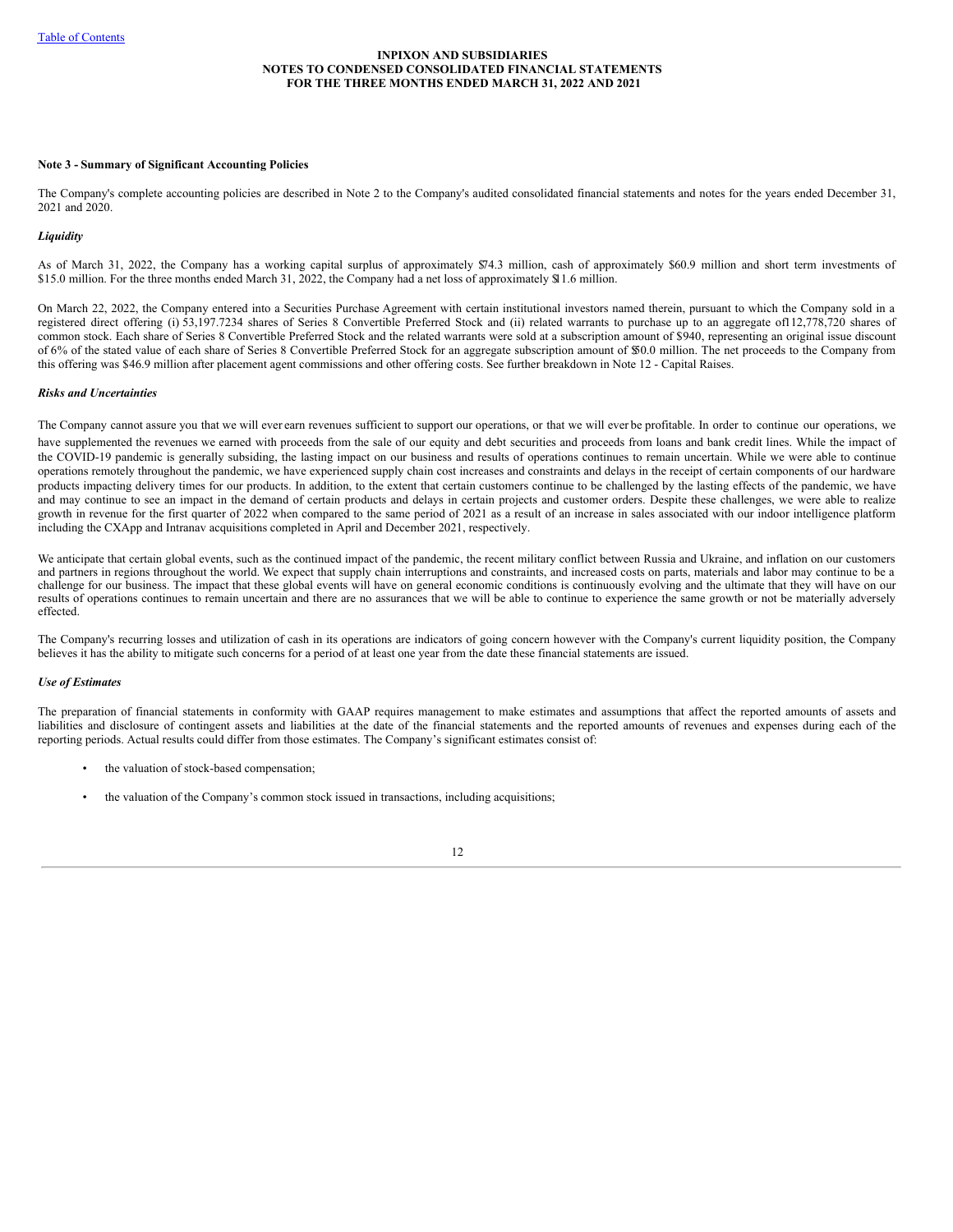**Note 3 - Summary of Significant Accounting Policies**

The Company's complete accounting policies are described in Note 2 to the Company's audited consolidated financial statements and notes for the years ended December 31, 2021 and 2020.

***Liquidity***

As of March 31, 2022, the Company has a working capital surplus of approximately $74.3 million, cash of approximately $60.9 million and short term investments of $15.0 million. For the three months ended March 31, 2022, the Company had a net loss of approximately $11.6 million.

On March 22, 2022, the Company entered into a Securities Purchase Agreement with certain institutional investors named therein, pursuant to which the Company sold in a registered direct offering (i) 53,197.7234 shares of Series 8 Convertible Preferred Stock and (ii) related warrants to purchase up to an aggregate of 12,778,720 shares of common stock. Each share of Series 8 Convertible Preferred Stock and the related warrants were sold at a subscription amount of $940, representing an original issue discount of 6% of the stated value of each share of Series 8 Convertible Preferred Stock for an aggregate subscription amount of $50.0 million. The net proceeds to the Company from this offering was $46.9 million after placement agent commissions and other offering costs. See further breakdown in Note 12 - Capital Raises.

***Risks and Uncertainties***

The Company cannot assure you that we will ever earn revenues sufficient to support our operations, or that we will ever be profitable. In order to continue our operations, we have supplemented the revenues we earned with proceeds from the sale of our equity and debt securities and proceeds from loans and bank credit lines. While the impact of the COVID-19 pandemic is generally subsiding, the lasting impact on our business and results of operations continues to remain uncertain. While we were able to continue operations remotely throughout the pandemic, we have experienced supply chain cost increases and constraints and delays in the receipt of certain components of our hardware products impacting delivery times for our products. In addition, to the extent that certain customers continue to be challenged by the lasting effects of the pandemic, we have and may continue to see an impact in the demand of certain products and delays in certain projects and customer orders. Despite these challenges, we were able to realize growth in revenue for the first quarter of 2022 when compared to the same period of 2021 as a result of an increase in sales associated with our indoor intelligence platform including the CXApp and Intranav acquisitions completed in April and December 2021, respectively.

We anticipate that certain global events, such as the continued impact of the pandemic, the recent military conflict between Russia and Ukraine, and inflation on our customers and partners in regions throughout the world. We expect that supply chain interruptions and constraints, and increased costs on parts, materials and labor may continue to be a challenge for our business. The impact that these global events will have on general economic conditions is continuously evolving and the ultimate that they will have on our results of operations continues to remain uncertain and there are no assurances that we will be able to continue to experience the same growth or not be materially adversely effected.

The Company's recurring losses and utilization of cash in its operations are indicators of going concern however with the Company's current liquidity position, the Company believes it has the ability to mitigate such concerns for a period of at least one year from the date these financial statements are issued.

***Use of Estimates***

The preparation of financial statements in conformity with GAAP requires management to make estimates and assumptions that affect the reported amounts of assets and liabilities and disclosure of contingent assets and liabilities at the date of the financial statements and the reported amounts of revenues and expenses during each of the reporting periods. Actual results could differ from those estimates. The Company's significant estimates consist of:

- the valuation of stock-based compensation;
- the valuation of the Company's common stock issued in transactions, including acquisitions;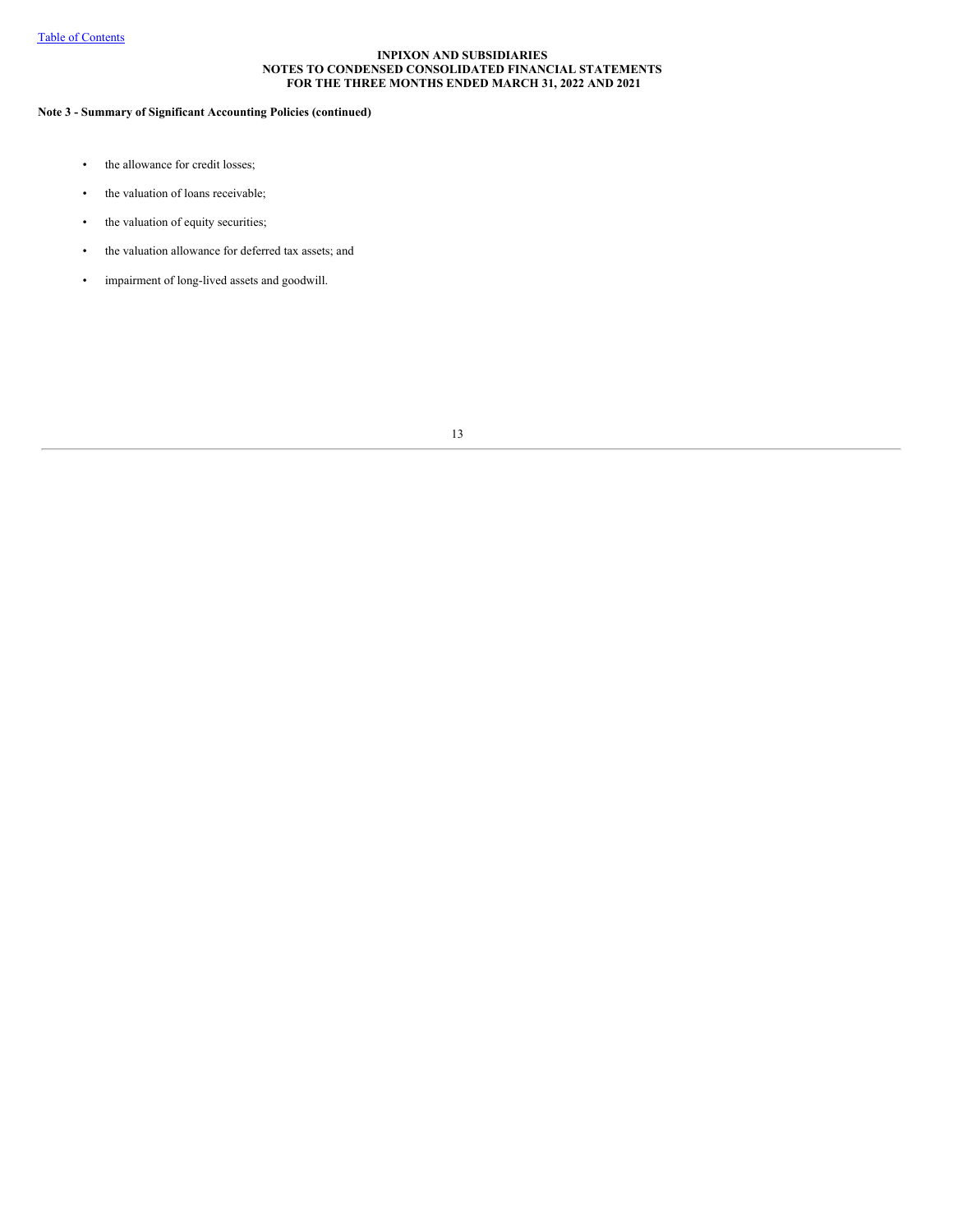**Note 3 - Summary of Significant Accounting Policies (continued)**

- the allowance for credit losses;
- the valuation of loans receivable;
- the valuation of equity securities;
- the valuation allowance for deferred tax assets; and
- impairment of long-lived assets and goodwill.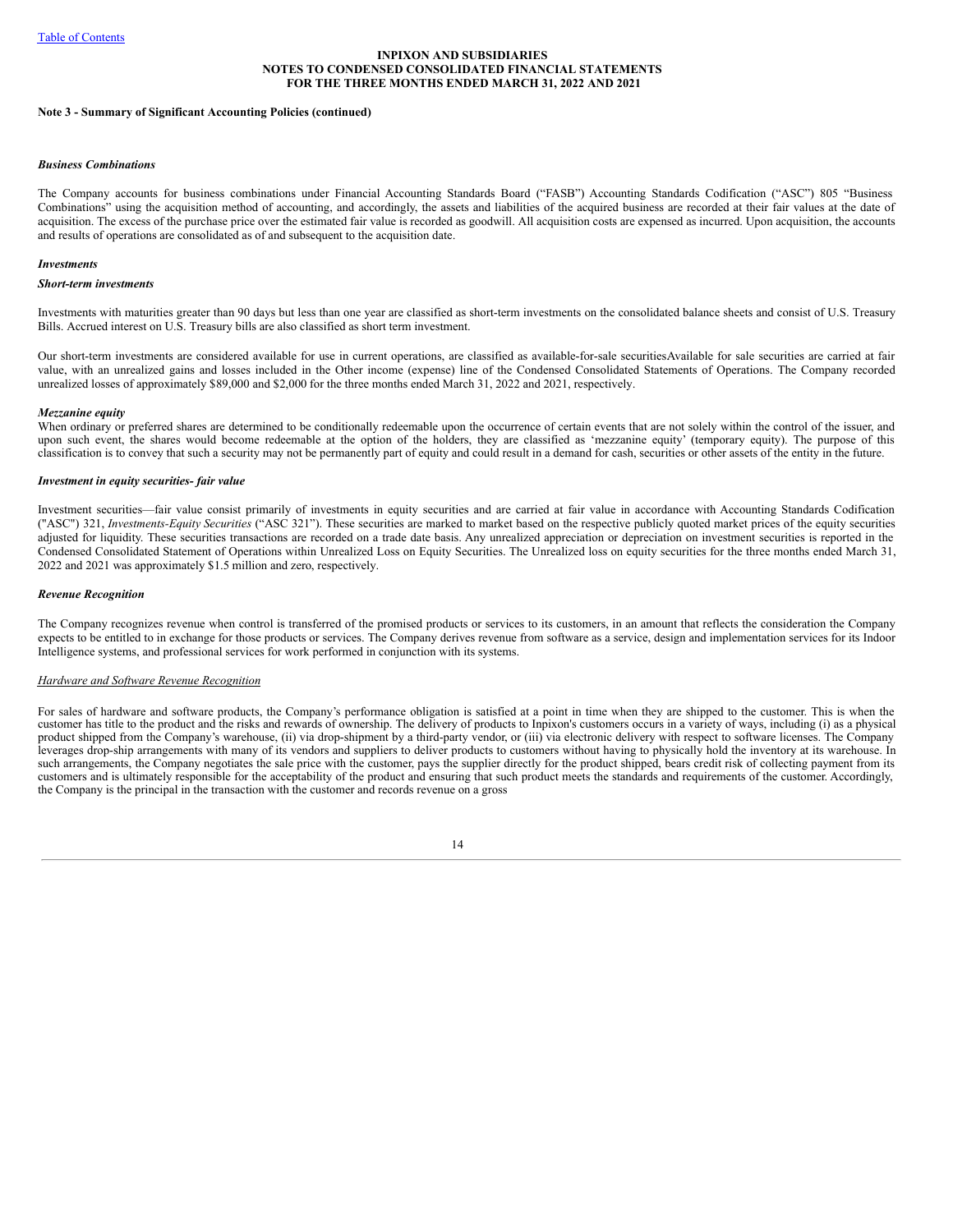**Note 3 - Summary of Significant Accounting Policies (continued)**

***Business Combinations***

The Company accounts for business combinations under Financial Accounting Standards Board ("FASB") Accounting Standards Codification ("ASC") 805 "Business Combinations" using the acquisition method of accounting, and accordingly, the assets and liabilities of the acquired business are recorded at their fair values at the date of acquisition. The excess of the purchase price over the estimated fair value is recorded as goodwill. All acquisition costs are expensed as incurred. Upon acquisition, the accounts and results of operations are consolidated as of and subsequent to the acquisition date.

***Investments***

***Short-term investments***

Investments with maturities greater than 90 days but less than one year are classified as short-term investments on the consolidated balance sheets and consist of U.S. Treasury Bills. Accrued interest on U.S. Treasury bills are also classified as short term investment.

Our short-term investments are considered available for use in current operations, are classified as available-for-sale securitiesAvailable for sale securities are carried at fair value, with an unrealized gains and losses included in the Other income (expense) line of the Condensed Consolidated Statements of Operations. The Company recorded unrealized losses of approximately $89,000 and $2,000 for the three months ended March 31, 2022 and 2021, respectively.

***Mezzanine equity***

When ordinary or preferred shares are determined to be conditionally redeemable upon the occurrence of certain events that are not solely within the control of the issuer, and upon such event, the shares would become redeemable at the option of the holders, they are classified as 'mezzanine equity' (temporary equity). The purpose of this classification is to convey that such a security may not be permanently part of equity and could result in a demand for cash, securities or other assets of the entity in the future.

***Investment in equity securities- fair value***

Investment securities—fair value consist primarily of investments in equity securities and are carried at fair value in accordance with Accounting Standards Codification ("ASC") 321, *Investments-Equity Securities* ("ASC 321"). These securities are marked to market based on the respective publicly quoted market prices of the equity securities adjusted for liquidity. These securities transactions are recorded on a trade date basis. Any unrealized appreciation or depreciation on investment securities is reported in the Condensed Consolidated Statement of Operations within Unrealized Loss on Equity Securities. The Unrealized loss on equity securities for the three months ended March 31, 2022 and 2021 was approximately $1.5 million and zero, respectively.

***Revenue Recognition***

The Company recognizes revenue when control is transferred of the promised products or services to its customers, in an amount that reflects the consideration the Company expects to be entitled to in exchange for those products or services. The Company derives revenue from software as a service, design and implementation services for its Indoor Intelligence systems, and professional services for work performed in conjunction with its systems.

*Hardware and Software Revenue Recognition*

For sales of hardware and software products, the Company's performance obligation is satisfied at a point in time when they are shipped to the customer. This is when the customer has title to the product and the risks and rewards of ownership. The delivery of products to Inpixon's customers occurs in a variety of ways, including (i) as a physical product shipped from the Company's warehouse, (ii) via drop-shipment by a third-party vendor, or (iii) via electronic delivery with respect to software licenses. The Company leverages drop-ship arrangements with many of its vendors and suppliers to deliver products to customers without having to physically hold the inventory at its warehouse. In such arrangements, the Company negotiates the sale price with the customer, pays the supplier directly for the product shipped, bears credit risk of collecting payment from its customers and is ultimately responsible for the acceptability of the product and ensuring that such product meets the standards and requirements of the customer. Accordingly, the Company is the principal in the transaction with the customer and records revenue on a gross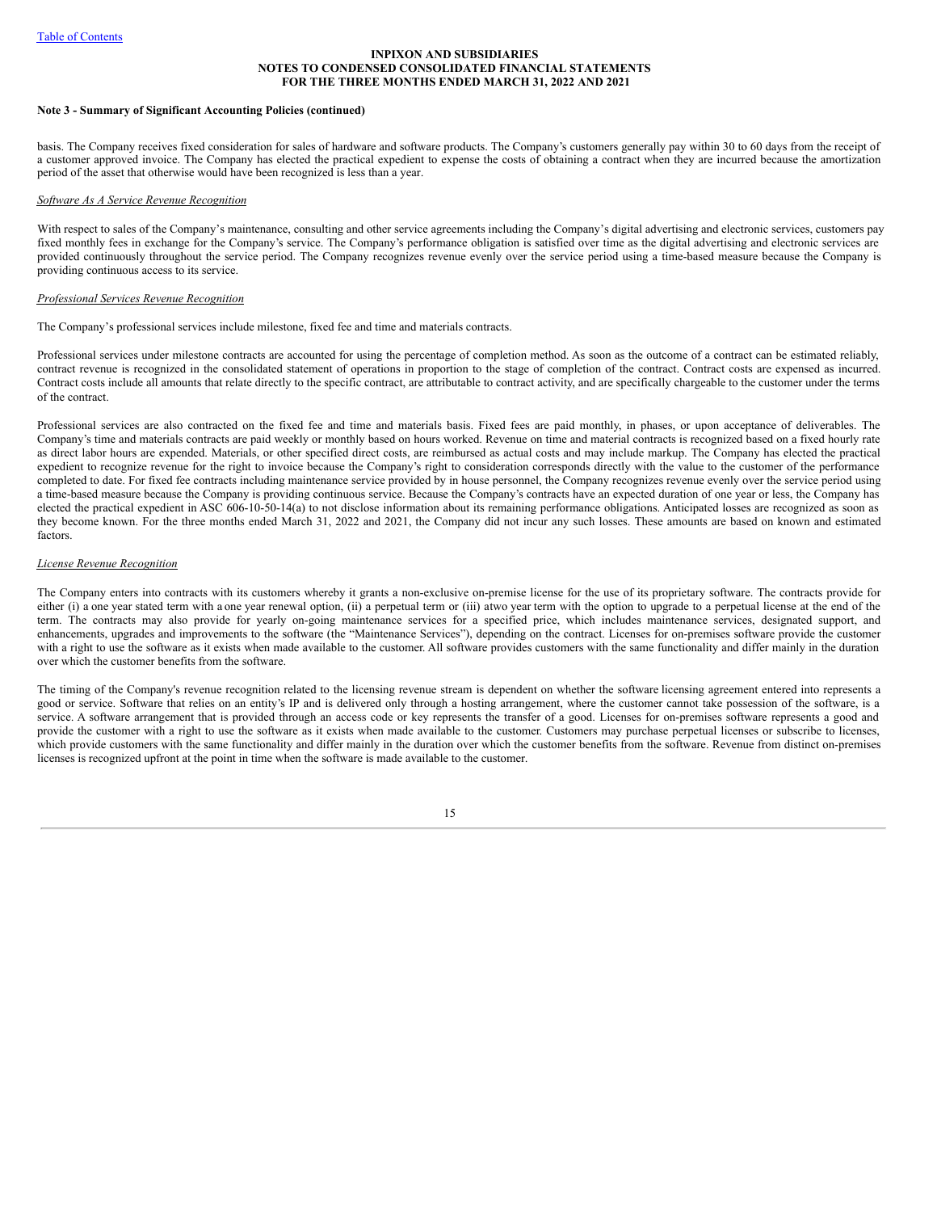**INPIXON AND SUBSIDIARIES**
**NOTES TO CONDENSED CONSOLIDATED FINANCIAL STATEMENTS**
**FOR THE THREE MONTHS ENDED MARCH 31, 2022 AND 2021**

**Note 3 - Summary of Significant Accounting Policies (continued)**

basis. The Company receives fixed consideration for sales of hardware and software products. The Company's customers generally pay within 30 to 60 days from the receipt of a customer approved invoice. The Company has elected the practical expedient to expense the costs of obtaining a contract when they are incurred because the amortization period of the asset that otherwise would have been recognized is less than a year.

*Software As A Service Revenue Recognition*

With respect to sales of the Company's maintenance, consulting and other service agreements including the Company's digital advertising and electronic services, customers pay fixed monthly fees in exchange for the Company's service. The Company's performance obligation is satisfied over time as the digital advertising and electronic services are provided continuously throughout the service period. The Company recognizes revenue evenly over the service period using a time-based measure because the Company is providing continuous access to its service.

*Professional Services Revenue Recognition*

The Company's professional services include milestone, fixed fee and time and materials contracts.

Professional services under milestone contracts are accounted for using the percentage of completion method. As soon as the outcome of a contract can be estimated reliably, contract revenue is recognized in the consolidated statement of operations in proportion to the stage of completion of the contract. Contract costs are expensed as incurred. Contract costs include all amounts that relate directly to the specific contract, are attributable to contract activity, and are specifically chargeable to the customer under the terms of the contract.

Professional services are also contracted on the fixed fee and time and materials basis. Fixed fees are paid monthly, in phases, or upon acceptance of deliverables. The Company's time and materials contracts are paid weekly or monthly based on hours worked. Revenue on time and material contracts is recognized based on a fixed hourly rate as direct labor hours are expended. Materials, or other specified direct costs, are reimbursed as actual costs and may include markup. The Company has elected the practical expedient to recognize revenue for the right to invoice because the Company's right to consideration corresponds directly with the value to the customer of the performance completed to date. For fixed fee contracts including maintenance service provided by in house personnel, the Company recognizes revenue evenly over the service period using a time-based measure because the Company is providing continuous service. Because the Company's contracts have an expected duration of one year or less, the Company has elected the practical expedient in ASC 606-10-50-14(a) to not disclose information about its remaining performance obligations. Anticipated losses are recognized as soon as they become known. For the three months ended March 31, 2022 and 2021, the Company did not incur any such losses. These amounts are based on known and estimated factors.

*License Revenue Recognition*

The Company enters into contracts with its customers whereby it grants a non-exclusive on-premise license for the use of its proprietary software. The contracts provide for either (i) a one year stated term with a one year renewal option, (ii) a perpetual term or (iii) atwo year term with the option to upgrade to a perpetual license at the end of the term. The contracts may also provide for yearly on-going maintenance services for a specified price, which includes maintenance services, designated support, and enhancements, upgrades and improvements to the software (the "Maintenance Services"), depending on the contract. Licenses for on-premises software provide the customer with a right to use the software as it exists when made available to the customer. All software provides customers with the same functionality and differ mainly in the duration over which the customer benefits from the software.

The timing of the Company's revenue recognition related to the licensing revenue stream is dependent on whether the software licensing agreement entered into represents a good or service. Software that relies on an entity's IP and is delivered only through a hosting arrangement, where the customer cannot take possession of the software, is a service. A software arrangement that is provided through an access code or key represents the transfer of a good. Licenses for on-premises software represents a good and provide the customer with a right to use the software as it exists when made available to the customer. Customers may purchase perpetual licenses or subscribe to licenses, which provide customers with the same functionality and differ mainly in the duration over which the customer benefits from the software. Revenue from distinct on-premises licenses is recognized upfront at the point in time when the software is made available to the customer.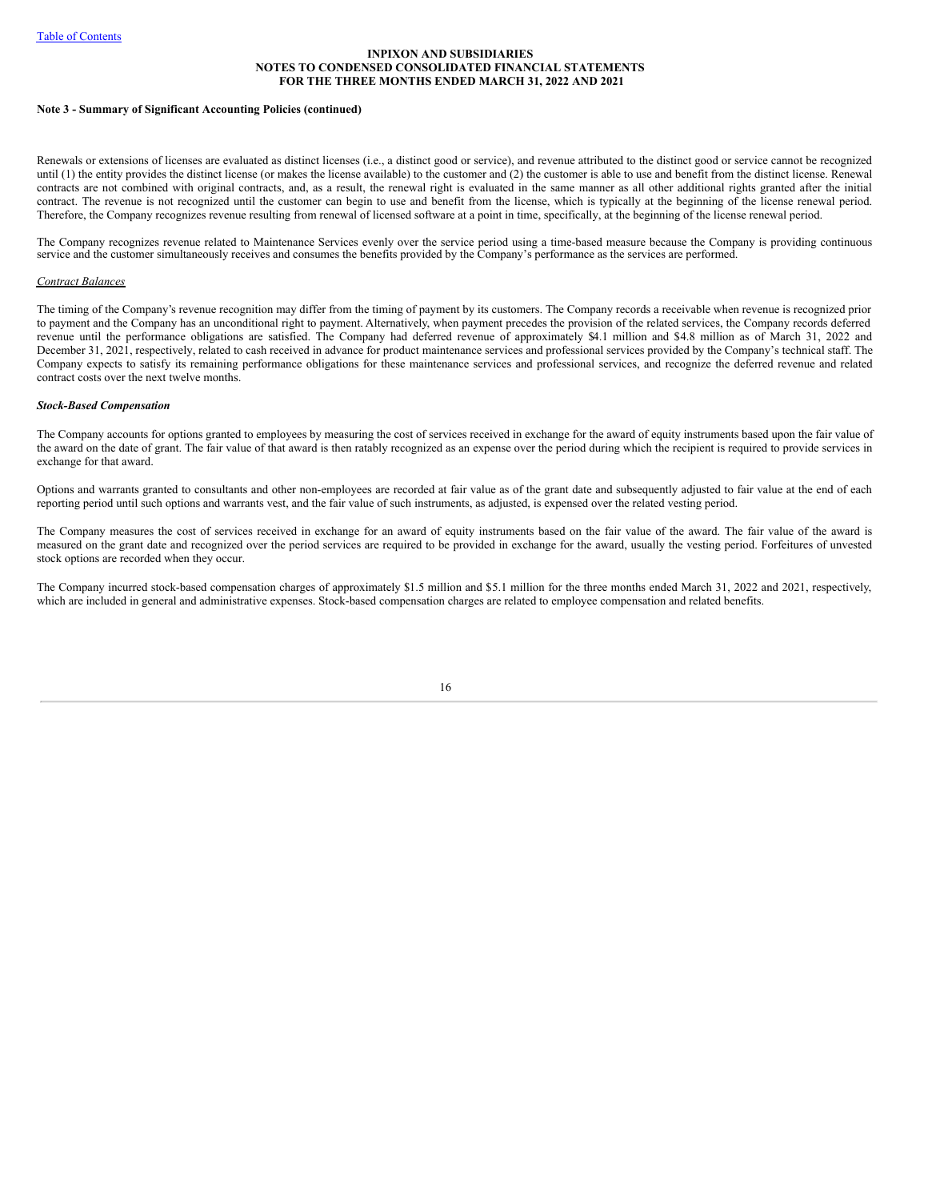**Note 3 - Summary of Significant Accounting Policies (continued)**

Renewals or extensions of licenses are evaluated as distinct licenses (i.e., a distinct good or service), and revenue attributed to the distinct good or service cannot be recognized until (1) the entity provides the distinct license (or makes the license available) to the customer and (2) the customer is able to use and benefit from the distinct license. Renewal contracts are not combined with original contracts, and, as a result, the renewal right is evaluated in the same manner as all other additional rights granted after the initial contract. The revenue is not recognized until the customer can begin to use and benefit from the license, which is typically at the beginning of the license renewal period. Therefore, the Company recognizes revenue resulting from renewal of licensed software at a point in time, specifically, at the beginning of the license renewal period.

The Company recognizes revenue related to Maintenance Services evenly over the service period using a time-based measure because the Company is providing continuous service and the customer simultaneously receives and consumes the benefits provided by the Company's performance as the services are performed.

*Contract Balances*

The timing of the Company's revenue recognition may differ from the timing of payment by its customers. The Company records a receivable when revenue is recognized prior to payment and the Company has an unconditional right to payment. Alternatively, when payment precedes the provision of the related services, the Company records deferred revenue until the performance obligations are satisfied. The Company had deferred revenue of approximately $4.1 million and $4.8 million as of March 31, 2022 and December 31, 2021, respectively, related to cash received in advance for product maintenance services and professional services provided by the Company's technical staff. The Company expects to satisfy its remaining performance obligations for these maintenance services and professional services, and recognize the deferred revenue and related contract costs over the next twelve months.

***Stock-Based Compensation***

The Company accounts for options granted to employees by measuring the cost of services received in exchange for the award of equity instruments based upon the fair value of the award on the date of grant. The fair value of that award is then ratably recognized as an expense over the period during which the recipient is required to provide services in exchange for that award.

Options and warrants granted to consultants and other non-employees are recorded at fair value as of the grant date and subsequently adjusted to fair value at the end of each reporting period until such options and warrants vest, and the fair value of such instruments, as adjusted, is expensed over the related vesting period.

The Company measures the cost of services received in exchange for an award of equity instruments based on the fair value of the award. The fair value of the award is measured on the grant date and recognized over the period services are required to be provided in exchange for the award, usually the vesting period. Forfeitures of unvested stock options are recorded when they occur.

The Company incurred stock-based compensation charges of approximately $1.5 million and $5.1 million for the three months ended March 31, 2022 and 2021, respectively, which are included in general and administrative expenses. Stock-based compensation charges are related to employee compensation and related benefits.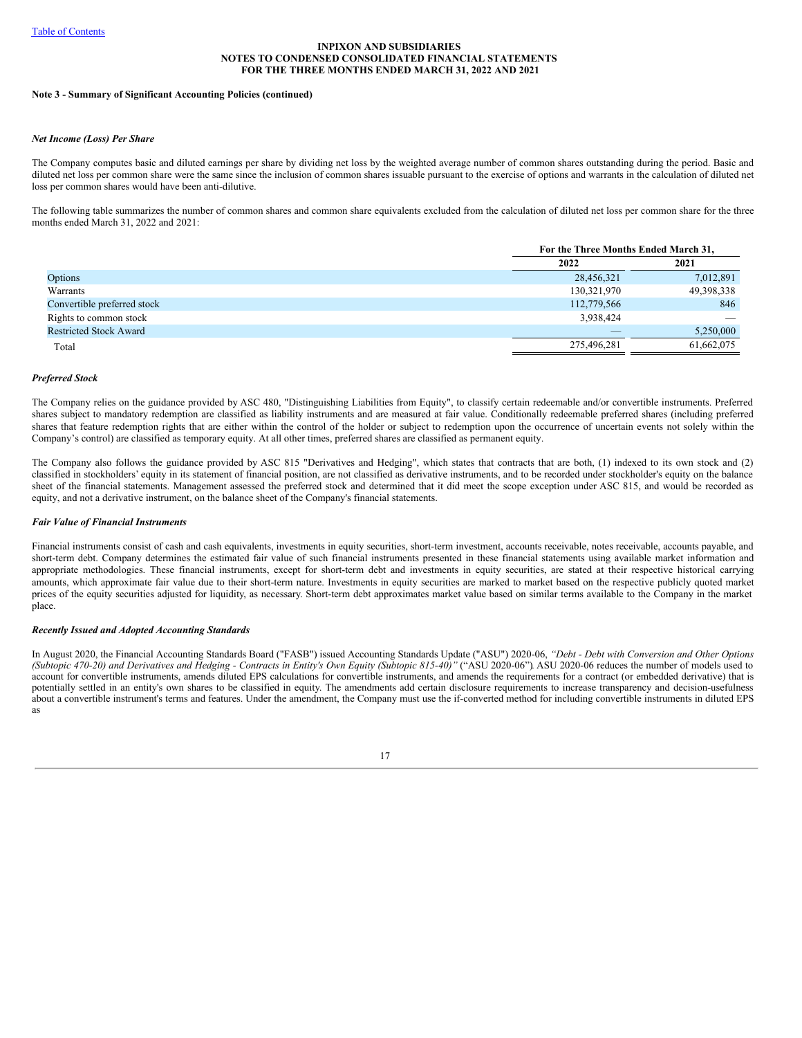**INPIXON AND SUBSIDIARIES**
**NOTES TO CONDENSED CONSOLIDATED FINANCIAL STATEMENTS**
**FOR THE THREE MONTHS ENDED MARCH 31, 2022 AND 2021**

**Note 3 - Summary of Significant Accounting Policies (continued)**

***Net Income (Loss) Per Share***

The Company computes basic and diluted earnings per share by dividing net loss by the weighted average number of common shares outstanding during the period. Basic and diluted net loss per common share were the same since the inclusion of common shares issuable pursuant to the exercise of options and warrants in the calculation of diluted net loss per common shares would have been anti-dilutive.

The following table summarizes the number of common shares and common share equivalents excluded from the calculation of diluted net loss per common share for the three months ended March 31, 2022 and 2021:

| | For the Three Months Ended March 31, | |
|---|---|---|
| | 2022 | 2021 |
| Options | 28,456,321 | 7,012,891 |
| Warrants | 130,321,970 | 49,398,338 |
| Convertible preferred stock | 112,779,566 | 846 |
| Rights to common stock | 3,938,424 | — |
| Restricted Stock Award | — | 5,250,000 |
| Total | 275,496,281 | 61,662,075 |

***Preferred Stock***

The Company relies on the guidance provided by ASC 480, "Distinguishing Liabilities from Equity", to classify certain redeemable and/or convertible instruments. Preferred shares subject to mandatory redemption are classified as liability instruments and are measured at fair value. Conditionally redeemable preferred shares (including preferred shares that feature redemption rights that are either within the control of the holder or subject to redemption upon the occurrence of uncertain events not solely within the Company's control) are classified as temporary equity. At all other times, preferred shares are classified as permanent equity.

The Company also follows the guidance provided by ASC 815 "Derivatives and Hedging", which states that contracts that are both, (1) indexed to its own stock and (2) classified in stockholders' equity in its statement of financial position, are not classified as derivative instruments, and to be recorded under stockholder's equity on the balance sheet of the financial statements. Management assessed the preferred stock and determined that it did meet the scope exception under ASC 815, and would be recorded as equity, and not a derivative instrument, on the balance sheet of the Company's financial statements.

***Fair Value of Financial Instruments***

Financial instruments consist of cash and cash equivalents, investments in equity securities, short-term investment, accounts receivable, notes receivable, accounts payable, and short-term debt. Company determines the estimated fair value of such financial instruments presented in these financial statements using available market information and appropriate methodologies. These financial instruments, except for short-term debt and investments in equity securities, are stated at their respective historical carrying amounts, which approximate fair value due to their short-term nature. Investments in equity securities are marked to market based on the respective publicly quoted market prices of the equity securities adjusted for liquidity, as necessary. Short-term debt approximates market value based on similar terms available to the Company in the market place.

***Recently Issued and Adopted Accounting Standards***

In August 2020, the Financial Accounting Standards Board ("FASB") issued Accounting Standards Update ("ASU") 2020-06, *"Debt - Debt with Conversion and Other Options (Subtopic 470-20) and Derivatives and Hedging - Contracts in Entity's Own Equity (Subtopic 815-40)"* ("ASU 2020-06"). ASU 2020-06 reduces the number of models used to account for convertible instruments, amends diluted EPS calculations for convertible instruments, and amends the requirements for a contract (or embedded derivative) that is potentially settled in an entity's own shares to be classified in equity. The amendments add certain disclosure requirements to increase transparency and decision-usefulness about a convertible instrument's terms and features. Under the amendment, the Company must use the if-converted method for including convertible instruments in diluted EPS as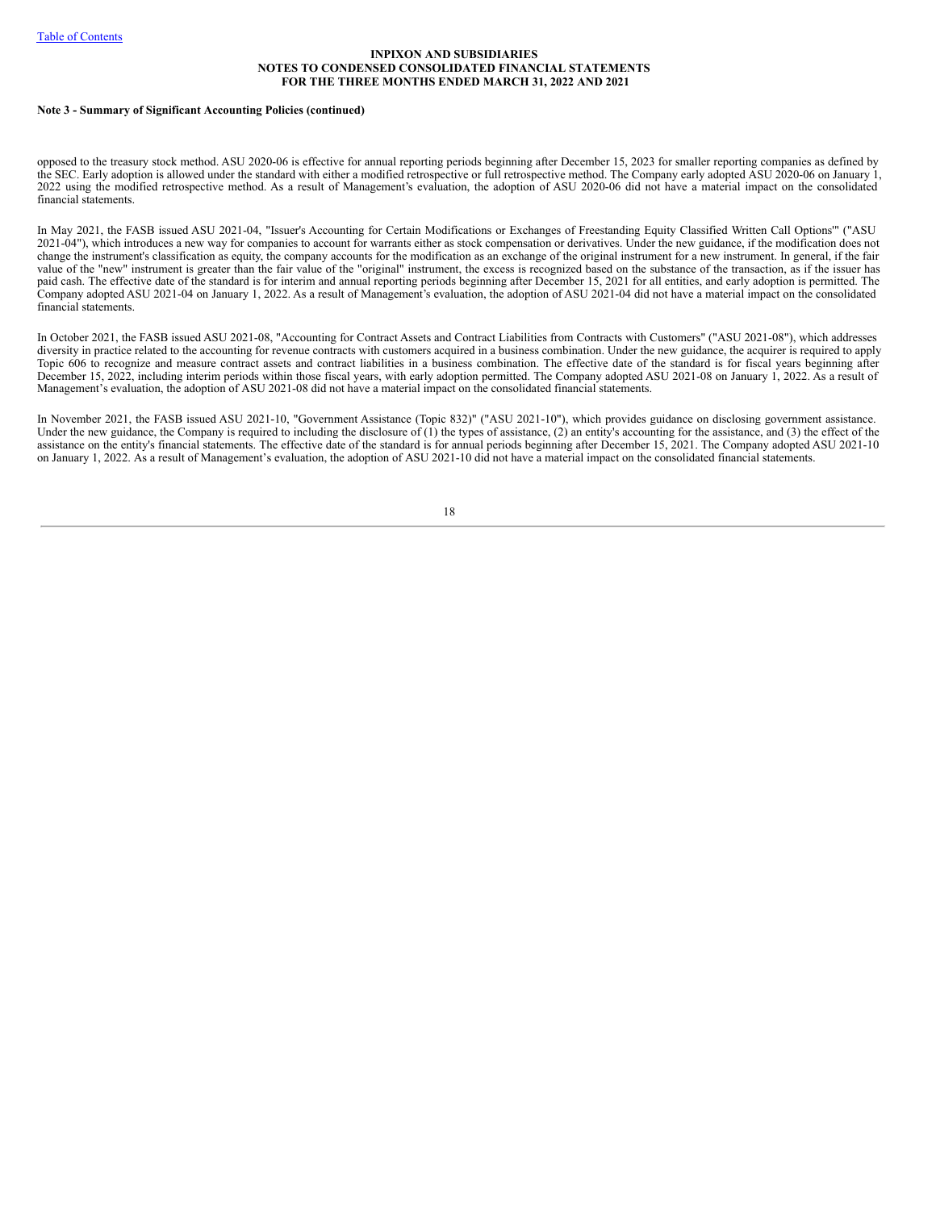**Note 3 - Summary of Significant Accounting Policies (continued)**

opposed to the treasury stock method. ASU 2020-06 is effective for annual reporting periods beginning after December 15, 2023 for smaller reporting companies as defined by the SEC. Early adoption is allowed under the standard with either a modified retrospective or full retrospective method. The Company early adopted ASU 2020-06 on January 1, 2022 using the modified retrospective method. As a result of Management's evaluation, the adoption of ASU 2020-06 did not have a material impact on the consolidated financial statements.

In May 2021, the FASB issued ASU 2021-04, "Issuer's Accounting for Certain Modifications or Exchanges of Freestanding Equity Classified Written Call Options"' ("ASU 2021-04"), which introduces a new way for companies to account for warrants either as stock compensation or derivatives. Under the new guidance, if the modification does not change the instrument's classification as equity, the company accounts for the modification as an exchange of the original instrument for a new instrument. In general, if the fair value of the "new" instrument is greater than the fair value of the "original" instrument, the excess is recognized based on the substance of the transaction, as if the issuer has paid cash. The effective date of the standard is for interim and annual reporting periods beginning after December 15, 2021 for all entities, and early adoption is permitted. The Company adopted ASU 2021-04 on January 1, 2022. As a result of Management's evaluation, the adoption of ASU 2021-04 did not have a material impact on the consolidated financial statements.

In October 2021, the FASB issued ASU 2021-08, "Accounting for Contract Assets and Contract Liabilities from Contracts with Customers" ("ASU 2021-08"), which addresses diversity in practice related to the accounting for revenue contracts with customers acquired in a business combination. Under the new guidance, the acquirer is required to apply Topic 606 to recognize and measure contract assets and contract liabilities in a business combination. The effective date of the standard is for fiscal years beginning after December 15, 2022, including interim periods within those fiscal years, with early adoption permitted. The Company adopted ASU 2021-08 on January 1, 2022. As a result of Management's evaluation, the adoption of ASU 2021-08 did not have a material impact on the consolidated financial statements.

In November 2021, the FASB issued ASU 2021-10, "Government Assistance (Topic 832)" ("ASU 2021-10"), which provides guidance on disclosing government assistance. Under the new guidance, the Company is required to including the disclosure of (1) the types of assistance, (2) an entity's accounting for the assistance, and (3) the effect of the assistance on the entity's financial statements. The effective date of the standard is for annual periods beginning after December 15, 2021. The Company adopted ASU 2021-10 on January 1, 2022. As a result of Management's evaluation, the adoption of ASU 2021-10 did not have a material impact on the consolidated financial statements.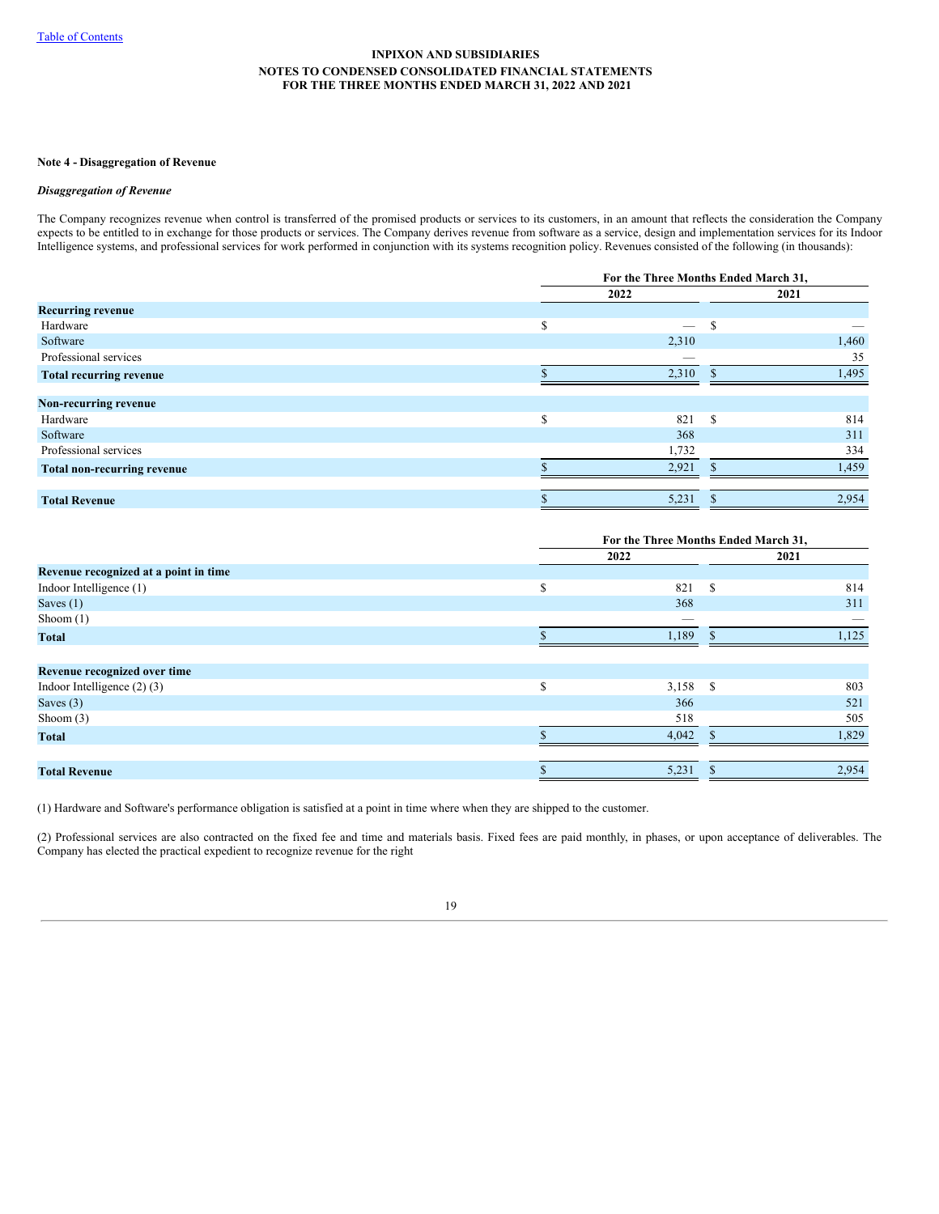INPIXON AND SUBSIDIARIES
NOTES TO CONDENSED CONSOLIDATED FINANCIAL STATEMENTS
FOR THE THREE MONTHS ENDED MARCH 31, 2022 AND 2021

**Note 4 - Disaggregation of Revenue**

***Disaggregation of Revenue***

The Company recognizes revenue when control is transferred of the promised products or services to its customers, in an amount that reflects the consideration the Company expects to be entitled to in exchange for those products or services. The Company derives revenue from software as a service, design and implementation services for its Indoor Intelligence systems, and professional services for work performed in conjunction with its systems recognition policy. Revenues consisted of the following (in thousands):

| | For the Three Months Ended March 31, | |
|---|---|---|
| | 2022 | 2021 |
| **Recurring revenue** | | |
| Hardware | $ — | $ — |
| Software | 2,310 | 1,460 |
| Professional services | — | 35 |
| **Total recurring revenue** | $ 2,310 | $ 1,495 |
| **Non-recurring revenue** | | |
| Hardware | $ 821 | $ 814 |
| Software | 368 | 311 |
| Professional services | 1,732 | 334 |
| **Total non-recurring revenue** | $ 2,921 | $ 1,459 |
| **Total Revenue** | $ 5,231 | $ 2,954 |

| | For the Three Months Ended March 31, | |
|---|---|---|
| | 2022 | 2021 |
| **Revenue recognized at a point in time** | | |
| Indoor Intelligence (1) | $ 821 | $ 814 |
| Saves (1) | 368 | 311 |
| Shoom (1) | — | — |
| **Total** | $ 1,189 | $ 1,125 |
| **Revenue recognized over time** | | |
| Indoor Intelligence (2) (3) | $ 3,158 | $ 803 |
| Saves (3) | 366 | 521 |
| Shoom (3) | 518 | 505 |
| **Total** | $ 4,042 | $ 1,829 |
| **Total Revenue** | $ 5,231 | $ 2,954 |

(1) Hardware and Software's performance obligation is satisfied at a point in time where when they are shipped to the customer.

(2) Professional services are also contracted on the fixed fee and time and materials basis. Fixed fees are paid monthly, in phases, or upon acceptance of deliverables. The Company has elected the practical expedient to recognize revenue for the right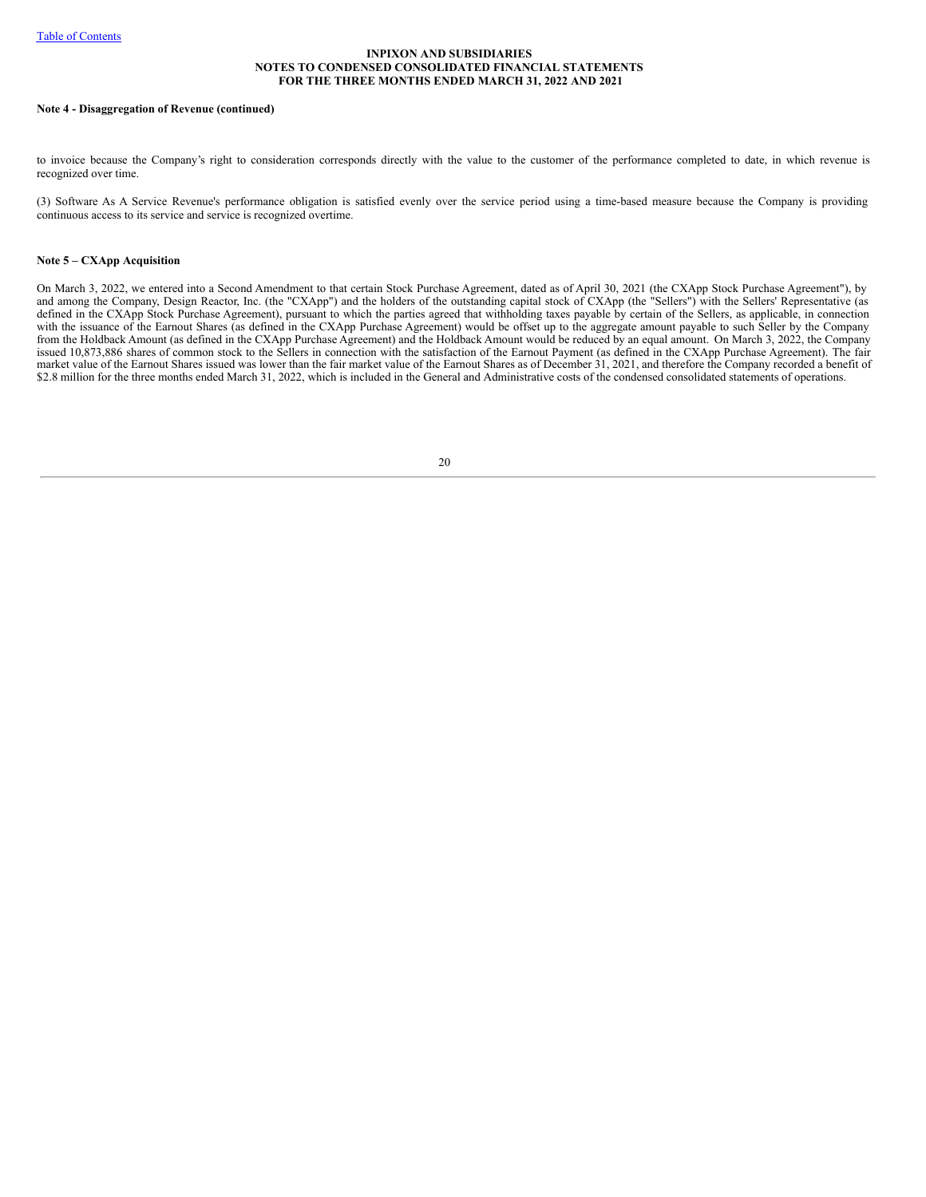**Note 4 - Disaggregation of Revenue (continued)**

to invoice because the Company's right to consideration corresponds directly with the value to the customer of the performance completed to date, in which revenue is recognized over time.

(3) Software As A Service Revenue's performance obligation is satisfied evenly over the service period using a time-based measure because the Company is providing continuous access to its service and service is recognized overtime.

**Note 5 – CXApp Acquisition**

On March 3, 2022, we entered into a Second Amendment to that certain Stock Purchase Agreement, dated as of April 30, 2021 (the CXApp Stock Purchase Agreement"), by and among the Company, Design Reactor, Inc. (the "CXApp") and the holders of the outstanding capital stock of CXApp (the "Sellers") with the Sellers' Representative (as defined in the CXApp Stock Purchase Agreement), pursuant to which the parties agreed that withholding taxes payable by certain of the Sellers, as applicable, in connection with the issuance of the Earnout Shares (as defined in the CXApp Purchase Agreement) would be offset up to the aggregate amount payable to such Seller by the Company from the Holdback Amount (as defined in the CXApp Purchase Agreement) and the Holdback Amount would be reduced by an equal amount. On March 3, 2022, the Company issued 10,873,886 shares of common stock to the Sellers in connection with the satisfaction of the Earnout Payment (as defined in the CXApp Purchase Agreement). The fair market value of the Earnout Shares issued was lower than the fair market value of the Earnout Shares as of December 31, 2021, and therefore the Company recorded a benefit of $2.8 million for the three months ended March 31, 2022, which is included in the General and Administrative costs of the condensed consolidated statements of operations.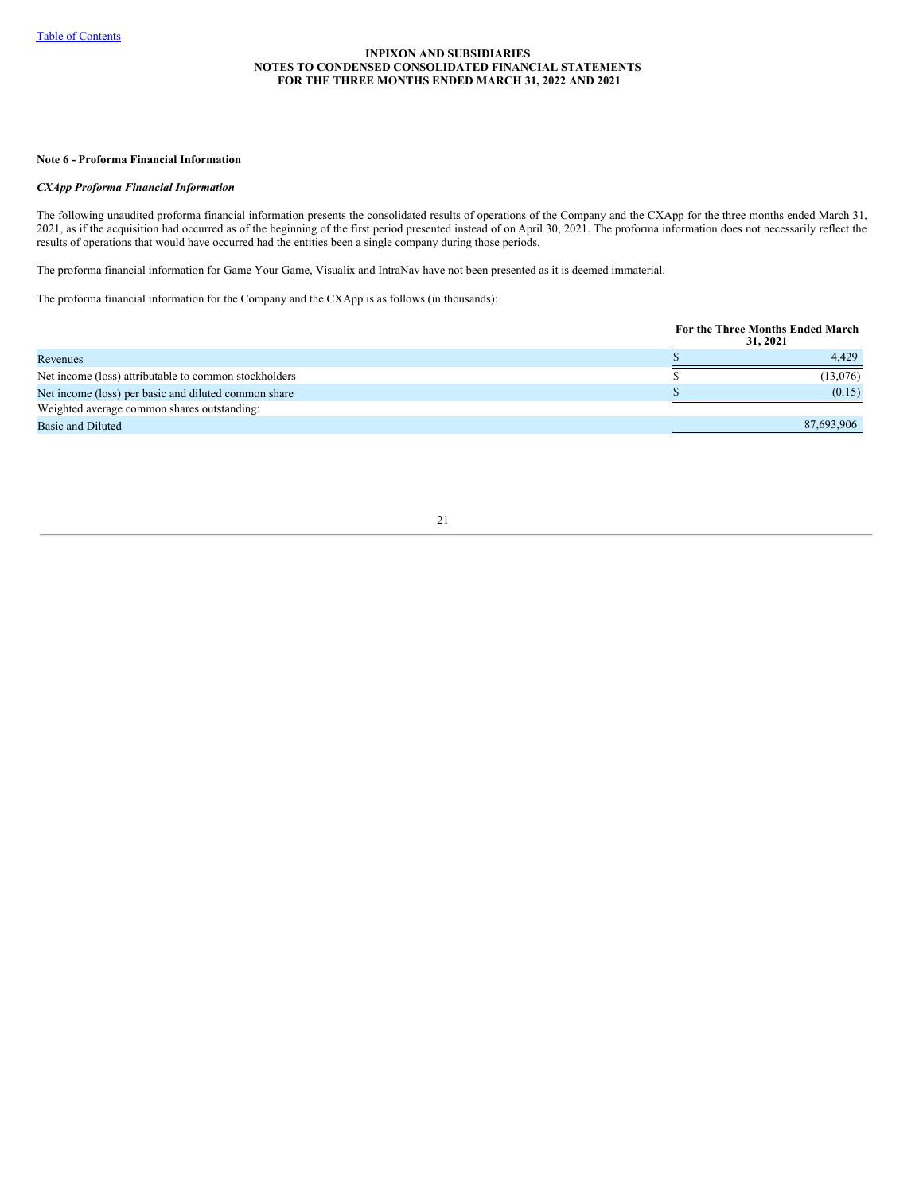**Note 6 - Proforma Financial Information**

***CXApp Proforma Financial Information***

The following unaudited proforma financial information presents the consolidated results of operations of the Company and the CXApp for the three months ended March 31, 2021, as if the acquisition had occurred as of the beginning of the first period presented instead of on April 30, 2021. The proforma information does not necessarily reflect the results of operations that would have occurred had the entities been a single company during those periods.

The proforma financial information for Game Your Game, Visualix and IntraNav have not been presented as it is deemed immaterial.

The proforma financial information for the Company and the CXApp is as follows (in thousands):

| | For the Three Months Ended March 31, 2021 |
|---|---|
| Revenues | $ 4,429 |
| Net income (loss) attributable to common stockholders | $ (13,076) |
| Net income (loss) per basic and diluted common share | $ (0.15) |
| Weighted average common shares outstanding: | |
| Basic and Diluted | 87,693,906 |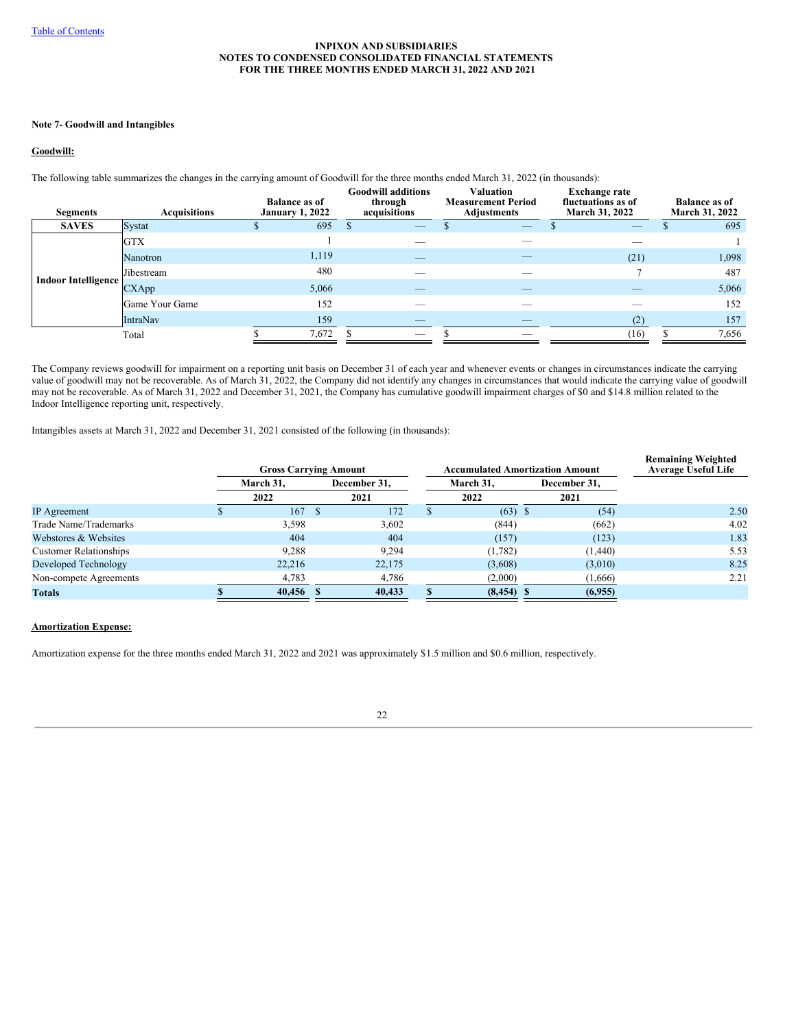**INPIXON AND SUBSIDIARIES**
**NOTES TO CONDENSED CONSOLIDATED FINANCIAL STATEMENTS**
**FOR THE THREE MONTHS ENDED MARCH 31, 2022 AND 2021**

**Note 7- Goodwill and Intangibles**

**Goodwill:**

The following table summarizes the changes in the carrying amount of Goodwill for the three months ended March 31, 2022 (in thousands):

| Segments | Acquisitions | Balance as of January 1, 2022 | Goodwill additions through acquisitions | Valuation Measurement Period Adjustments | Exchange rate fluctuations as of March 31, 2022 | Balance as of March 31, 2022 |
|---|---|---|---|---|---|---|
| **SAVES** | Systat | $ 695 | $ — | $ — | $ — | $ 695 |
| **Indoor Intelligence** | GTX | 1 | — | — | — | 1 |
| | Nanotron | 1,119 | — | — | (21) | 1,098 |
| | Jibestream | 480 | — | — | 7 | 487 |
| | CXApp | 5,066 | — | — | — | 5,066 |
| | Game Your Game | 152 | — | — | — | 152 |
| | IntraNav | 159 | — | — | (2) | 157 |
| | Total | $ 7,672 | $ — | $ — | (16) | $ 7,656 |

The Company reviews goodwill for impairment on a reporting unit basis on December 31 of each year and whenever events or changes in circumstances indicate the carrying value of goodwill may not be recoverable. As of March 31, 2022, the Company did not identify any changes in circumstances that would indicate the carrying value of goodwill may not be recoverable. As of March 31, 2022 and December 31, 2021, the Company has cumulative goodwill impairment charges of $0 and $14.8 million related to the Indoor Intelligence reporting unit, respectively.

Intangibles assets at March 31, 2022 and December 31, 2021 consisted of the following (in thousands):

| | Gross Carrying Amount | | Accumulated Amortization Amount | | Remaining Weighted Average Useful Life |
|---|---|---|---|---|---|
| | March 31, 2022 | December 31, 2021 | March 31, 2022 | December 31, 2021 | |
| IP Agreement | $ 167 | $ 172 | $ (63) | $ (54) | 2.50 |
| Trade Name/Trademarks | 3,598 | 3,602 | (844) | (662) | 4.02 |
| Webstores & Websites | 404 | 404 | (157) | (123) | 1.83 |
| Customer Relationships | 9,288 | 9,294 | (1,782) | (1,440) | 5.53 |
| Developed Technology | 22,216 | 22,175 | (3,608) | (3,010) | 8.25 |
| Non-compete Agreements | 4,783 | 4,786 | (2,000) | (1,666) | 2.21 |
| **Totals** | **$ 40,456** | **$ 40,433** | **$ (8,454)** | **$ (6,955)** | |

**Amortization Expense:**

Amortization expense for the three months ended March 31, 2022 and 2021 was approximately $1.5 million and $0.6 million, respectively.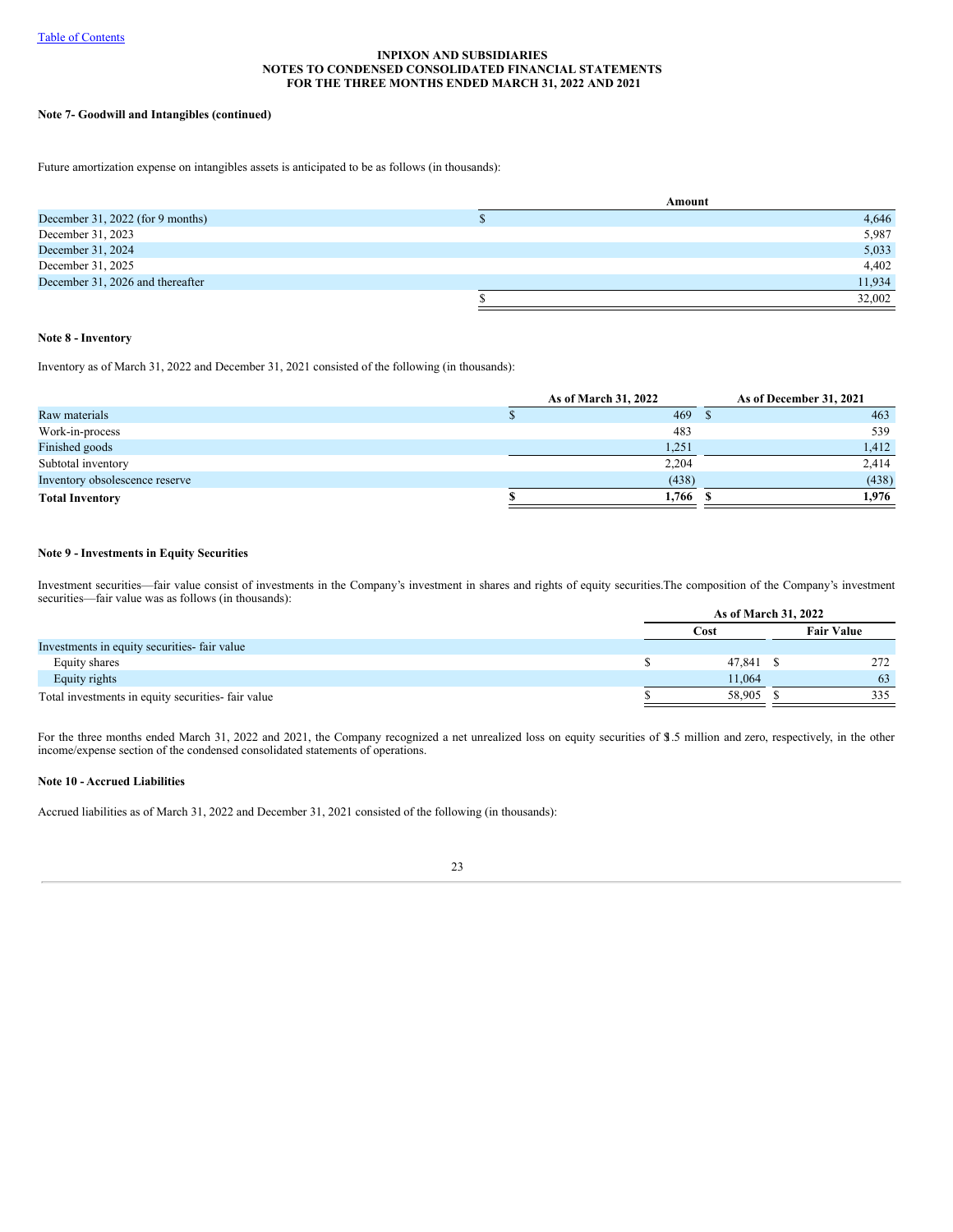**Note 7- Goodwill and Intangibles (continued)**

Future amortization expense on intangibles assets is anticipated to be as follows (in thousands):

| | Amount |
|---|---|
| December 31, 2022 (for 9 months) | $ 4,646 |
| December 31, 2023 | 5,987 |
| December 31, 2024 | 5,033 |
| December 31, 2025 | 4,402 |
| December 31, 2026 and thereafter | 11,934 |
| | $ 32,002 |

**Note 8 - Inventory**

Inventory as of March 31, 2022 and December 31, 2021 consisted of the following (in thousands):

| | As of March 31, 2022 | As of December 31, 2021 |
|---|---|---|
| Raw materials | $ 469 | $ 463 |
| Work-in-process | 483 | 539 |
| Finished goods | 1,251 | 1,412 |
| Subtotal inventory | 2,204 | 2,414 |
| Inventory obsolescence reserve | (438) | (438) |
| **Total Inventory** | **$ 1,766** | **$ 1,976** |

**Note 9 - Investments in Equity Securities**

Investment securities—fair value consist of investments in the Company's investment in shares and rights of equity securities.The composition of the Company's investment securities—fair value was as follows (in thousands):

| | As of March 31, 2022 | |
|---|---|---|
| | Cost | Fair Value |
| Investments in equity securities- fair value | | |
| Equity shares | $ 47,841 | $ 272 |
| Equity rights | 11,064 | 63 |
| Total investments in equity securities- fair value | $ 58,905 | $ 335 |

For the three months ended March 31, 2022 and 2021, the Company recognized a net unrealized loss on equity securities of $1.5 million and zero, respectively, in the other income/expense section of the condensed consolidated statements of operations.

**Note 10 - Accrued Liabilities**

Accrued liabilities as of March 31, 2022 and December 31, 2021 consisted of the following (in thousands):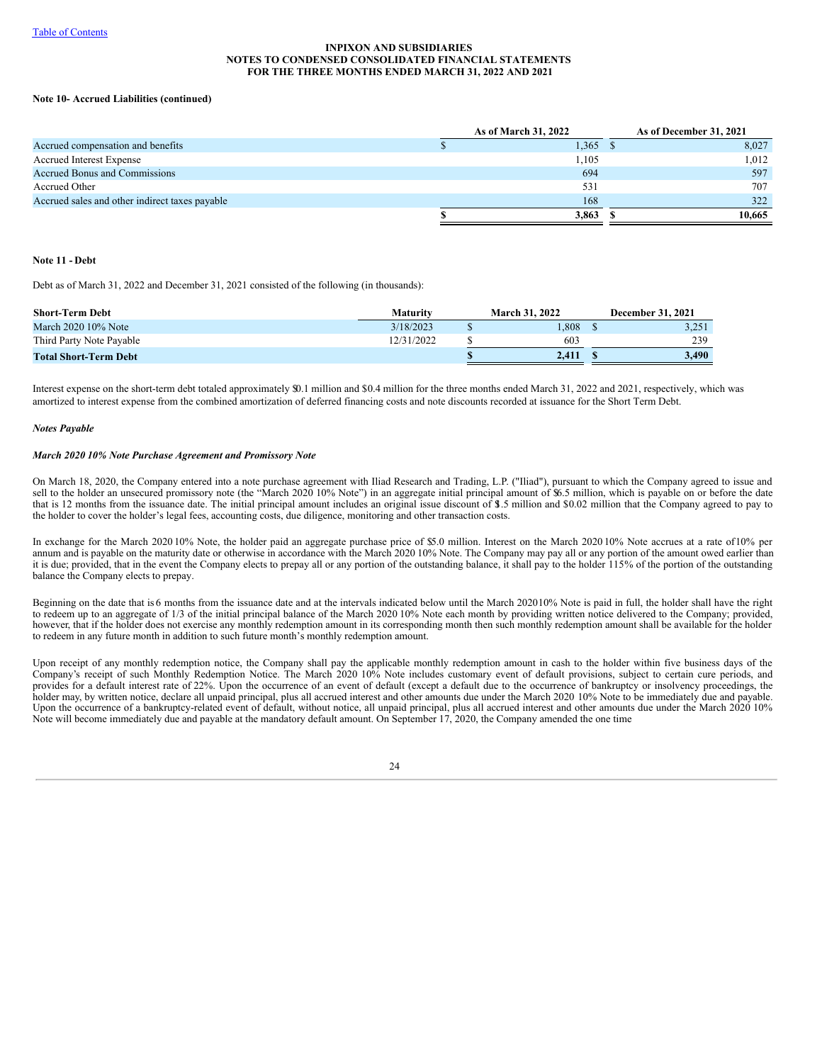**Note 10- Accrued Liabilities (continued)**

| | As of March 31, 2022 | As of December 31, 2021 |
|---|---|---|
| Accrued compensation and benefits | $ 1,365 | $ 8,027 |
| Accrued Interest Expense | 1,105 | 1,012 |
| Accrued Bonus and Commissions | 694 | 597 |
| Accrued Other | 531 | 707 |
| Accrued sales and other indirect taxes payable | 168 | 322 |
| | **$ 3,863** | **$ 10,665** |

**Note 11 - Debt**

Debt as of March 31, 2022 and December 31, 2021 consisted of the following (in thousands):

| Short-Term Debt | Maturity | March 31, 2022 | December 31, 2021 |
|---|---|---|---|
| March 2020 10% Note | 3/18/2023 | $ 1,808 | $ 3,251 |
| Third Party Note Payable | 12/31/2022 | $ 603 | 239 |
| **Total Short-Term Debt** | | **$ 2,411** | **$ 3,490** |

Interest expense on the short-term debt totaled approximately $0.1 million and $0.4 million for the three months ended March 31, 2022 and 2021, respectively, which was amortized to interest expense from the combined amortization of deferred financing costs and note discounts recorded at issuance for the Short Term Debt.

***Notes Payable***

***March 2020 10% Note Purchase Agreement and Promissory Note***

On March 18, 2020, the Company entered into a note purchase agreement with Iliad Research and Trading, L.P. ("Iliad"), pursuant to which the Company agreed to issue and sell to the holder an unsecured promissory note (the "March 2020 10% Note") in an aggregate initial principal amount of $6.5 million, which is payable on or before the date that is 12 months from the issuance date. The initial principal amount includes an original issue discount of $1.5 million and $0.02 million that the Company agreed to pay to the holder to cover the holder's legal fees, accounting costs, due diligence, monitoring and other transaction costs.

In exchange for the March 2020 10% Note, the holder paid an aggregate purchase price of $5.0 million. Interest on the March 2020 10% Note accrues at a rate of 10% per annum and is payable on the maturity date or otherwise in accordance with the March 2020 10% Note. The Company may pay all or any portion of the amount owed earlier than it is due; provided, that in the event the Company elects to prepay all or any portion of the outstanding balance, it shall pay to the holder 115% of the portion of the outstanding balance the Company elects to prepay.

Beginning on the date that is 6 months from the issuance date and at the intervals indicated below until the March 2020 10% Note is paid in full, the holder shall have the right to redeem up to an aggregate of 1/3 of the initial principal balance of the March 2020 10% Note each month by providing written notice delivered to the Company; provided, however, that if the holder does not exercise any monthly redemption amount in its corresponding month then such monthly redemption amount shall be available for the holder to redeem in any future month in addition to such future month's monthly redemption amount.

Upon receipt of any monthly redemption notice, the Company shall pay the applicable monthly redemption amount in cash to the holder within five business days of the Company's receipt of such Monthly Redemption Notice. The March 2020 10% Note includes customary event of default provisions, subject to certain cure periods, and provides for a default interest rate of 22%. Upon the occurrence of an event of default (except a default due to the occurrence of bankruptcy or insolvency proceedings, the holder may, by written notice, declare all unpaid principal, plus all accrued interest and other amounts due under the March 2020 10% Note to be immediately due and payable. Upon the occurrence of a bankruptcy-related event of default, without notice, all unpaid principal, plus all accrued interest and other amounts due under the March 2020 10% Note will become immediately due and payable at the mandatory default amount. On September 17, 2020, the Company amended the one time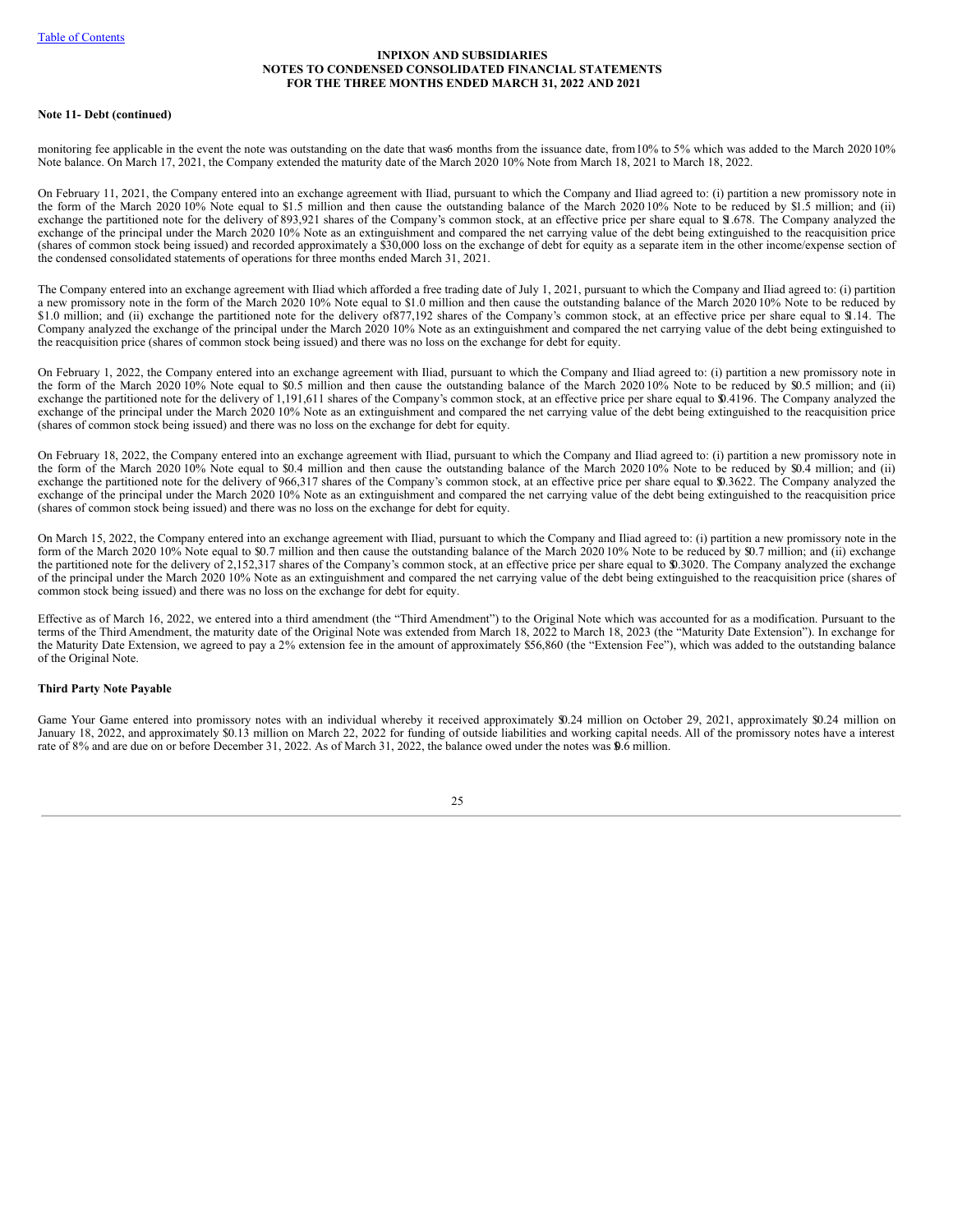**Note 11- Debt (continued)**

monitoring fee applicable in the event the note was outstanding on the date that was 6 months from the issuance date, from 10% to 5% which was added to the March 2020 10% Note balance. On March 17, 2021, the Company extended the maturity date of the March 2020 10% Note from March 18, 2021 to March 18, 2022.

On February 11, 2021, the Company entered into an exchange agreement with Iliad, pursuant to which the Company and Iliad agreed to: (i) partition a new promissory note in the form of the March 2020 10% Note equal to $1.5 million and then cause the outstanding balance of the March 2020 10% Note to be reduced by $1.5 million; and (ii) exchange the partitioned note for the delivery of 893,921 shares of the Company's common stock, at an effective price per share equal to $1.678. The Company analyzed the exchange of the principal under the March 2020 10% Note as an extinguishment and compared the net carrying value of the debt being extinguished to the reacquisition price (shares of common stock being issued) and recorded approximately a $30,000 loss on the exchange of debt for equity as a separate item in the other income/expense section of the condensed consolidated statements of operations for three months ended March 31, 2021.

The Company entered into an exchange agreement with Iliad which afforded a free trading date of July 1, 2021, pursuant to which the Company and Iliad agreed to: (i) partition a new promissory note in the form of the March 2020 10% Note equal to $1.0 million and then cause the outstanding balance of the March 2020 10% Note to be reduced by $1.0 million; and (ii) exchange the partitioned note for the delivery of 877,192 shares of the Company's common stock, at an effective price per share equal to $1.14. The Company analyzed the exchange of the principal under the March 2020 10% Note as an extinguishment and compared the net carrying value of the debt being extinguished to the reacquisition price (shares of common stock being issued) and there was no loss on the exchange for debt for equity.

On February 1, 2022, the Company entered into an exchange agreement with Iliad, pursuant to which the Company and Iliad agreed to: (i) partition a new promissory note in the form of the March 2020 10% Note equal to $0.5 million and then cause the outstanding balance of the March 2020 10% Note to be reduced by $0.5 million; and (ii) exchange the partitioned note for the delivery of 1,191,611 shares of the Company's common stock, at an effective price per share equal to $0.4196. The Company analyzed the exchange of the principal under the March 2020 10% Note as an extinguishment and compared the net carrying value of the debt being extinguished to the reacquisition price (shares of common stock being issued) and there was no loss on the exchange for debt for equity.

On February 18, 2022, the Company entered into an exchange agreement with Iliad, pursuant to which the Company and Iliad agreed to: (i) partition a new promissory note in the form of the March 2020 10% Note equal to $0.4 million and then cause the outstanding balance of the March 2020 10% Note to be reduced by $0.4 million; and (ii) exchange the partitioned note for the delivery of 966,317 shares of the Company's common stock, at an effective price per share equal to $0.3622. The Company analyzed the exchange of the principal under the March 2020 10% Note as an extinguishment and compared the net carrying value of the debt being extinguished to the reacquisition price (shares of common stock being issued) and there was no loss on the exchange for debt for equity.

On March 15, 2022, the Company entered into an exchange agreement with Iliad, pursuant to which the Company and Iliad agreed to: (i) partition a new promissory note in the form of the March 2020 10% Note equal to $0.7 million and then cause the outstanding balance of the March 2020 10% Note to be reduced by $0.7 million; and (ii) exchange the partitioned note for the delivery of 2,152,317 shares of the Company's common stock, at an effective price per share equal to $0.3020. The Company analyzed the exchange of the principal under the March 2020 10% Note as an extinguishment and compared the net carrying value of the debt being extinguished to the reacquisition price (shares of common stock being issued) and there was no loss on the exchange for debt for equity.

Effective as of March 16, 2022, we entered into a third amendment (the "Third Amendment") to the Original Note which was accounted for as a modification. Pursuant to the terms of the Third Amendment, the maturity date of the Original Note was extended from March 18, 2022 to March 18, 2023 (the "Maturity Date Extension"). In exchange for the Maturity Date Extension, we agreed to pay a 2% extension fee in the amount of approximately $56,860 (the "Extension Fee"), which was added to the outstanding balance of the Original Note.

**Third Party Note Payable**

Game Your Game entered into promissory notes with an individual whereby it received approximately $0.24 million on October 29, 2021, approximately $0.24 million on January 18, 2022, and approximately $0.13 million on March 22, 2022 for funding of outside liabilities and working capital needs. All of the promissory notes have a interest rate of 8% and are due on or before December 31, 2022. As of March 31, 2022, the balance owed under the notes was $0.6 million.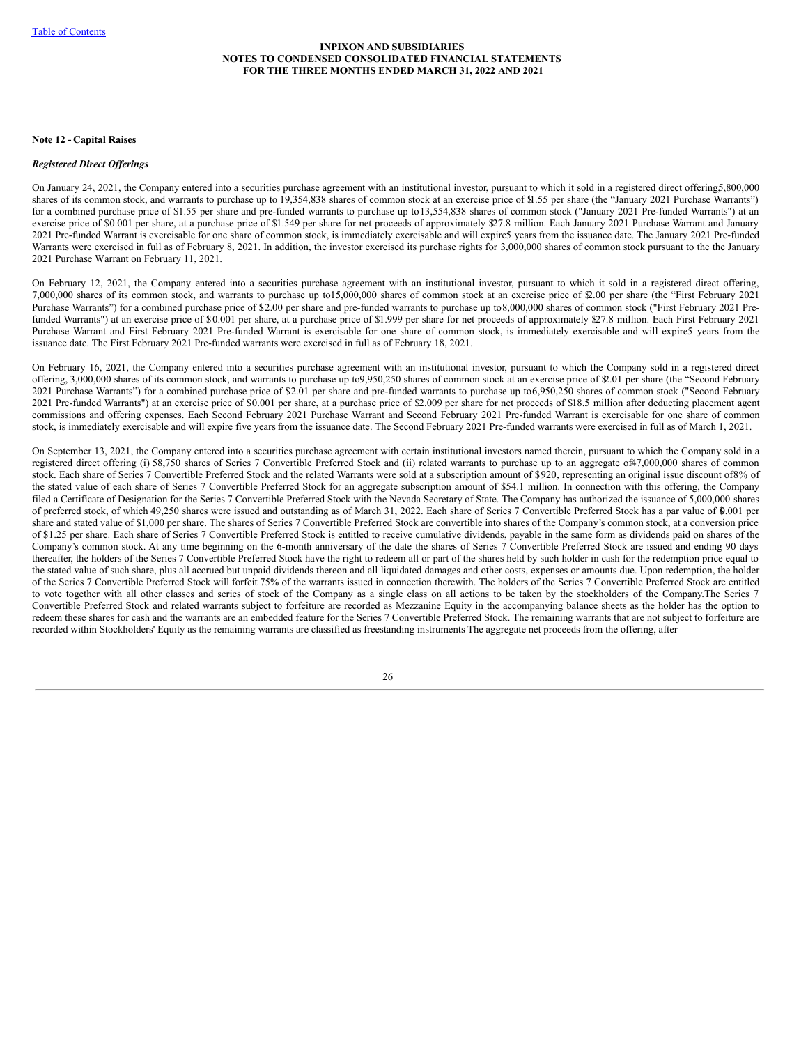**Note 12 - Capital Raises**

***Registered Direct Offerings***

On January 24, 2021, the Company entered into a securities purchase agreement with an institutional investor, pursuant to which it sold in a registered direct offering 5,800,000 shares of its common stock, and warrants to purchase up to 19,354,838 shares of common stock at an exercise price of $1.55 per share (the "January 2021 Purchase Warrants") for a combined purchase price of $1.55 per share and pre-funded warrants to purchase up to 13,554,838 shares of common stock ("January 2021 Pre-funded Warrants") at an exercise price of $0.001 per share, at a purchase price of $1.549 per share for net proceeds of approximately $27.8 million. Each January 2021 Purchase Warrant and January 2021 Pre-funded Warrant is exercisable for one share of common stock, is immediately exercisable and will expire 5 years from the issuance date. The January 2021 Pre-funded Warrants were exercised in full as of February 8, 2021. In addition, the investor exercised its purchase rights for 3,000,000 shares of common stock pursuant to the the January 2021 Purchase Warrant on February 11, 2021.

On February 12, 2021, the Company entered into a securities purchase agreement with an institutional investor, pursuant to which it sold in a registered direct offering, 7,000,000 shares of its common stock, and warrants to purchase up to 15,000,000 shares of common stock at an exercise price of $2.00 per share (the "First February 2021 Purchase Warrants") for a combined purchase price of $2.00 per share and pre-funded warrants to purchase up to 8,000,000 shares of common stock ("First February 2021 Pre-funded Warrants") at an exercise price of $0.001 per share, at a purchase price of $1.999 per share for net proceeds of approximately $27.8 million. Each First February 2021 Purchase Warrant and First February 2021 Pre-funded Warrant is exercisable for one share of common stock, is immediately exercisable and will expire 5 years from the issuance date. The First February 2021 Pre-funded warrants were exercised in full as of February 18, 2021.

On February 16, 2021, the Company entered into a securities purchase agreement with an institutional investor, pursuant to which the Company sold in a registered direct offering, 3,000,000 shares of its common stock, and warrants to purchase up to 9,950,250 shares of common stock at an exercise price of $2.01 per share (the "Second February 2021 Purchase Warrants") for a combined purchase price of $2.01 per share and pre-funded warrants to purchase up to 6,950,250 shares of common stock ("Second February 2021 Pre-funded Warrants") at an exercise price of $0.001 per share, at a purchase price of $2.009 per share for net proceeds of $18.5 million after deducting placement agent commissions and offering expenses. Each Second February 2021 Purchase Warrant and Second February 2021 Pre-funded Warrant is exercisable for one share of common stock, is immediately exercisable and will expire five years from the issuance date. The Second February 2021 Pre-funded warrants were exercised in full as of March 1, 2021.

On September 13, 2021, the Company entered into a securities purchase agreement with certain institutional investors named therein, pursuant to which the Company sold in a registered direct offering (i) 58,750 shares of Series 7 Convertible Preferred Stock and (ii) related warrants to purchase up to an aggregate of 47,000,000 shares of common stock. Each share of Series 7 Convertible Preferred Stock and the related Warrants were sold at a subscription amount of $920, representing an original issue discount of 8% of the stated value of each share of Series 7 Convertible Preferred Stock for an aggregate subscription amount of $54.1 million. In connection with this offering, the Company filed a Certificate of Designation for the Series 7 Convertible Preferred Stock with the Nevada Secretary of State. The Company has authorized the issuance of 5,000,000 shares of preferred stock, of which 49,250 shares were issued and outstanding as of March 31, 2022. Each share of Series 7 Convertible Preferred Stock has a par value of $0.001 per share and stated value of $1,000 per share. The shares of Series 7 Convertible Preferred Stock are convertible into shares of the Company's common stock, at a conversion price of $1.25 per share. Each share of Series 7 Convertible Preferred Stock is entitled to receive cumulative dividends, payable in the same form as dividends paid on shares of the Company's common stock. At any time beginning on the 6-month anniversary of the date the shares of Series 7 Convertible Preferred Stock are issued and ending 90 days thereafter, the holders of the Series 7 Convertible Preferred Stock have the right to redeem all or part of the shares held by such holder in cash for the redemption price equal to the stated value of such share, plus all accrued but unpaid dividends thereon and all liquidated damages and other costs, expenses or amounts due. Upon redemption, the holder of the Series 7 Convertible Preferred Stock will forfeit 75% of the warrants issued in connection therewith. The holders of the Series 7 Convertible Preferred Stock are entitled to vote together with all other classes and series of stock of the Company as a single class on all actions to be taken by the stockholders of the Company.The Series 7 Convertible Preferred Stock and related warrants subject to forfeiture are recorded as Mezzanine Equity in the accompanying balance sheets as the holder has the option to redeem these shares for cash and the warrants are an embedded feature for the Series 7 Convertible Preferred Stock. The remaining warrants that are not subject to forfeiture are recorded within Stockholders' Equity as the remaining warrants are classified as freestanding instruments The aggregate net proceeds from the offering, after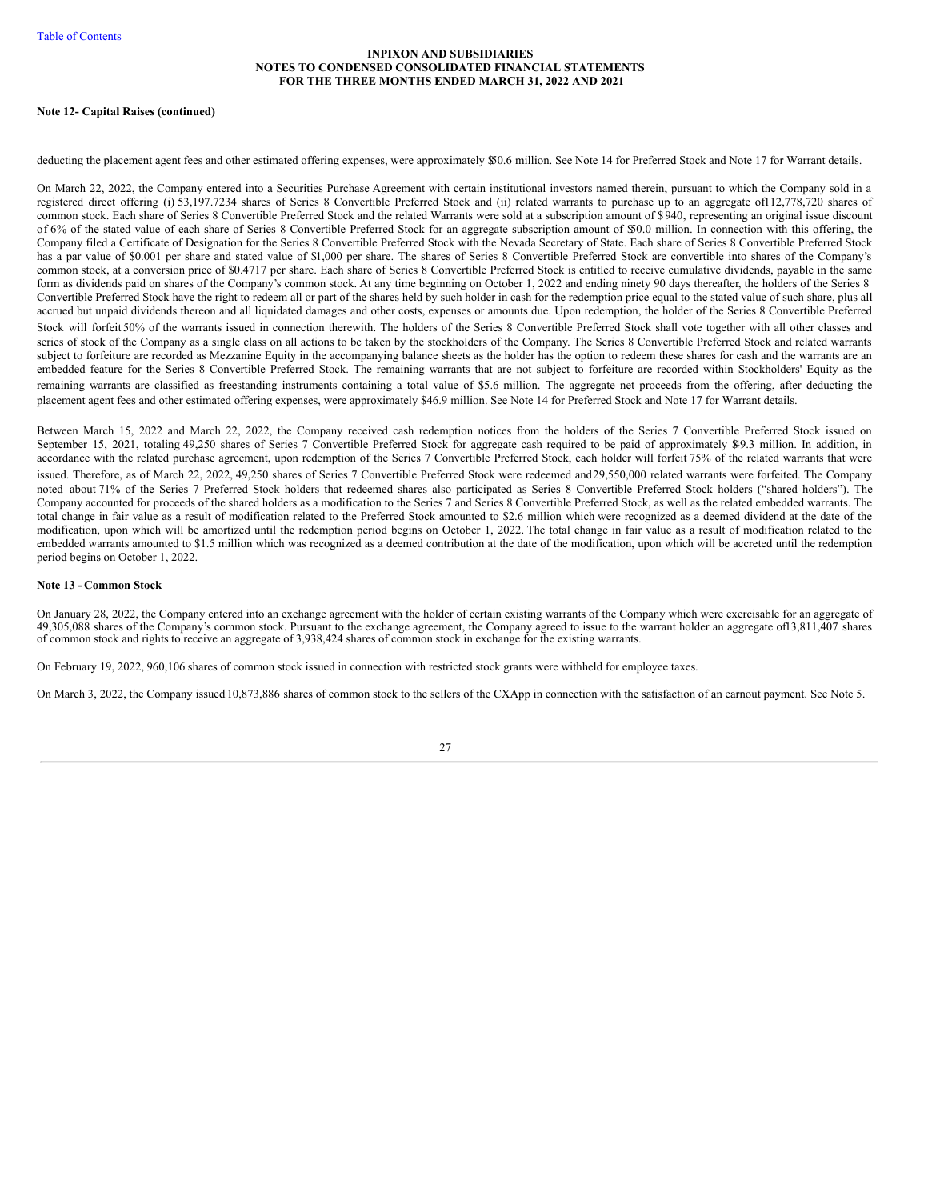**Note 12- Capital Raises (continued)**

deducting the placement agent fees and other estimated offering expenses, were approximately $50.6 million. See Note 14 for Preferred Stock and Note 17 for Warrant details.

On March 22, 2022, the Company entered into a Securities Purchase Agreement with certain institutional investors named therein, pursuant to which the Company sold in a registered direct offering (i) 53,197.7234 shares of Series 8 Convertible Preferred Stock and (ii) related warrants to purchase up to an aggregate of 112,778,720 shares of common stock. Each share of Series 8 Convertible Preferred Stock and the related Warrants were sold at a subscription amount of $940, representing an original issue discount of 6% of the stated value of each share of Series 8 Convertible Preferred Stock for an aggregate subscription amount of $50.0 million. In connection with this offering, the Company filed a Certificate of Designation for the Series 8 Convertible Preferred Stock with the Nevada Secretary of State. Each share of Series 8 Convertible Preferred Stock has a par value of $0.001 per share and stated value of $1,000 per share. The shares of Series 8 Convertible Preferred Stock are convertible into shares of the Company's common stock, at a conversion price of $0.4717 per share. Each share of Series 8 Convertible Preferred Stock is entitled to receive cumulative dividends, payable in the same form as dividends paid on shares of the Company's common stock. At any time beginning on October 1, 2022 and ending ninety 90 days thereafter, the holders of the Series 8 Convertible Preferred Stock have the right to redeem all or part of the shares held by such holder in cash for the redemption price equal to the stated value of such share, plus all accrued but unpaid dividends thereon and all liquidated damages and other costs, expenses or amounts due. Upon redemption, the holder of the Series 8 Convertible Preferred Stock will forfeit 50% of the warrants issued in connection therewith. The holders of the Series 8 Convertible Preferred Stock shall vote together with all other classes and series of stock of the Company as a single class on all actions to be taken by the stockholders of the Company. The Series 8 Convertible Preferred Stock and related warrants subject to forfeiture are recorded as Mezzanine Equity in the accompanying balance sheets as the holder has the option to redeem these shares for cash and the warrants are an embedded feature for the Series 8 Convertible Preferred Stock. The remaining warrants that are not subject to forfeiture are recorded within Stockholders' Equity as the remaining warrants are classified as freestanding instruments containing a total value of $5.6 million. The aggregate net proceeds from the offering, after deducting the placement agent fees and other estimated offering expenses, were approximately $46.9 million. See Note 14 for Preferred Stock and Note 17 for Warrant details.

Between March 15, 2022 and March 22, 2022, the Company received cash redemption notices from the holders of the Series 7 Convertible Preferred Stock issued on September 15, 2021, totaling 49,250 shares of Series 7 Convertible Preferred Stock for aggregate cash required to be paid of approximately $49.3 million. In addition, in accordance with the related purchase agreement, upon redemption of the Series 7 Convertible Preferred Stock, each holder will forfeit 75% of the related warrants that were issued. Therefore, as of March 22, 2022, 49,250 shares of Series 7 Convertible Preferred Stock were redeemed and 29,550,000 related warrants were forfeited. The Company noted about 71% of the Series 7 Preferred Stock holders that redeemed shares also participated as Series 8 Convertible Preferred Stock holders ("shared holders"). The Company accounted for proceeds of the shared holders as a modification to the Series 7 and Series 8 Convertible Preferred Stock, as well as the related embedded warrants. The total change in fair value as a result of modification related to the Preferred Stock amounted to $2.6 million which were recognized as a deemed dividend at the date of the modification, upon which will be amortized until the redemption period begins on October 1, 2022. The total change in fair value as a result of modification related to the embedded warrants amounted to $1.5 million which was recognized as a deemed contribution at the date of the modification, upon which will be accreted until the redemption period begins on October 1, 2022.

**Note 13 - Common Stock**

On January 28, 2022, the Company entered into an exchange agreement with the holder of certain existing warrants of the Company which were exercisable for an aggregate of 49,305,088 shares of the Company's common stock. Pursuant to the exchange agreement, the Company agreed to issue to the warrant holder an aggregate of 13,811,407 shares of common stock and rights to receive an aggregate of 3,938,424 shares of common stock in exchange for the existing warrants.

On February 19, 2022, 960,106 shares of common stock issued in connection with restricted stock grants were withheld for employee taxes.

On March 3, 2022, the Company issued 10,873,886 shares of common stock to the sellers of the CXApp in connection with the satisfaction of an earnout payment. See Note 5.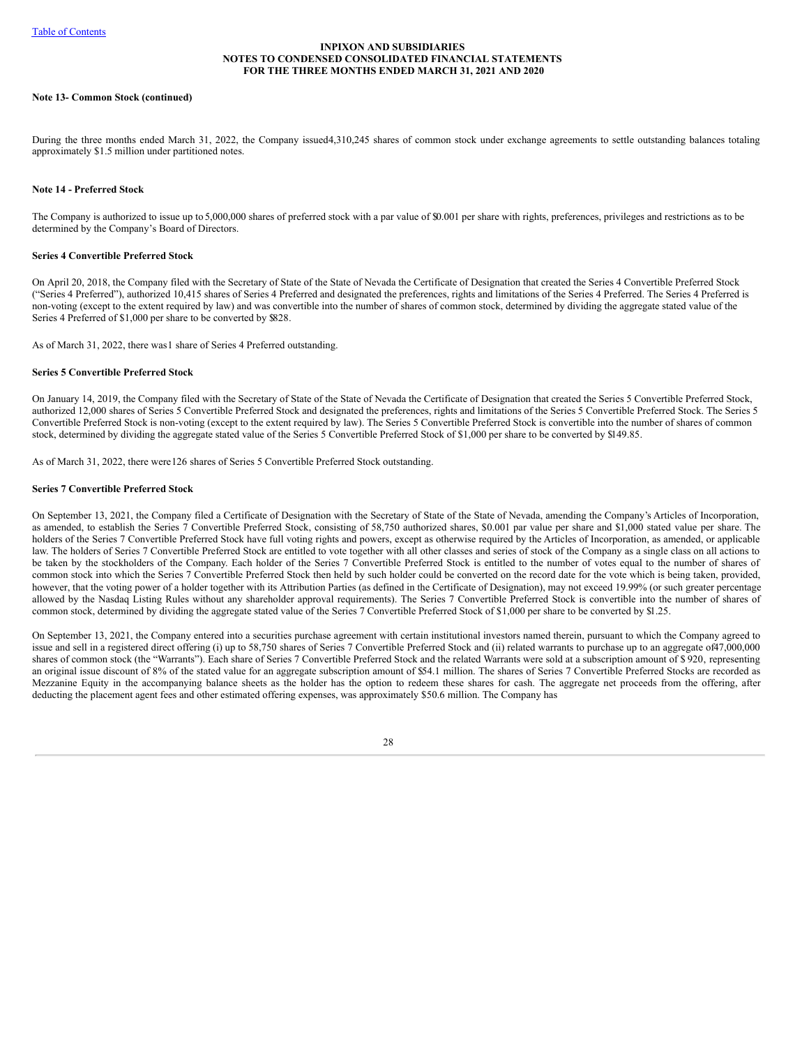**Note 13- Common Stock (continued)**

During the three months ended March 31, 2022, the Company issued 4,310,245 shares of common stock under exchange agreements to settle outstanding balances totaling approximately $1.5 million under partitioned notes.

**Note 14 - Preferred Stock**

The Company is authorized to issue up to 5,000,000 shares of preferred stock with a par value of $0.001 per share with rights, preferences, privileges and restrictions as to be determined by the Company's Board of Directors.

**Series 4 Convertible Preferred Stock**

On April 20, 2018, the Company filed with the Secretary of State of the State of Nevada the Certificate of Designation that created the Series 4 Convertible Preferred Stock ("Series 4 Preferred"), authorized 10,415 shares of Series 4 Preferred and designated the preferences, rights and limitations of the Series 4 Preferred. The Series 4 Preferred is non-voting (except to the extent required by law) and was convertible into the number of shares of common stock, determined by dividing the aggregate stated value of the Series 4 Preferred of $1,000 per share to be converted by $828.

As of March 31, 2022, there was 1 share of Series 4 Preferred outstanding.

**Series 5 Convertible Preferred Stock**

On January 14, 2019, the Company filed with the Secretary of State of the State of Nevada the Certificate of Designation that created the Series 5 Convertible Preferred Stock, authorized 12,000 shares of Series 5 Convertible Preferred Stock and designated the preferences, rights and limitations of the Series 5 Convertible Preferred Stock. The Series 5 Convertible Preferred Stock is non-voting (except to the extent required by law). The Series 5 Convertible Preferred Stock is convertible into the number of shares of common stock, determined by dividing the aggregate stated value of the Series 5 Convertible Preferred Stock of $1,000 per share to be converted by $149.85.

As of March 31, 2022, there were 126 shares of Series 5 Convertible Preferred Stock outstanding.

**Series 7 Convertible Preferred Stock**

On September 13, 2021, the Company filed a Certificate of Designation with the Secretary of State of the State of Nevada, amending the Company's Articles of Incorporation, as amended, to establish the Series 7 Convertible Preferred Stock, consisting of 58,750 authorized shares, $0.001 par value per share and $1,000 stated value per share. The holders of the Series 7 Convertible Preferred Stock have full voting rights and powers, except as otherwise required by the Articles of Incorporation, as amended, or applicable law. The holders of Series 7 Convertible Preferred Stock are entitled to vote together with all other classes and series of stock of the Company as a single class on all actions to be taken by the stockholders of the Company. Each holder of the Series 7 Convertible Preferred Stock is entitled to the number of votes equal to the number of shares of common stock into which the Series 7 Convertible Preferred Stock then held by such holder could be converted on the record date for the vote which is being taken, provided, however, that the voting power of a holder together with its Attribution Parties (as defined in the Certificate of Designation), may not exceed 19.99% (or such greater percentage allowed by the Nasdaq Listing Rules without any shareholder approval requirements). The Series 7 Convertible Preferred Stock is convertible into the number of shares of common stock, determined by dividing the aggregate stated value of the Series 7 Convertible Preferred Stock of $1,000 per share to be converted by $1.25.

On September 13, 2021, the Company entered into a securities purchase agreement with certain institutional investors named therein, pursuant to which the Company agreed to issue and sell in a registered direct offering (i) up to 58,750 shares of Series 7 Convertible Preferred Stock and (ii) related warrants to purchase up to an aggregate of 47,000,000 shares of common stock (the "Warrants"). Each share of Series 7 Convertible Preferred Stock and the related Warrants were sold at a subscription amount of $ 920, representing an original issue discount of 8% of the stated value for an aggregate subscription amount of $54.1 million. The shares of Series 7 Convertible Preferred Stocks are recorded as Mezzanine Equity in the accompanying balance sheets as the holder has the option to redeem these shares for cash. The aggregate net proceeds from the offering, after deducting the placement agent fees and other estimated offering expenses, was approximately $50.6 million. The Company has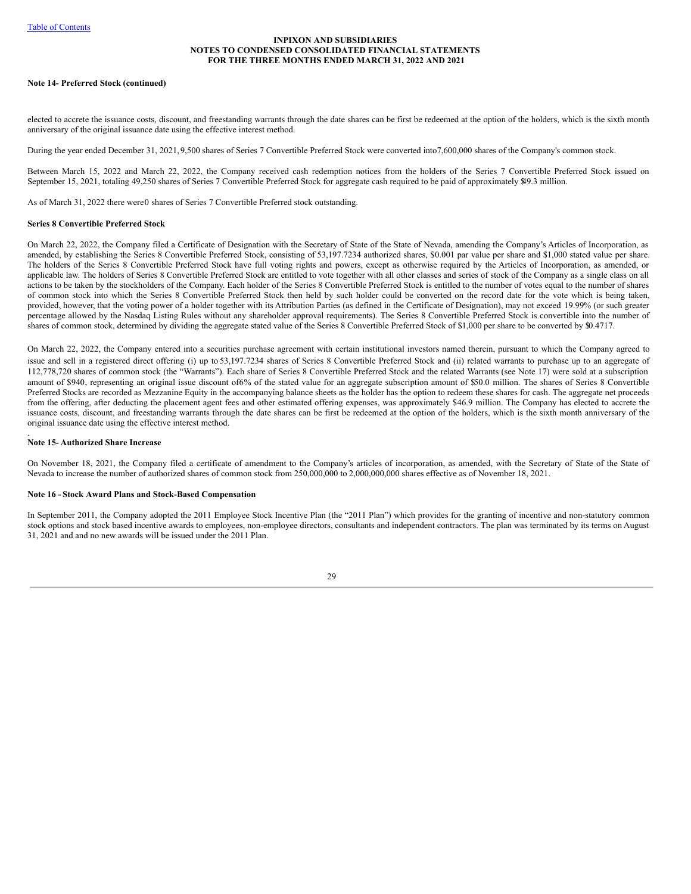**Note 14- Preferred Stock (continued)**

elected to accrete the issuance costs, discount, and freestanding warrants through the date shares can be first be redeemed at the option of the holders, which is the sixth month anniversary of the original issuance date using the effective interest method.

During the year ended December 31, 2021, 9,500 shares of Series 7 Convertible Preferred Stock were converted into 7,600,000 shares of the Company's common stock.

Between March 15, 2022 and March 22, 2022, the Company received cash redemption notices from the holders of the Series 7 Convertible Preferred Stock issued on September 15, 2021, totaling 49,250 shares of Series 7 Convertible Preferred Stock for aggregate cash required to be paid of approximately $49.3 million.

As of March 31, 2022 there were 0 shares of Series 7 Convertible Preferred stock outstanding.

**Series 8 Convertible Preferred Stock**

On March 22, 2022, the Company filed a Certificate of Designation with the Secretary of State of the State of Nevada, amending the Company's Articles of Incorporation, as amended, by establishing the Series 8 Convertible Preferred Stock, consisting of 53,197.7234 authorized shares, $0.001 par value per share and $1,000 stated value per share. The holders of the Series 8 Convertible Preferred Stock have full voting rights and powers, except as otherwise required by the Articles of Incorporation, as amended, or applicable law. The holders of Series 8 Convertible Preferred Stock are entitled to vote together with all other classes and series of stock of the Company as a single class on all actions to be taken by the stockholders of the Company. Each holder of the Series 8 Convertible Preferred Stock is entitled to the number of votes equal to the number of shares of common stock into which the Series 8 Convertible Preferred Stock then held by such holder could be converted on the record date for the vote which is being taken, provided, however, that the voting power of a holder together with its Attribution Parties (as defined in the Certificate of Designation), may not exceed 19.99% (or such greater percentage allowed by the Nasdaq Listing Rules without any shareholder approval requirements). The Series 8 Convertible Preferred Stock is convertible into the number of shares of common stock, determined by dividing the aggregate stated value of the Series 8 Convertible Preferred Stock of $1,000 per share to be converted by $0.4717.

On March 22, 2022, the Company entered into a securities purchase agreement with certain institutional investors named therein, pursuant to which the Company agreed to issue and sell in a registered direct offering (i) up to 53,197.7234 shares of Series 8 Convertible Preferred Stock and (ii) related warrants to purchase up to an aggregate of 112,778,720 shares of common stock (the "Warrants"). Each share of Series 8 Convertible Preferred Stock and the related Warrants (see Note 17) were sold at a subscription amount of $940, representing an original issue discount of 6% of the stated value for an aggregate subscription amount of $50.0 million. The shares of Series 8 Convertible Preferred Stocks are recorded as Mezzanine Equity in the accompanying balance sheets as the holder has the option to redeem these shares for cash. The aggregate net proceeds from the offering, after deducting the placement agent fees and other estimated offering expenses, was approximately $46.9 million. The Company has elected to accrete the issuance costs, discount, and freestanding warrants through the date shares can be first be redeemed at the option of the holders, which is the sixth month anniversary of the original issuance date using the effective interest method.

**Note 15- Authorized Share Increase**

On November 18, 2021, the Company filed a certificate of amendment to the Company's articles of incorporation, as amended, with the Secretary of State of the State of Nevada to increase the number of authorized shares of common stock from 250,000,000 to 2,000,000,000 shares effective as of November 18, 2021.

**Note 16 - Stock Award Plans and Stock-Based Compensation**

In September 2011, the Company adopted the 2011 Employee Stock Incentive Plan (the "2011 Plan") which provides for the granting of incentive and non-statutory common stock options and stock based incentive awards to employees, non-employee directors, consultants and independent contractors. The plan was terminated by its terms on August 31, 2021 and and no new awards will be issued under the 2011 Plan.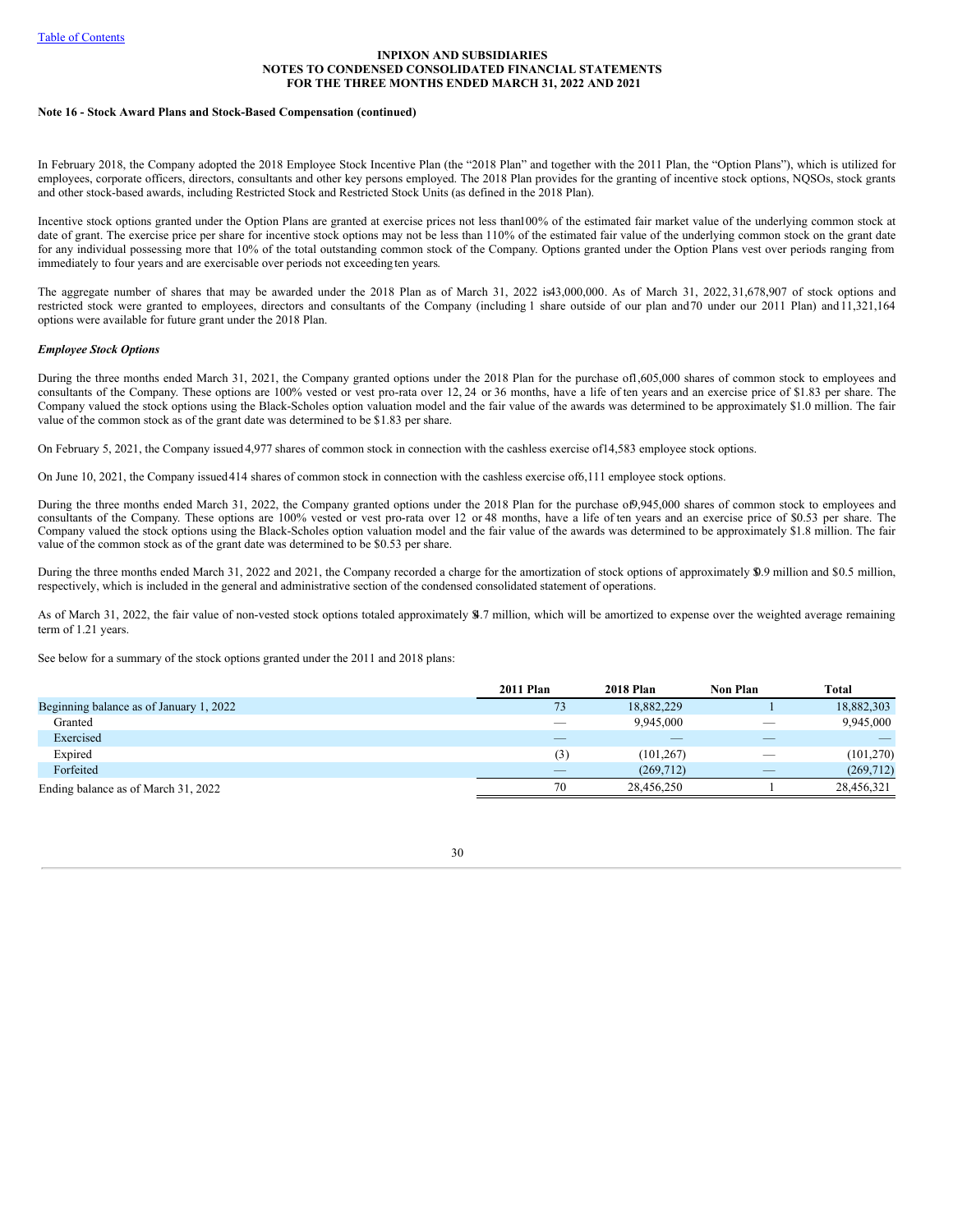**INPIXON AND SUBSIDIARIES**
**NOTES TO CONDENSED CONSOLIDATED FINANCIAL STATEMENTS**
**FOR THE THREE MONTHS ENDED MARCH 31, 2022 AND 2021**

**Note 16 - Stock Award Plans and Stock-Based Compensation (continued)**

In February 2018, the Company adopted the 2018 Employee Stock Incentive Plan (the "2018 Plan" and together with the 2011 Plan, the "Option Plans"), which is utilized for employees, corporate officers, directors, consultants and other key persons employed. The 2018 Plan provides for the granting of incentive stock options, NQSOs, stock grants and other stock-based awards, including Restricted Stock and Restricted Stock Units (as defined in the 2018 Plan).

Incentive stock options granted under the Option Plans are granted at exercise prices not less than 100% of the estimated fair market value of the underlying common stock at date of grant. The exercise price per share for incentive stock options may not be less than 110% of the estimated fair value of the underlying common stock on the grant date for any individual possessing more that 10% of the total outstanding common stock of the Company. Options granted under the Option Plans vest over periods ranging from immediately to four years and are exercisable over periods not exceeding ten years.

The aggregate number of shares that may be awarded under the 2018 Plan as of March 31, 2022 is 43,000,000. As of March 31, 2022, 31,678,907 of stock options and restricted stock were granted to employees, directors and consultants of the Company (including 1 share outside of our plan and 70 under our 2011 Plan) and 11,321,164 options were available for future grant under the 2018 Plan.

***Employee Stock Options***

During the three months ended March 31, 2021, the Company granted options under the 2018 Plan for the purchase of 1,605,000 shares of common stock to employees and consultants of the Company. These options are 100% vested or vest pro-rata over 12, 24 or 36 months, have a life of ten years and an exercise price of $1.83 per share. The Company valued the stock options using the Black-Scholes option valuation model and the fair value of the awards was determined to be approximately $1.0 million. The fair value of the common stock as of the grant date was determined to be $1.83 per share.

On February 5, 2021, the Company issued 4,977 shares of common stock in connection with the cashless exercise of 14,583 employee stock options.

On June 10, 2021, the Company issued 414 shares of common stock in connection with the cashless exercise of 6,111 employee stock options.

During the three months ended March 31, 2022, the Company granted options under the 2018 Plan for the purchase of 9,945,000 shares of common stock to employees and consultants of the Company. These options are 100% vested or vest pro-rata over 12 or 48 months, have a life of ten years and an exercise price of $0.53 per share. The Company valued the stock options using the Black-Scholes option valuation model and the fair value of the awards was determined to be approximately $1.8 million. The fair value of the common stock as of the grant date was determined to be $0.53 per share.

During the three months ended March 31, 2022 and 2021, the Company recorded a charge for the amortization of stock options of approximately $0.9 million and $0.5 million, respectively, which is included in the general and administrative section of the condensed consolidated statement of operations.

As of March 31, 2022, the fair value of non-vested stock options totaled approximately $4.7 million, which will be amortized to expense over the weighted average remaining term of 1.21 years.

See below for a summary of the stock options granted under the 2011 and 2018 plans:

| | 2011 Plan | 2018 Plan | Non Plan | Total |
|---|---|---|---|---|
| Beginning balance as of January 1, 2022 | 73 | 18,882,229 | 1 | 18,882,303 |
| Granted | — | 9,945,000 | — | 9,945,000 |
| Exercised | — | — | — | — |
| Expired | (3) | (101,267) | — | (101,270) |
| Forfeited | — | (269,712) | — | (269,712) |
| Ending balance as of March 31, 2022 | 70 | 28,456,250 | 1 | 28,456,321 |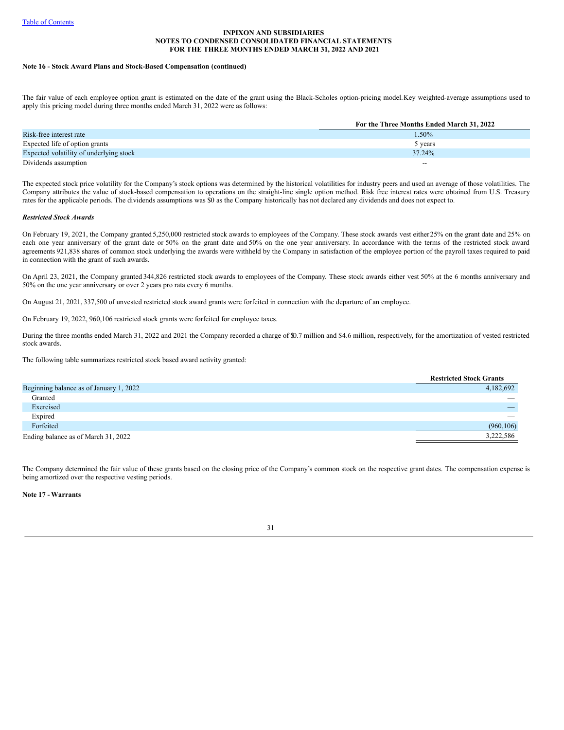**INPIXON AND SUBSIDIARIES**
**NOTES TO CONDENSED CONSOLIDATED FINANCIAL STATEMENTS**
**FOR THE THREE MONTHS ENDED MARCH 31, 2022 AND 2021**

**Note 16 - Stock Award Plans and Stock-Based Compensation (continued)**

The fair value of each employee option grant is estimated on the date of the grant using the Black-Scholes option-pricing model. Key weighted-average assumptions used to apply this pricing model during three months ended March 31, 2022 were as follows:

| | For the Three Months Ended March 31, 2022 |
|---|---|
| Risk-free interest rate | 1.50% |
| Expected life of option grants | 5 years |
| Expected volatility of underlying stock | 37.24% |
| Dividends assumption | -- |

The expected stock price volatility for the Company's stock options was determined by the historical volatilities for industry peers and used an average of those volatilities. The Company attributes the value of stock-based compensation to operations on the straight-line single option method. Risk free interest rates were obtained from U.S. Treasury rates for the applicable periods. The dividends assumptions was $0 as the Company historically has not declared any dividends and does not expect to.

***Restricted Stock Awards***

On February 19, 2021, the Company granted 5,250,000 restricted stock awards to employees of the Company. These stock awards vest either 25% on the grant date and 25% on each one year anniversary of the grant date or 50% on the grant date and 50% on the one year anniversary. In accordance with the terms of the restricted stock award agreements 921,838 shares of common stock underlying the awards were withheld by the Company in satisfaction of the employee portion of the payroll taxes required to paid in connection with the grant of such awards.

On April 23, 2021, the Company granted 344,826 restricted stock awards to employees of the Company. These stock awards either vest 50% at the 6 months anniversary and 50% on the one year anniversary or over 2 years pro rata every 6 months.

On August 21, 2021, 337,500 of unvested restricted stock award grants were forfeited in connection with the departure of an employee.

On February 19, 2022, 960,106 restricted stock grants were forfeited for employee taxes.

During the three months ended March 31, 2022 and 2021 the Company recorded a charge of $0.7 million and $4.6 million, respectively, for the amortization of vested restricted stock awards.

The following table summarizes restricted stock based award activity granted:

| | Restricted Stock Grants |
|---|---|
| Beginning balance as of January 1, 2022 | 4,182,692 |
| Granted | — |
| Exercised | — |
| Expired | — |
| Forfeited | (960,106) |
| Ending balance as of March 31, 2022 | 3,222,586 |

The Company determined the fair value of these grants based on the closing price of the Company's common stock on the respective grant dates. The compensation expense is being amortized over the respective vesting periods.

**Note 17 - Warrants**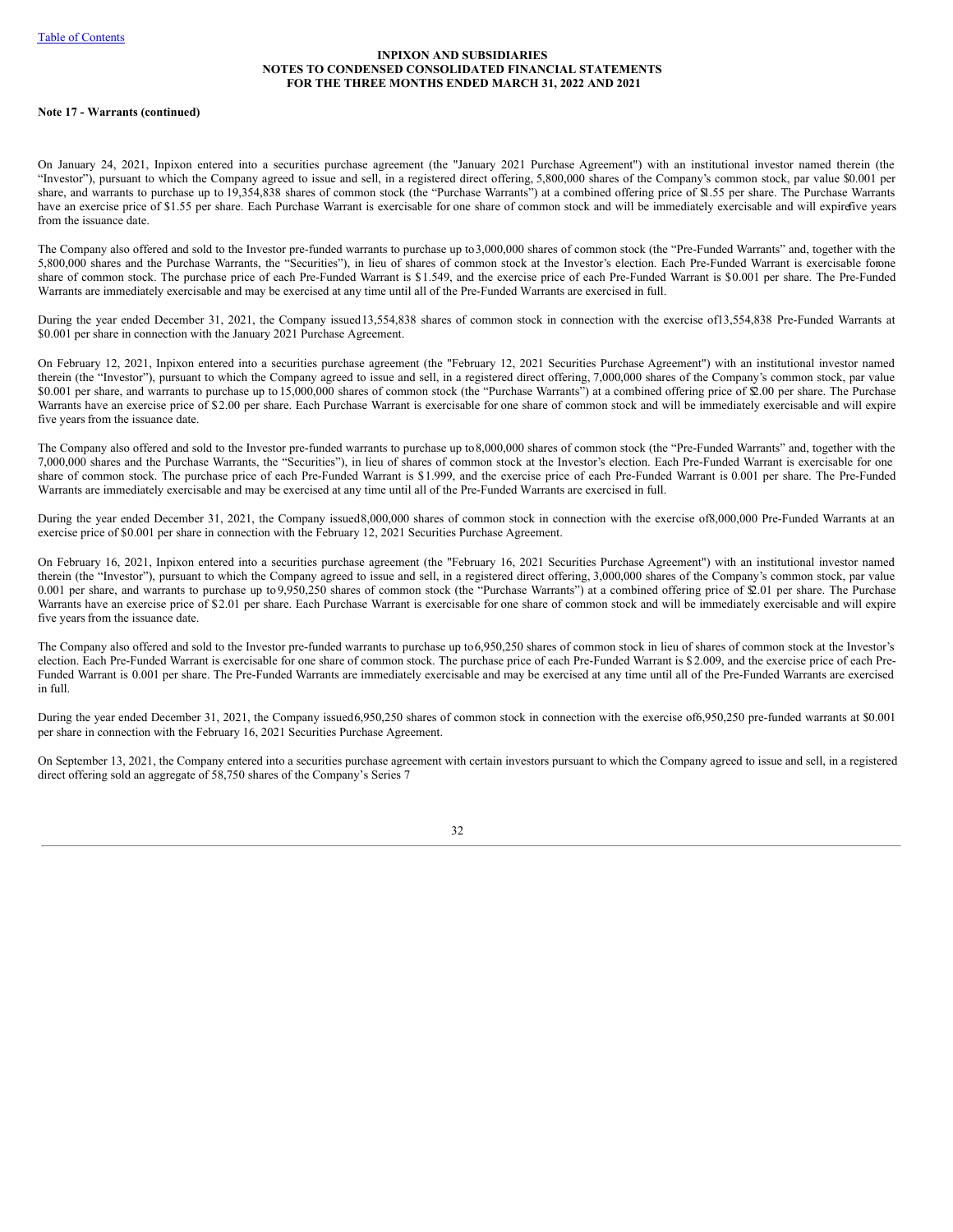**Note 17 - Warrants (continued)**

On January 24, 2021, Inpixon entered into a securities purchase agreement (the "January 2021 Purchase Agreement") with an institutional investor named therein (the "Investor"), pursuant to which the Company agreed to issue and sell, in a registered direct offering, 5,800,000 shares of the Company's common stock, par value $0.001 per share, and warrants to purchase up to 19,354,838 shares of common stock (the "Purchase Warrants") at a combined offering price of $1.55 per share. The Purchase Warrants have an exercise price of $1.55 per share. Each Purchase Warrant is exercisable for one share of common stock and will be immediately exercisable and will expire five years from the issuance date.

The Company also offered and sold to the Investor pre-funded warrants to purchase up to 3,000,000 shares of common stock (the "Pre-Funded Warrants" and, together with the 5,800,000 shares and the Purchase Warrants, the "Securities"), in lieu of shares of common stock at the Investor's election. Each Pre-Funded Warrant is exercisable for one share of common stock. The purchase price of each Pre-Funded Warrant is $1.549, and the exercise price of each Pre-Funded Warrant is $0.001 per share. The Pre-Funded Warrants are immediately exercisable and may be exercised at any time until all of the Pre-Funded Warrants are exercised in full.

During the year ended December 31, 2021, the Company issued 13,554,838 shares of common stock in connection with the exercise of 13,554,838 Pre-Funded Warrants at $0.001 per share in connection with the January 2021 Purchase Agreement.

On February 12, 2021, Inpixon entered into a securities purchase agreement (the "February 12, 2021 Securities Purchase Agreement") with an institutional investor named therein (the "Investor"), pursuant to which the Company agreed to issue and sell, in a registered direct offering, 7,000,000 shares of the Company's common stock, par value $0.001 per share, and warrants to purchase up to 15,000,000 shares of common stock (the "Purchase Warrants") at a combined offering price of $2.00 per share. The Purchase Warrants have an exercise price of $2.00 per share. Each Purchase Warrant is exercisable for one share of common stock and will be immediately exercisable and will expire five years from the issuance date.

The Company also offered and sold to the Investor pre-funded warrants to purchase up to 8,000,000 shares of common stock (the "Pre-Funded Warrants" and, together with the 7,000,000 shares and the Purchase Warrants, the "Securities"), in lieu of shares of common stock at the Investor's election. Each Pre-Funded Warrant is exercisable for one share of common stock. The purchase price of each Pre-Funded Warrant is $1.999, and the exercise price of each Pre-Funded Warrant is 0.001 per share. The Pre-Funded Warrants are immediately exercisable and may be exercised at any time until all of the Pre-Funded Warrants are exercised in full.

During the year ended December 31, 2021, the Company issued 8,000,000 shares of common stock in connection with the exercise of 8,000,000 Pre-Funded Warrants at an exercise price of $0.001 per share in connection with the February 12, 2021 Securities Purchase Agreement.

On February 16, 2021, Inpixon entered into a securities purchase agreement (the "February 16, 2021 Securities Purchase Agreement") with an institutional investor named therein (the "Investor"), pursuant to which the Company agreed to issue and sell, in a registered direct offering, 3,000,000 shares of the Company's common stock, par value 0.001 per share, and warrants to purchase up to 9,950,250 shares of common stock (the "Purchase Warrants") at a combined offering price of $2.01 per share. The Purchase Warrants have an exercise price of $2.01 per share. Each Purchase Warrant is exercisable for one share of common stock and will be immediately exercisable and will expire five years from the issuance date.

The Company also offered and sold to the Investor pre-funded warrants to purchase up to 6,950,250 shares of common stock in lieu of shares of common stock at the Investor's election. Each Pre-Funded Warrant is exercisable for one share of common stock. The purchase price of each Pre-Funded Warrant is $2.009, and the exercise price of each Pre-Funded Warrant is 0.001 per share. The Pre-Funded Warrants are immediately exercisable and may be exercised at any time until all of the Pre-Funded Warrants are exercised in full.

During the year ended December 31, 2021, the Company issued 6,950,250 shares of common stock in connection with the exercise of 6,950,250 pre-funded warrants at $0.001 per share in connection with the February 16, 2021 Securities Purchase Agreement.

On September 13, 2021, the Company entered into a securities purchase agreement with certain investors pursuant to which the Company agreed to issue and sell, in a registered direct offering sold an aggregate of 58,750 shares of the Company's Series 7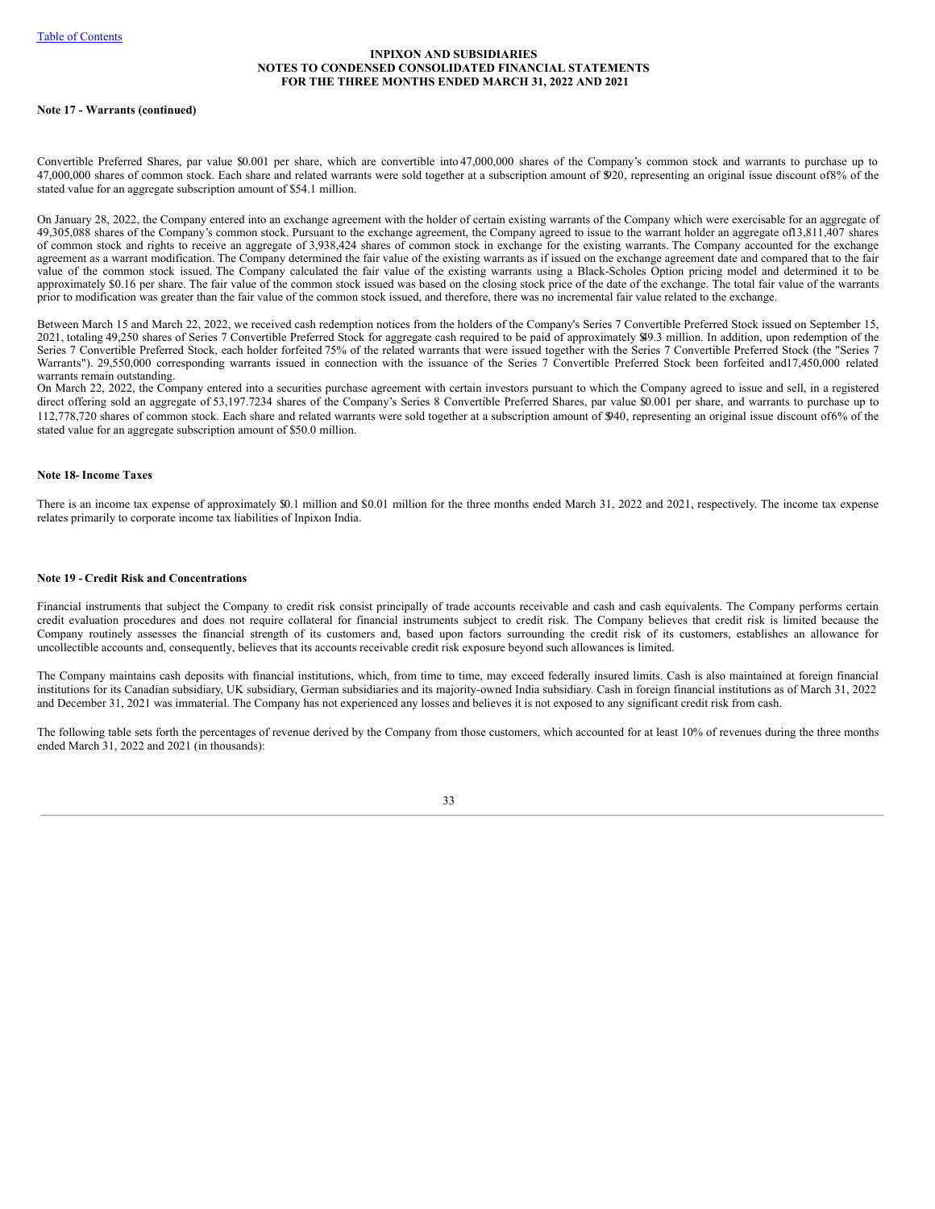**Note 17 - Warrants (continued)**

Convertible Preferred Shares, par value $0.001 per share, which are convertible into 47,000,000 shares of the Company's common stock and warrants to purchase up to 47,000,000 shares of common stock. Each share and related warrants were sold together at a subscription amount of $920, representing an original issue discount of 8% of the stated value for an aggregate subscription amount of $54.1 million.

On January 28, 2022, the Company entered into an exchange agreement with the holder of certain existing warrants of the Company which were exercisable for an aggregate of 49,305,088 shares of the Company's common stock. Pursuant to the exchange agreement, the Company agreed to issue to the warrant holder an aggregate of 13,811,407 shares of common stock and rights to receive an aggregate of 3,938,424 shares of common stock in exchange for the existing warrants. The Company accounted for the exchange agreement as a warrant modification. The Company determined the fair value of the existing warrants as if issued on the exchange agreement date and compared that to the fair value of the common stock issued. The Company calculated the fair value of the existing warrants using a Black-Scholes Option pricing model and determined it to be approximately $0.16 per share. The fair value of the common stock issued was based on the closing stock price of the date of the exchange. The total fair value of the warrants prior to modification was greater than the fair value of the common stock issued, and therefore, there was no incremental fair value related to the exchange.

Between March 15 and March 22, 2022, we received cash redemption notices from the holders of the Company's Series 7 Convertible Preferred Stock issued on September 15, 2021, totaling 49,250 shares of Series 7 Convertible Preferred Stock for aggregate cash required to be paid of approximately $49.3 million. In addition, upon redemption of the Series 7 Convertible Preferred Stock, each holder forfeited 75% of the related warrants that were issued together with the Series 7 Convertible Preferred Stock (the "Series 7 Warrants"). 29,550,000 corresponding warrants issued in connection with the issuance of the Series 7 Convertible Preferred Stock been forfeited and 17,450,000 related warrants remain outstanding.

On March 22, 2022, the Company entered into a securities purchase agreement with certain investors pursuant to which the Company agreed to issue and sell, in a registered direct offering sold an aggregate of 53,197.7234 shares of the Company's Series 8 Convertible Preferred Shares, par value $0.001 per share, and warrants to purchase up to 112,778,720 shares of common stock. Each share and related warrants were sold together at a subscription amount of $940, representing an original issue discount of 6% of the stated value for an aggregate subscription amount of $50.0 million.

**Note 18- Income Taxes**

There is an income tax expense of approximately $0.1 million and $0.01 million for the three months ended March 31, 2022 and 2021, respectively. The income tax expense relates primarily to corporate income tax liabilities of Inpixon India.

**Note 19 - Credit Risk and Concentrations**

Financial instruments that subject the Company to credit risk consist principally of trade accounts receivable and cash and cash equivalents. The Company performs certain credit evaluation procedures and does not require collateral for financial instruments subject to credit risk. The Company believes that credit risk is limited because the Company routinely assesses the financial strength of its customers and, based upon factors surrounding the credit risk of its customers, establishes an allowance for uncollectible accounts and, consequently, believes that its accounts receivable credit risk exposure beyond such allowances is limited.

The Company maintains cash deposits with financial institutions, which, from time to time, may exceed federally insured limits. Cash is also maintained at foreign financial institutions for its Canadian subsidiary, UK subsidiary, German subsidiaries and its majority-owned India subsidiary. Cash in foreign financial institutions as of March 31, 2022 and December 31, 2021 was immaterial. The Company has not experienced any losses and believes it is not exposed to any significant credit risk from cash.

The following table sets forth the percentages of revenue derived by the Company from those customers, which accounted for at least 10% of revenues during the three months ended March 31, 2022 and 2021 (in thousands):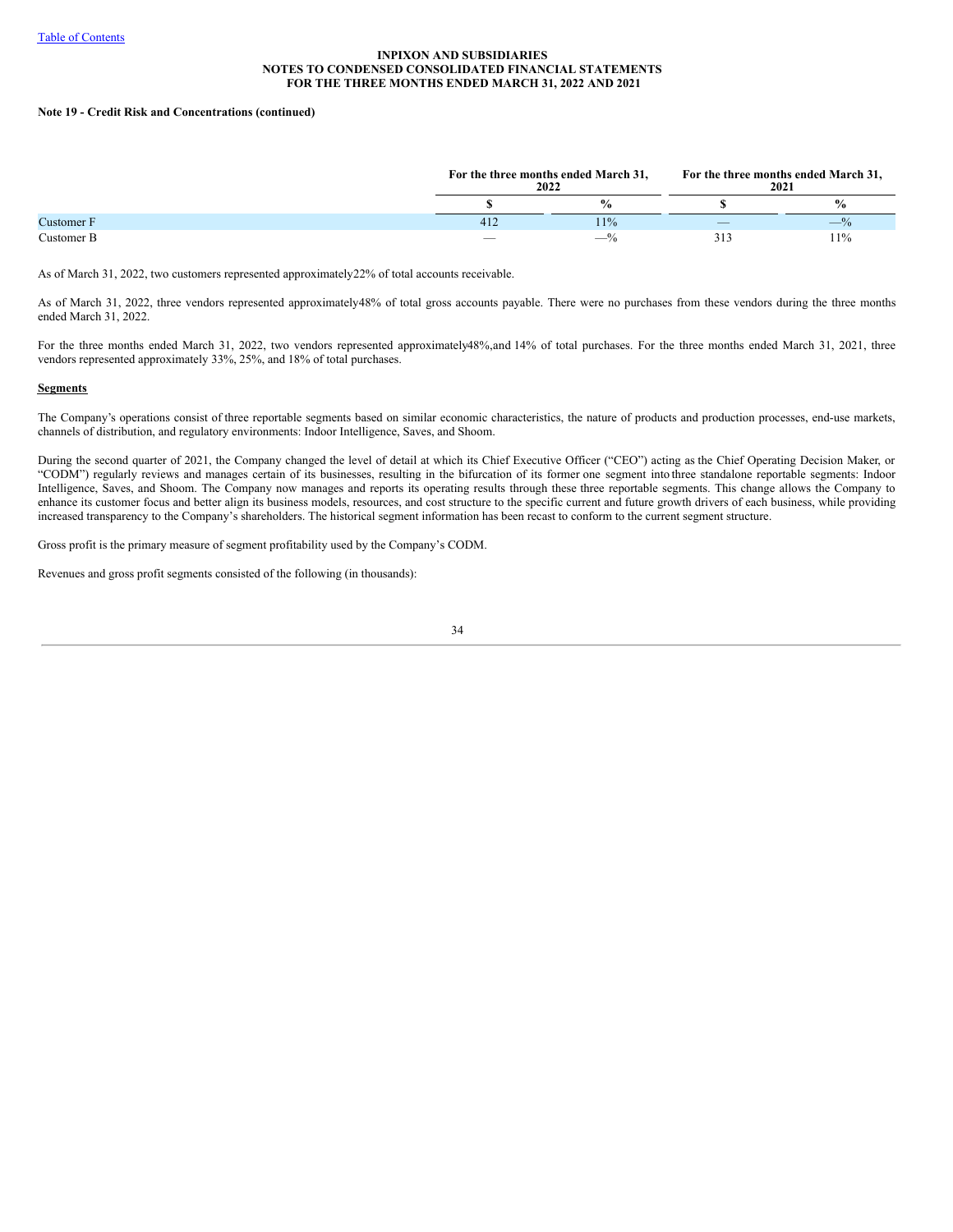**Note 19 - Credit Risk and Concentrations (continued)**

| | For the three months ended March 31, 2022 | | For the three months ended March 31, 2021 | |
|---|---|---|---|---|
| | $ | % | $ | % |
| Customer F | 412 | 11% | — | —% |
| Customer B | — | —% | 313 | 11% |

As of March 31, 2022, two customers represented approximately22% of total accounts receivable.

As of March 31, 2022, three vendors represented approximately48% of total gross accounts payable. There were no purchases from these vendors during the three months ended March 31, 2022.

For the three months ended March 31, 2022, two vendors represented approximately48%,and 14% of total purchases. For the three months ended March 31, 2021, three vendors represented approximately 33%, 25%, and 18% of total purchases.

**Segments**

The Company's operations consist of three reportable segments based on similar economic characteristics, the nature of products and production processes, end-use markets, channels of distribution, and regulatory environments: Indoor Intelligence, Saves, and Shoom.

During the second quarter of 2021, the Company changed the level of detail at which its Chief Executive Officer ("CEO") acting as the Chief Operating Decision Maker, or "CODM") regularly reviews and manages certain of its businesses, resulting in the bifurcation of its former one segment into three standalone reportable segments: Indoor Intelligence, Saves, and Shoom. The Company now manages and reports its operating results through these three reportable segments. This change allows the Company to enhance its customer focus and better align its business models, resources, and cost structure to the specific current and future growth drivers of each business, while providing increased transparency to the Company's shareholders. The historical segment information has been recast to conform to the current segment structure.

Gross profit is the primary measure of segment profitability used by the Company's CODM.

Revenues and gross profit segments consisted of the following (in thousands):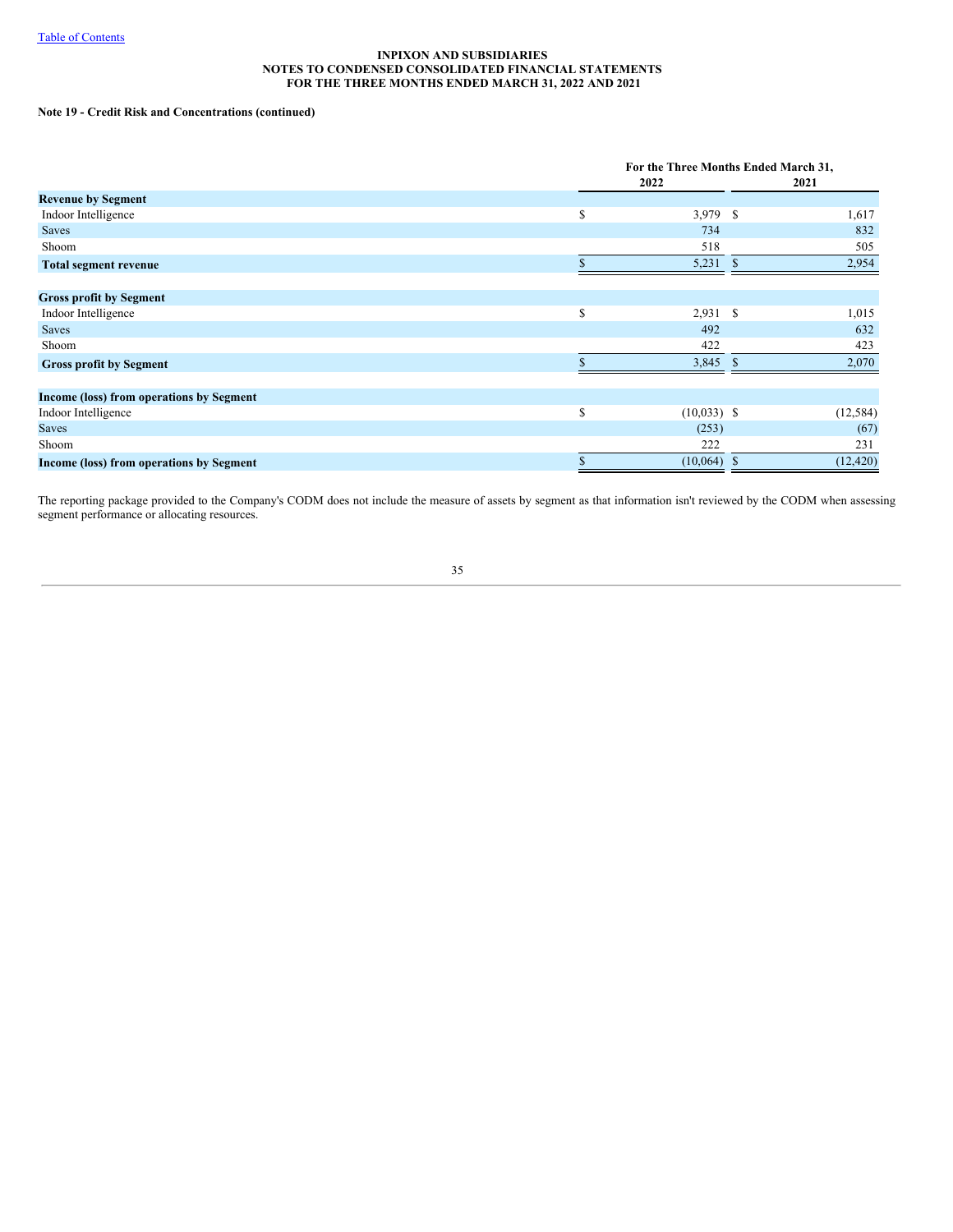INPIXON AND SUBSIDIARIES
NOTES TO CONDENSED CONSOLIDATED FINANCIAL STATEMENTS
FOR THE THREE MONTHS ENDED MARCH 31, 2022 AND 2021

**Note 19 - Credit Risk and Concentrations (continued)**

| | For the Three Months Ended March 31, | |
|---|---|---|
| | 2022 | 2021 |
| **Revenue by Segment** | | |
| Indoor Intelligence | $ 3,979 | $ 1,617 |
| Saves | 734 | 832 |
| Shoom | 518 | 505 |
| **Total segment revenue** | $ 5,231 | $ 2,954 |
| | | |
| **Gross profit by Segment** | | |
| Indoor Intelligence | $ 2,931 | $ 1,015 |
| Saves | 492 | 632 |
| Shoom | 422 | 423 |
| **Gross profit by Segment** | $ 3,845 | $ 2,070 |
| | | |
| **Income (loss) from operations by Segment** | | |
| Indoor Intelligence | $ (10,033) | $ (12,584) |
| Saves | (253) | (67) |
| Shoom | 222 | 231 |
| **Income (loss) from operations by Segment** | $ (10,064) | $ (12,420) |

The reporting package provided to the Company's CODM does not include the measure of assets by segment as that information isn't reviewed by the CODM when assessing segment performance or allocating resources.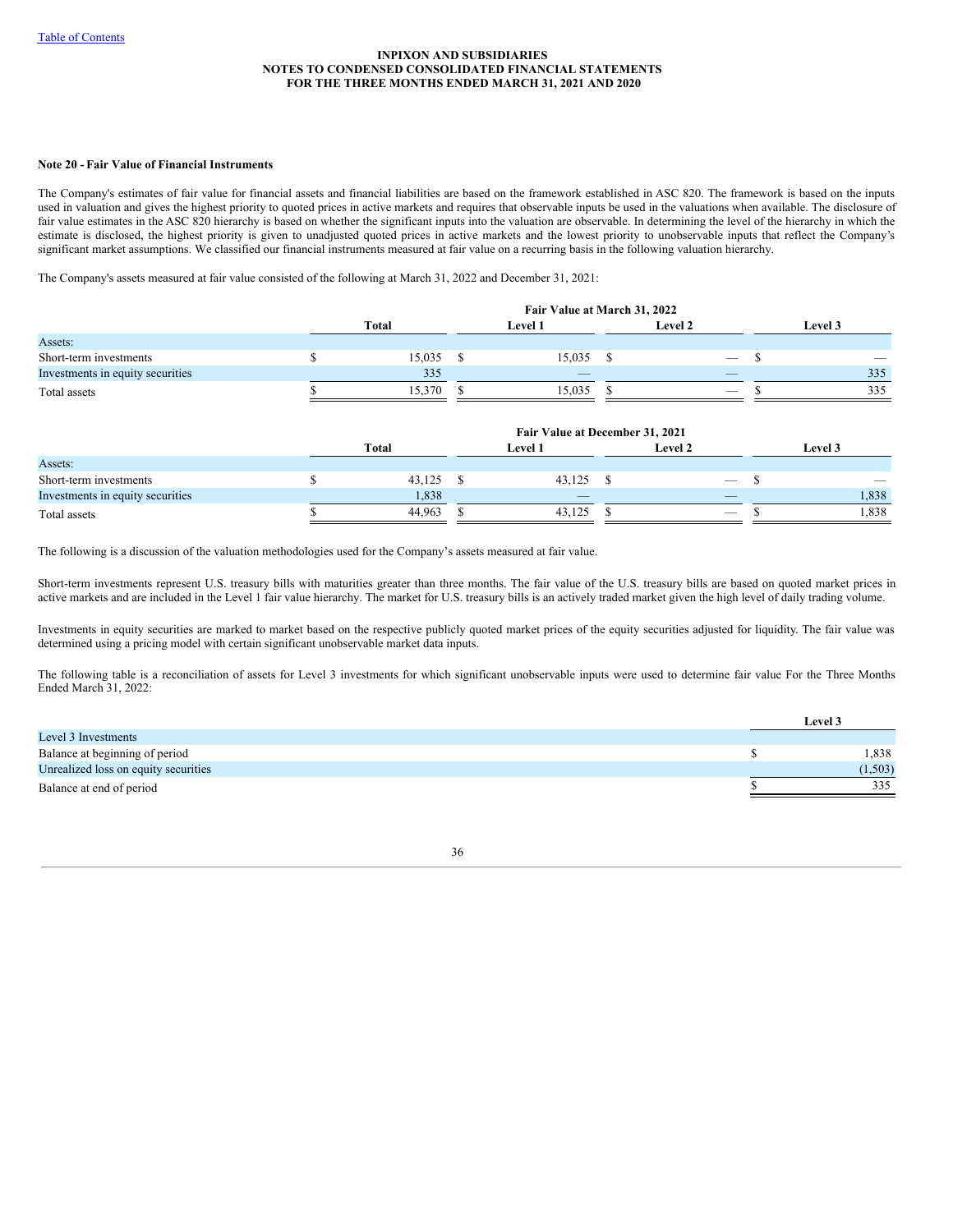#### Note 20 - Fair Value of Financial Instruments

The Company's estimates of fair value for financial assets and financial liabilities are based on the framework established in ASC 820. The framework is based on the inputs used in valuation and gives the highest priority to quoted prices in active markets and requires that observable inputs be used in the valuations when available. The disclosure of fair value estimates in the ASC 820 hierarchy is based on whether the significant inputs into the valuation are observable. In determining the level of the hierarchy in which the estimate is disclosed, the highest priority is given to unadjusted quoted prices in active markets and the lowest priority to unobservable inputs that reflect the Company's significant market assumptions. We classified our financial instruments measured at fair value on a recurring basis in the following valuation hierarchy.

The Company's assets measured at fair value consisted of the following at March 31, 2022 and December 31, 2021:

| | Fair Value at March 31, 2022 | | | |
|---|---|---|---|---|
| | Total | Level 1 | Level 2 | Level 3 |
| Assets: | | | | |
| Short-term investments | $ 15,035 | $ 15,035 | $ — | $ — |
| Investments in equity securities | 335 | — | — | 335 |
| Total assets | $ 15,370 | $ 15,035 | $ — | $ 335 |

| | Fair Value at December 31, 2021 | | | |
|---|---|---|---|---|
| | Total | Level 1 | Level 2 | Level 3 |
| Assets: | | | | |
| Short-term investments | $ 43,125 | $ 43,125 | $ — | $ — |
| Investments in equity securities | 1,838 | — | — | 1,838 |
| Total assets | $ 44,963 | $ 43,125 | $ — | $ 1,838 |

The following is a discussion of the valuation methodologies used for the Company's assets measured at fair value.

Short-term investments represent U.S. treasury bills with maturities greater than three months. The fair value of the U.S. treasury bills are based on quoted market prices in active markets and are included in the Level 1 fair value hierarchy. The market for U.S. treasury bills is an actively traded market given the high level of daily trading volume.

Investments in equity securities are marked to market based on the respective publicly quoted market prices of the equity securities adjusted for liquidity. The fair value was determined using a pricing model with certain significant unobservable market data inputs.

The following table is a reconciliation of assets for Level 3 investments for which significant unobservable inputs were used to determine fair value For the Three Months Ended March 31, 2022:

| | Level 3 |
|---|---|
| Level 3 Investments | |
| Balance at beginning of period | $ 1,838 |
| Unrealized loss on equity securities | (1,503) |
| Balance at end of period | $ 335 |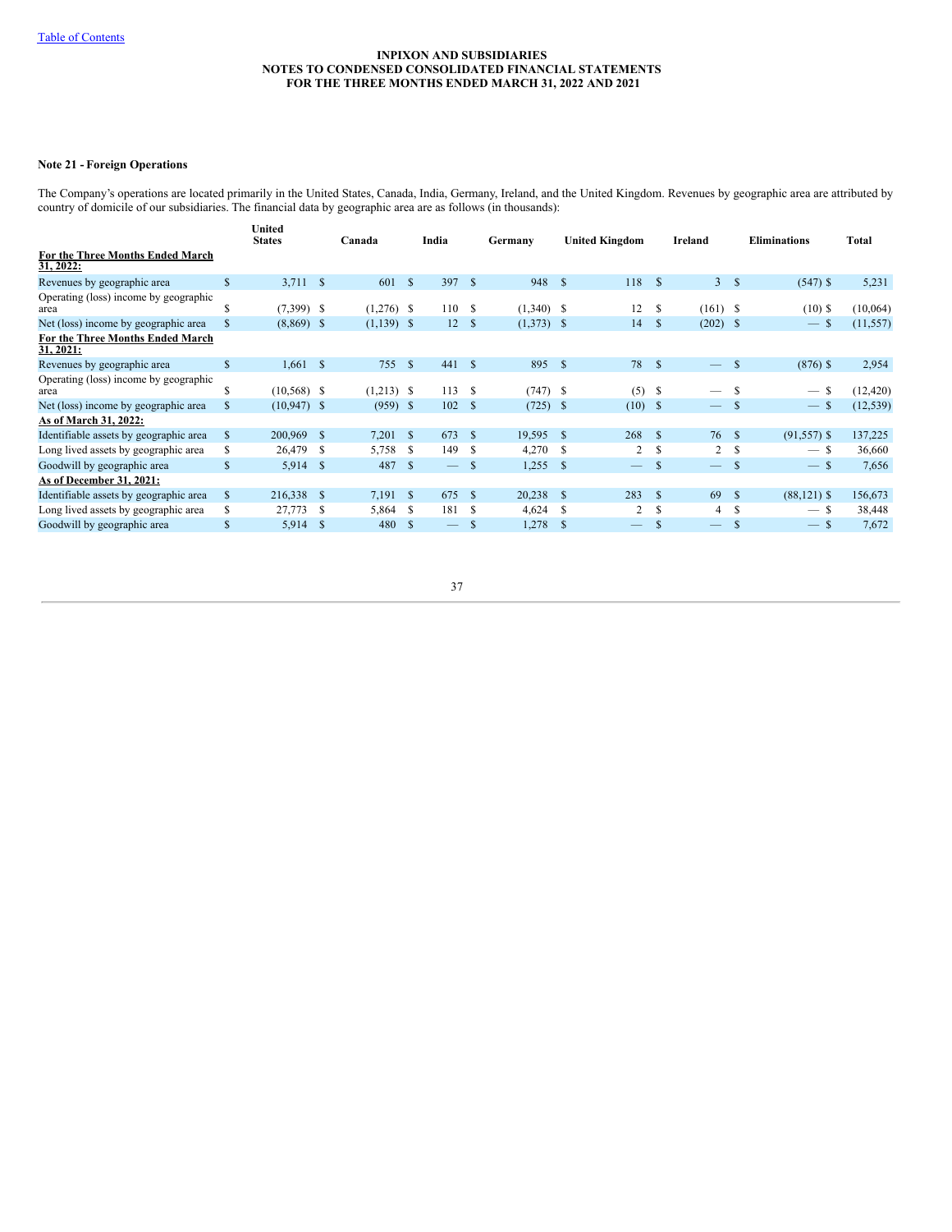## Note 21 - Foreign Operations

The Company's operations are located primarily in the United States, Canada, India, Germany, Ireland, and the United Kingdom. Revenues by geographic area are attributed by country of domicile of our subsidiaries. The financial data by geographic area are as follows (in thousands):

| | United States | Canada | India | Germany | United Kingdom | Ireland | Eliminations | Total |
|---|---|---|---|---|---|---|---|---|
| **For the Three Months Ended March 31, 2022:** | | | | | | | | |
| Revenues by geographic area | $ 3,711 | $ 601 | $ 397 | $ 948 | $ 118 | $ 3 | $ (547) | $ 5,231 |
| Operating (loss) income by geographic area | $ (7,399) | $ (1,276) | $ 110 | $ (1,340) | $ 12 | $ (161) | $ (10) | $ (10,064) |
| Net (loss) income by geographic area | $ (8,869) | $ (1,139) | $ 12 | $ (1,373) | $ 14 | $ (202) | $ — | $ (11,557) |
| **For the Three Months Ended March 31, 2021:** | | | | | | | | |
| Revenues by geographic area | $ 1,661 | $ 755 | $ 441 | $ 895 | $ 78 | $ — | $ (876) | $ 2,954 |
| Operating (loss) income by geographic area | $ (10,568) | $ (1,213) | $ 113 | $ (747) | $ (5) | $ — | $ — | $ (12,420) |
| Net (loss) income by geographic area | $ (10,947) | $ (959) | $ 102 | $ (725) | $ (10) | $ — | $ — | $ (12,539) |
| **As of March 31, 2022:** | | | | | | | | |
| Identifiable assets by geographic area | $ 200,969 | $ 7,201 | $ 673 | $ 19,595 | $ 268 | $ 76 | $ (91,557) | $ 137,225 |
| Long lived assets by geographic area | $ 26,479 | $ 5,758 | $ 149 | $ 4,270 | $ 2 | $ 2 | $ — | $ 36,660 |
| Goodwill by geographic area | $ 5,914 | $ 487 | $ — | $ 1,255 | $ — | $ — | $ — | $ 7,656 |
| **As of December 31, 2021:** | | | | | | | | |
| Identifiable assets by geographic area | $ 216,338 | $ 7,191 | $ 675 | $ 20,238 | $ 283 | $ 69 | $ (88,121) | $ 156,673 |
| Long lived assets by geographic area | $ 27,773 | $ 5,864 | $ 181 | $ 4,624 | $ 2 | $ 4 | $ — | $ 38,448 |
| Goodwill by geographic area | $ 5,914 | $ 480 | $ — | $ 1,278 | $ — | $ — | $ — | $ 7,672 |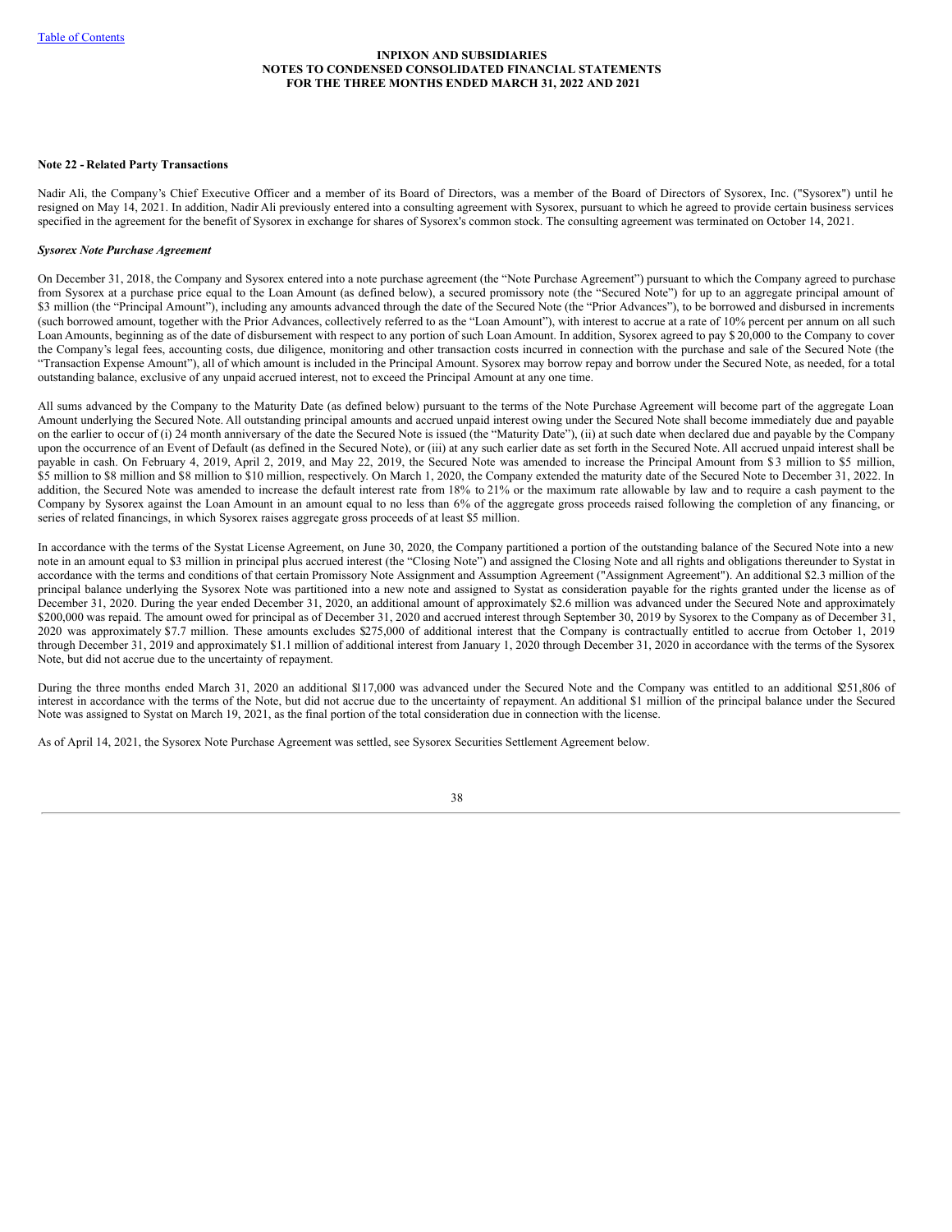**Note 22 - Related Party Transactions**

Nadir Ali, the Company's Chief Executive Officer and a member of its Board of Directors, was a member of the Board of Directors of Sysorex, Inc. ("Sysorex") until he resigned on May 14, 2021. In addition, Nadir Ali previously entered into a consulting agreement with Sysorex, pursuant to which he agreed to provide certain business services specified in the agreement for the benefit of Sysorex in exchange for shares of Sysorex's common stock. The consulting agreement was terminated on October 14, 2021.

***Sysorex Note Purchase Agreement***

On December 31, 2018, the Company and Sysorex entered into a note purchase agreement (the "Note Purchase Agreement") pursuant to which the Company agreed to purchase from Sysorex at a purchase price equal to the Loan Amount (as defined below), a secured promissory note (the "Secured Note") for up to an aggregate principal amount of $3 million (the "Principal Amount"), including any amounts advanced through the date of the Secured Note (the "Prior Advances"), to be borrowed and disbursed in increments (such borrowed amount, together with the Prior Advances, collectively referred to as the "Loan Amount"), with interest to accrue at a rate of 10% percent per annum on all such Loan Amounts, beginning as of the date of disbursement with respect to any portion of such Loan Amount. In addition, Sysorex agreed to pay $ 20,000 to the Company to cover the Company's legal fees, accounting costs, due diligence, monitoring and other transaction costs incurred in connection with the purchase and sale of the Secured Note (the "Transaction Expense Amount"), all of which amount is included in the Principal Amount. Sysorex may borrow repay and borrow under the Secured Note, as needed, for a total outstanding balance, exclusive of any unpaid accrued interest, not to exceed the Principal Amount at any one time.

All sums advanced by the Company to the Maturity Date (as defined below) pursuant to the terms of the Note Purchase Agreement will become part of the aggregate Loan Amount underlying the Secured Note. All outstanding principal amounts and accrued unpaid interest owing under the Secured Note shall become immediately due and payable on the earlier to occur of (i) 24 month anniversary of the date the Secured Note is issued (the "Maturity Date"), (ii) at such date when declared due and payable by the Company upon the occurrence of an Event of Default (as defined in the Secured Note), or (iii) at any such earlier date as set forth in the Secured Note. All accrued unpaid interest shall be payable in cash. On February 4, 2019, April 2, 2019, and May 22, 2019, the Secured Note was amended to increase the Principal Amount from $3 million to $5 million, $5 million to $8 million and $8 million to $10 million, respectively. On March 1, 2020, the Company extended the maturity date of the Secured Note to December 31, 2022. In addition, the Secured Note was amended to increase the default interest rate from 18% to 21% or the maximum rate allowable by law and to require a cash payment to the Company by Sysorex against the Loan Amount in an amount equal to no less than 6% of the aggregate gross proceeds raised following the completion of any financing, or series of related financings, in which Sysorex raises aggregate gross proceeds of at least $5 million.

In accordance with the terms of the Systat License Agreement, on June 30, 2020, the Company partitioned a portion of the outstanding balance of the Secured Note into a new note in an amount equal to $3 million in principal plus accrued interest (the "Closing Note") and assigned the Closing Note and all rights and obligations thereunder to Systat in accordance with the terms and conditions of that certain Promissory Note Assignment and Assumption Agreement ("Assignment Agreement"). An additional $2.3 million of the principal balance underlying the Sysorex Note was partitioned into a new note and assigned to Systat as consideration payable for the rights granted under the license as of December 31, 2020. During the year ended December 31, 2020, an additional amount of approximately $2.6 million was advanced under the Secured Note and approximately $200,000 was repaid. The amount owed for principal as of December 31, 2020 and accrued interest through September 30, 2019 by Sysorex to the Company as of December 31, 2020 was approximately $7.7 million. These amounts excludes $275,000 of additional interest that the Company is contractually entitled to accrue from October 1, 2019 through December 31, 2019 and approximately $1.1 million of additional interest from January 1, 2020 through December 31, 2020 in accordance with the terms of the Sysorex Note, but did not accrue due to the uncertainty of repayment.

During the three months ended March 31, 2020 an additional $17,000 was advanced under the Secured Note and the Company was entitled to an additional $251,806 of interest in accordance with the terms of the Note, but did not accrue due to the uncertainty of repayment. An additional $1 million of the principal balance under the Secured Note was assigned to Systat on March 19, 2021, as the final portion of the total consideration due in connection with the license.

As of April 14, 2021, the Sysorex Note Purchase Agreement was settled, see Sysorex Securities Settlement Agreement below.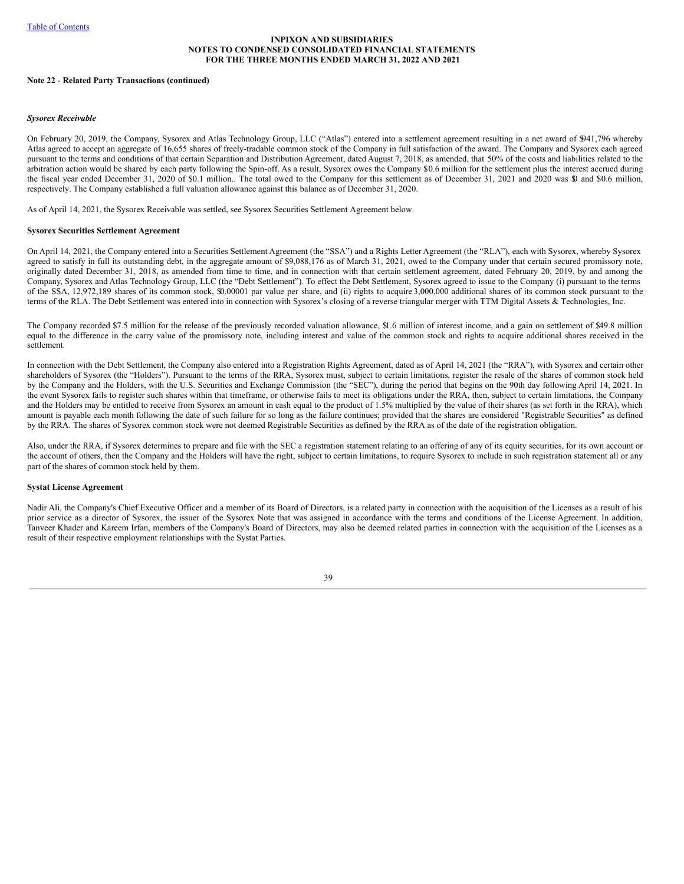**INPIXON AND SUBSIDIARIES**
**NOTES TO CONDENSED CONSOLIDATED FINANCIAL STATEMENTS**
**FOR THE THREE MONTHS ENDED MARCH 31, 2022 AND 2021**

**Note 22 - Related Party Transactions (continued)**

***Sysorex Receivable***

On February 20, 2019, the Company, Sysorex and Atlas Technology Group, LLC ("Atlas") entered into a settlement agreement resulting in a net award of $941,796 whereby Atlas agreed to accept an aggregate of 16,655 shares of freely-tradable common stock of the Company in full satisfaction of the award. The Company and Sysorex each agreed pursuant to the terms and conditions of that certain Separation and Distribution Agreement, dated August 7, 2018, as amended, that 50% of the costs and liabilities related to the arbitration action would be shared by each party following the Spin-off. As a result, Sysorex owes the Company $0.6 million for the settlement plus the interest accrued during the fiscal year ended December 31, 2020 of $0.1 million.. The total owed to the Company for this settlement as of December 31, 2021 and 2020 was $0 and $0.6 million, respectively. The Company established a full valuation allowance against this balance as of December 31, 2020.

As of April 14, 2021, the Sysorex Receivable was settled, see Sysorex Securities Settlement Agreement below.

**Sysorex Securities Settlement Agreement**

On April 14, 2021, the Company entered into a Securities Settlement Agreement (the "SSA") and a Rights Letter Agreement (the "RLA"), each with Sysorex, whereby Sysorex agreed to satisfy in full its outstanding debt, in the aggregate amount of $9,088,176 as of March 31, 2021, owed to the Company under that certain secured promissory note, originally dated December 31, 2018, as amended from time to time, and in connection with that certain settlement agreement, dated February 20, 2019, by and among the Company, Sysorex and Atlas Technology Group, LLC (the "Debt Settlement"). To effect the Debt Settlement, Sysorex agreed to issue to the Company (i) pursuant to the terms of the SSA, 12,972,189 shares of its common stock, $0.00001 par value per share, and (ii) rights to acquire 3,000,000 additional shares of its common stock pursuant to the terms of the RLA. The Debt Settlement was entered into in connection with Sysorex's closing of a reverse triangular merger with TTM Digital Assets & Technologies, Inc.

The Company recorded $7.5 million for the release of the previously recorded valuation allowance, $1.6 million of interest income, and a gain on settlement of $49.8 million equal to the difference in the carry value of the promissory note, including interest and value of the common stock and rights to acquire additional shares received in the settlement.

In connection with the Debt Settlement, the Company also entered into a Registration Rights Agreement, dated as of April 14, 2021 (the "RRA"), with Sysorex and certain other shareholders of Sysorex (the "Holders"). Pursuant to the terms of the RRA, Sysorex must, subject to certain limitations, register the resale of the shares of common stock held by the Company and the Holders, with the U.S. Securities and Exchange Commission (the "SEC"), during the period that begins on the 90th day following April 14, 2021. In the event Sysorex fails to register such shares within that timeframe, or otherwise fails to meet its obligations under the RRA, then, subject to certain limitations, the Company and the Holders may be entitled to receive from Sysorex an amount in cash equal to the product of 1.5% multiplied by the value of their shares (as set forth in the RRA), which amount is payable each month following the date of such failure for so long as the failure continues; provided that the shares are considered "Registrable Securities" as defined by the RRA. The shares of Sysorex common stock were not deemed Registrable Securities as defined by the RRA as of the date of the registration obligation.

Also, under the RRA, if Sysorex determines to prepare and file with the SEC a registration statement relating to an offering of any of its equity securities, for its own account or the account of others, then the Company and the Holders will have the right, subject to certain limitations, to require Sysorex to include in such registration statement all or any part of the shares of common stock held by them.

**Systat License Agreement**

Nadir Ali, the Company's Chief Executive Officer and a member of its Board of Directors, is a related party in connection with the acquisition of the Licenses as a result of his prior service as a director of Sysorex, the issuer of the Sysorex Note that was assigned in accordance with the terms and conditions of the License Agreement. In addition, Tanveer Khader and Kareem Irfan, members of the Company's Board of Directors, may also be deemed related parties in connection with the acquisition of the Licenses as a result of their respective employment relationships with the Systat Parties.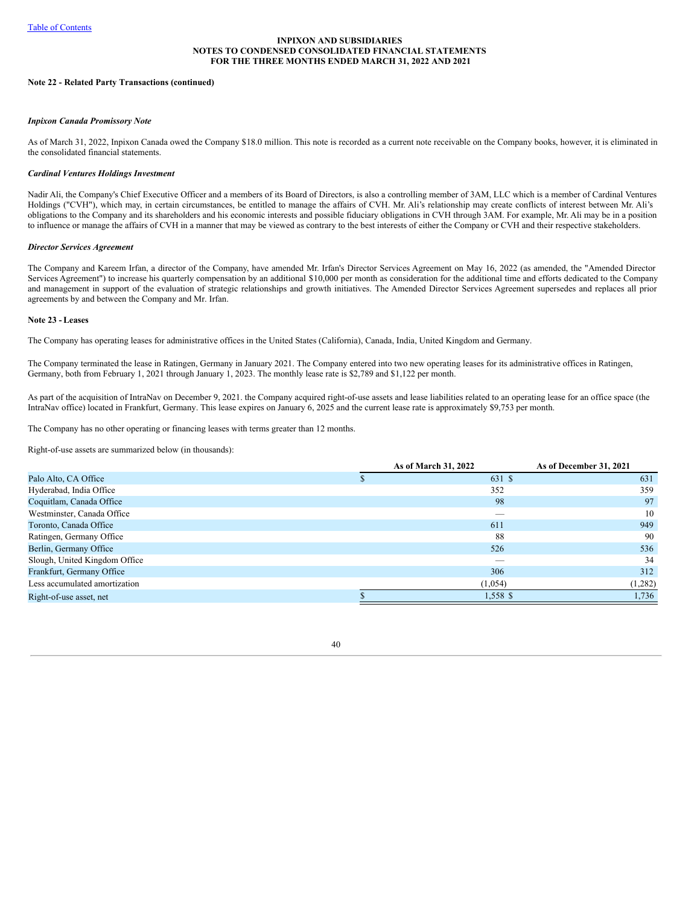**Note 22 - Related Party Transactions (continued)**

***Inpixon Canada Promissory Note***

As of March 31, 2022, Inpixon Canada owed the Company $18.0 million. This note is recorded as a current note receivable on the Company books, however, it is eliminated in the consolidated financial statements.

***Cardinal Ventures Holdings Investment***

Nadir Ali, the Company's Chief Executive Officer and a members of its Board of Directors, is also a controlling member of 3AM, LLC which is a member of Cardinal Ventures Holdings ("CVH"), which may, in certain circumstances, be entitled to manage the affairs of CVH. Mr. Ali's relationship may create conflicts of interest between Mr. Ali's obligations to the Company and its shareholders and his economic interests and possible fiduciary obligations in CVH through 3AM. For example, Mr. Ali may be in a position to influence or manage the affairs of CVH in a manner that may be viewed as contrary to the best interests of either the Company or CVH and their respective stakeholders.

***Director Services Agreement***

The Company and Kareem Irfan, a director of the Company, have amended Mr. Irfan's Director Services Agreement on May 16, 2022 (as amended, the "Amended Director Services Agreement") to increase his quarterly compensation by an additional $10,000 per month as consideration for the additional time and efforts dedicated to the Company and management in support of the evaluation of strategic relationships and growth initiatives. The Amended Director Services Agreement supersedes and replaces all prior agreements by and between the Company and Mr. Irfan.

**Note 23 - Leases**

The Company has operating leases for administrative offices in the United States (California), Canada, India, United Kingdom and Germany.

The Company terminated the lease in Ratingen, Germany in January 2021. The Company entered into two new operating leases for its administrative offices in Ratingen, Germany, both from February 1, 2021 through January 1, 2023. The monthly lease rate is $2,789 and $1,122 per month.

As part of the acquisition of IntraNav on December 9, 2021. the Company acquired right-of-use assets and lease liabilities related to an operating lease for an office space (the IntraNav office) located in Frankfurt, Germany. This lease expires on January 6, 2025 and the current lease rate is approximately $9,753 per month.

The Company has no other operating or financing leases with terms greater than 12 months.

Right-of-use assets are summarized below (in thousands):

| | As of March 31, 2022 | As of December 31, 2021 |
|---|---|---|
| Palo Alto, CA Office | $ 631 | $ 631 |
| Hyderabad, India Office | 352 | 359 |
| Coquitlam, Canada Office | 98 | 97 |
| Westminster, Canada Office | — | 10 |
| Toronto, Canada Office | 611 | 949 |
| Ratingen, Germany Office | 88 | 90 |
| Berlin, Germany Office | 526 | 536 |
| Slough, United Kingdom Office | — | 34 |
| Frankfurt, Germany Office | 306 | 312 |
| Less accumulated amortization | (1,054) | (1,282) |
| Right-of-use asset, net | $ 1,558 | $ 1,736 |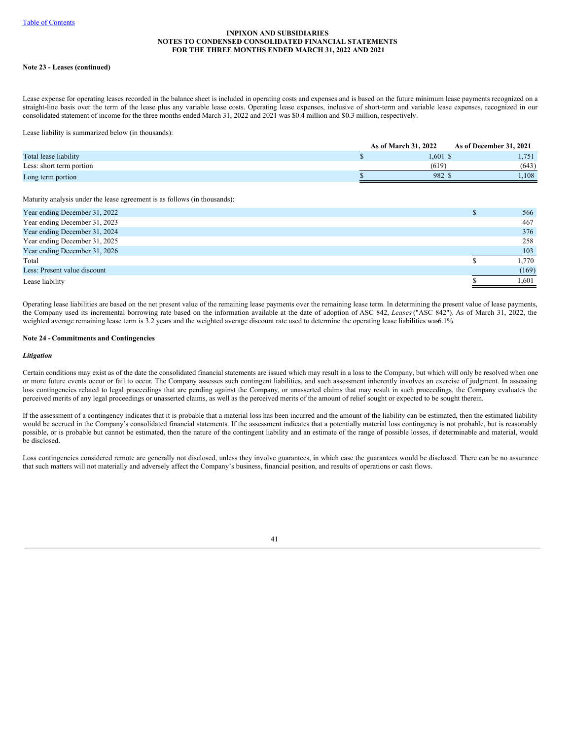**Note 23 - Leases (continued)**

Lease expense for operating leases recorded in the balance sheet is included in operating costs and expenses and is based on the future minimum lease payments recognized on a straight-line basis over the term of the lease plus any variable lease costs. Operating lease expenses, inclusive of short-term and variable lease expenses, recognized in our consolidated statement of income for the three months ended March 31, 2022 and 2021 was $0.4 million and $0.3 million, respectively.

Lease liability is summarized below (in thousands):

| | As of March 31, 2022 | As of December 31, 2021 |
|---|---|---|
| Total lease liability | $ 1,601 | $ 1,751 |
| Less: short term portion | (619) | (643) |
| Long term portion | $ 982 | $ 1,108 |

Maturity analysis under the lease agreement is as follows (in thousands):

| | |
|---|---|
| Year ending December 31, 2022 | $ 566 |
| Year ending December 31, 2023 | 467 |
| Year ending December 31, 2024 | 376 |
| Year ending December 31, 2025 | 258 |
| Year ending December 31, 2026 | 103 |
| Total | $ 1,770 |
| Less: Present value discount | (169) |
| Lease liability | $ 1,601 |

Operating lease liabilities are based on the net present value of the remaining lease payments over the remaining lease term. In determining the present value of lease payments, the Company used its incremental borrowing rate based on the information available at the date of adoption of ASC 842, *Leases* ("ASC 842"). As of March 31, 2022, the weighted average remaining lease term is 3.2 years and the weighted average discount rate used to determine the operating lease liabilities was 6.1%.

**Note 24 - Commitments and Contingencies**

***Litigation***

Certain conditions may exist as of the date the consolidated financial statements are issued which may result in a loss to the Company, but which will only be resolved when one or more future events occur or fail to occur. The Company assesses such contingent liabilities, and such assessment inherently involves an exercise of judgment. In assessing loss contingencies related to legal proceedings that are pending against the Company, or unasserted claims that may result in such proceedings, the Company evaluates the perceived merits of any legal proceedings or unasserted claims, as well as the perceived merits of the amount of relief sought or expected to be sought therein.

If the assessment of a contingency indicates that it is probable that a material loss has been incurred and the amount of the liability can be estimated, then the estimated liability would be accrued in the Company's consolidated financial statements. If the assessment indicates that a potentially material loss contingency is not probable, but is reasonably possible, or is probable but cannot be estimated, then the nature of the contingent liability and an estimate of the range of possible losses, if determinable and material, would be disclosed.

Loss contingencies considered remote are generally not disclosed, unless they involve guarantees, in which case the guarantees would be disclosed. There can be no assurance that such matters will not materially and adversely affect the Company's business, financial position, and results of operations or cash flows.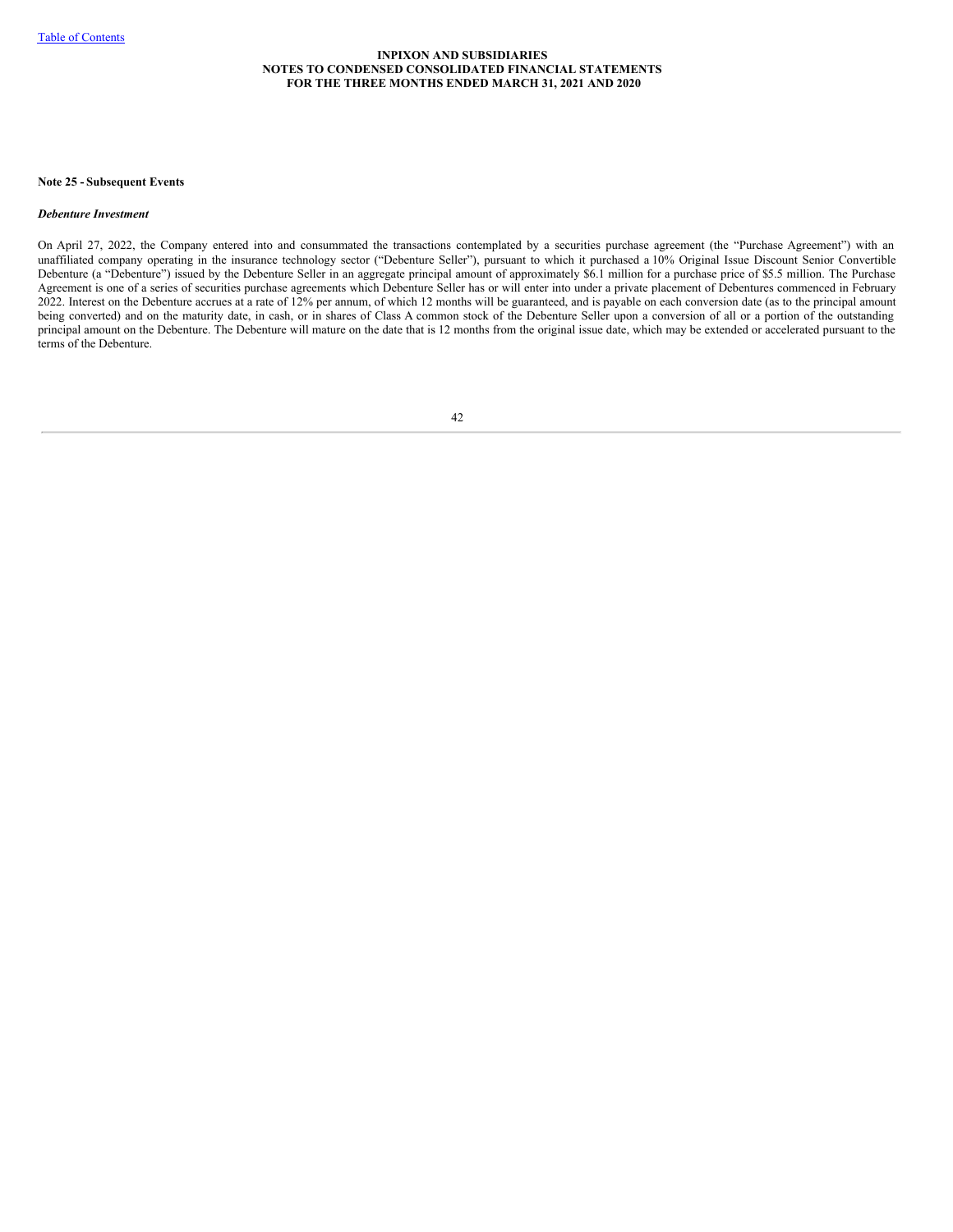**Note 25 - Subsequent Events**

***Debenture Investment***

On April 27, 2022, the Company entered into and consummated the transactions contemplated by a securities purchase agreement (the "Purchase Agreement") with an unaffiliated company operating in the insurance technology sector ("Debenture Seller"), pursuant to which it purchased a 10% Original Issue Discount Senior Convertible Debenture (a "Debenture") issued by the Debenture Seller in an aggregate principal amount of approximately $6.1 million for a purchase price of $5.5 million. The Purchase Agreement is one of a series of securities purchase agreements which Debenture Seller has or will enter into under a private placement of Debentures commenced in February 2022. Interest on the Debenture accrues at a rate of 12% per annum, of which 12 months will be guaranteed, and is payable on each conversion date (as to the principal amount being converted) and on the maturity date, in cash, or in shares of Class A common stock of the Debenture Seller upon a conversion of all or a portion of the outstanding principal amount on the Debenture. The Debenture will mature on the date that is 12 months from the original issue date, which may be extended or accelerated pursuant to the terms of the Debenture.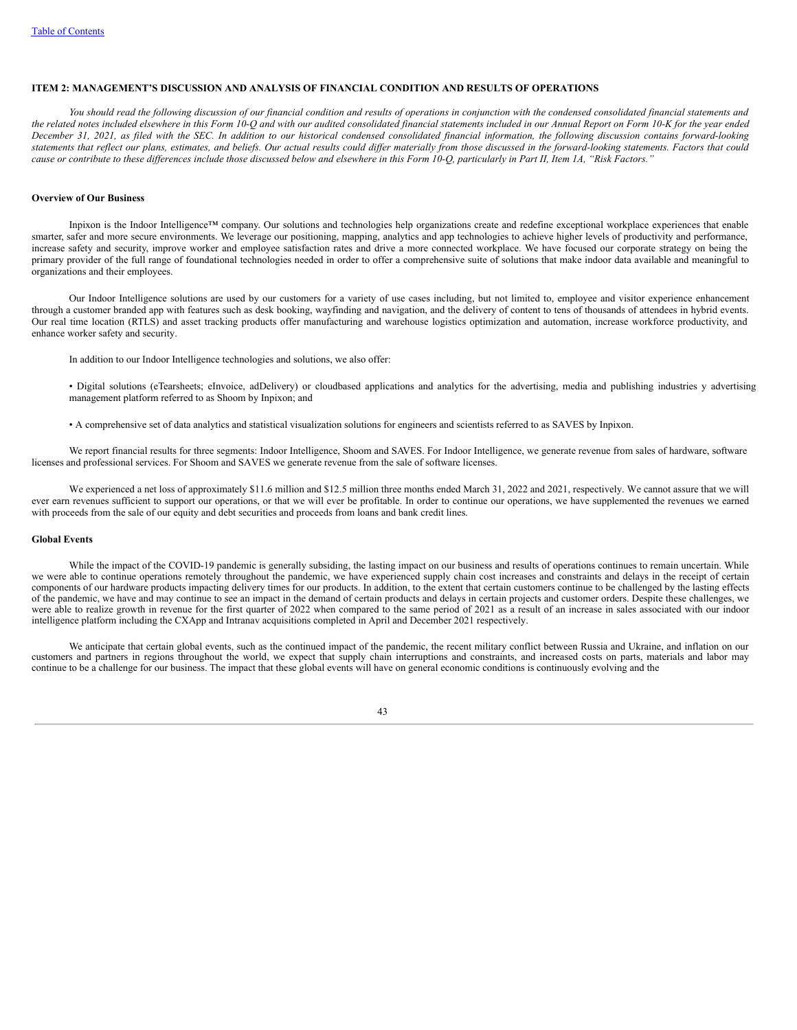## ITEM 2: MANAGEMENT'S DISCUSSION AND ANALYSIS OF FINANCIAL CONDITION AND RESULTS OF OPERATIONS

*You should read the following discussion of our financial condition and results of operations in conjunction with the condensed consolidated financial statements and the related notes included elsewhere in this Form 10-Q and with our audited consolidated financial statements included in our Annual Report on Form 10-K for the year ended December 31, 2021, as filed with the SEC. In addition to our historical condensed consolidated financial information, the following discussion contains forward-looking statements that reflect our plans, estimates, and beliefs. Our actual results could differ materially from those discussed in the forward-looking statements. Factors that could cause or contribute to these differences include those discussed below and elsewhere in this Form 10-Q, particularly in Part II, Item 1A, "Risk Factors."*

### Overview of Our Business

Inpixon is the Indoor Intelligence™ company. Our solutions and technologies help organizations create and redefine exceptional workplace experiences that enable smarter, safer and more secure environments. We leverage our positioning, mapping, analytics and app technologies to achieve higher levels of productivity and performance, increase safety and security, improve worker and employee satisfaction rates and drive a more connected workplace. We have focused our corporate strategy on being the primary provider of the full range of foundational technologies needed in order to offer a comprehensive suite of solutions that make indoor data available and meaningful to organizations and their employees.

Our Indoor Intelligence solutions are used by our customers for a variety of use cases including, but not limited to, employee and visitor experience enhancement through a customer branded app with features such as desk booking, wayfinding and navigation, and the delivery of content to tens of thousands of attendees in hybrid events. Our real time location (RTLS) and asset tracking products offer manufacturing and warehouse logistics optimization and automation, increase workforce productivity, and enhance worker safety and security.

In addition to our Indoor Intelligence technologies and solutions, we also offer:

• Digital solutions (eTearsheets; eInvoice, adDelivery) or cloudbased applications and analytics for the advertising, media and publishing industries y advertising management platform referred to as Shoom by Inpixon; and

• A comprehensive set of data analytics and statistical visualization solutions for engineers and scientists referred to as SAVES by Inpixon.

We report financial results for three segments: Indoor Intelligence, Shoom and SAVES. For Indoor Intelligence, we generate revenue from sales of hardware, software licenses and professional services. For Shoom and SAVES we generate revenue from the sale of software licenses.

We experienced a net loss of approximately $11.6 million and $12.5 million three months ended March 31, 2022 and 2021, respectively. We cannot assure that we will ever earn revenues sufficient to support our operations, or that we will ever be profitable. In order to continue our operations, we have supplemented the revenues we earned with proceeds from the sale of our equity and debt securities and proceeds from loans and bank credit lines.

### Global Events

While the impact of the COVID-19 pandemic is generally subsiding, the lasting impact on our business and results of operations continues to remain uncertain. While we were able to continue operations remotely throughout the pandemic, we have experienced supply chain cost increases and constraints and delays in the receipt of certain components of our hardware products impacting delivery times for our products. In addition, to the extent that certain customers continue to be challenged by the lasting effects of the pandemic, we have and may continue to see an impact in the demand of certain products and delays in certain projects and customer orders. Despite these challenges, we were able to realize growth in revenue for the first quarter of 2022 when compared to the same period of 2021 as a result of an increase in sales associated with our indoor intelligence platform including the CXApp and Intranav acquisitions completed in April and December 2021 respectively.

We anticipate that certain global events, such as the continued impact of the pandemic, the recent military conflict between Russia and Ukraine, and inflation on our customers and partners in regions throughout the world, we expect that supply chain interruptions and constraints, and increased costs on parts, materials and labor may continue to be a challenge for our business. The impact that these global events will have on general economic conditions is continuously evolving and the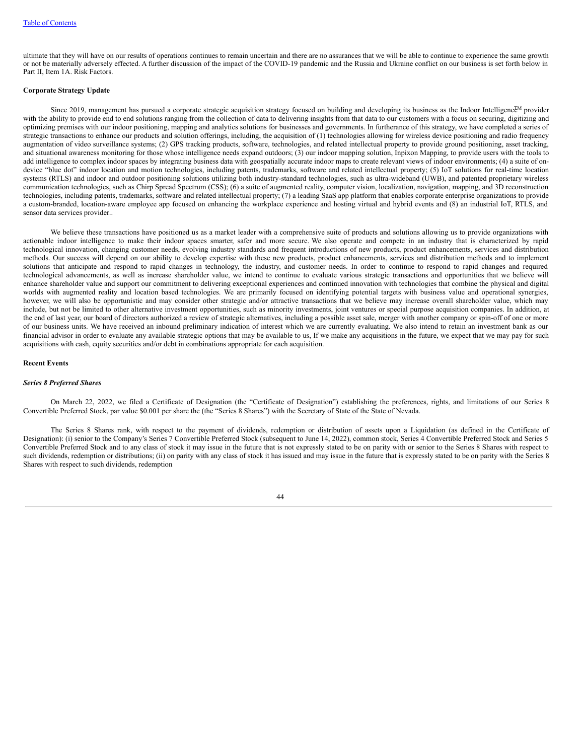ultimate that they will have on our results of operations continues to remain uncertain and there are no assurances that we will be able to continue to experience the same growth or not be materially adversely effected. A further discussion of the impact of the COVID-19 pandemic and the Russia and Ukraine conflict on our business is set forth below in Part II, Item 1A. Risk Factors.

**Corporate Strategy Update**

Since 2019, management has pursued a corporate strategic acquisition strategy focused on building and developing its business as the Indoor Intelligence™ provider with the ability to provide end to end solutions ranging from the collection of data to delivering insights from that data to our customers with a focus on securing, digitizing and optimizing premises with our indoor positioning, mapping and analytics solutions for businesses and governments. In furtherance of this strategy, we have completed a series of strategic transactions to enhance our products and solution offerings, including, the acquisition of (1) technologies allowing for wireless device positioning and radio frequency augmentation of video surveillance systems; (2) GPS tracking products, software, technologies, and related intellectual property to provide ground positioning, asset tracking, and situational awareness monitoring for those whose intelligence needs expand outdoors; (3) our indoor mapping solution, Inpixon Mapping, to provide users with the tools to add intelligence to complex indoor spaces by integrating business data with geospatially accurate indoor maps to create relevant views of indoor environments; (4) a suite of on-device "blue dot" indoor location and motion technologies, including patents, trademarks, software and related intellectual property; (5) IoT solutions for real-time location systems (RTLS) and indoor and outdoor positioning solutions utilizing both industry-standard technologies, such as ultra-wideband (UWB), and patented proprietary wireless communication technologies, such as Chirp Spread Spectrum (CSS); (6) a suite of augmented reality, computer vision, localization, navigation, mapping, and 3D reconstruction technologies, including patents, trademarks, software and related intellectual property; (7) a leading SaaS app platform that enables corporate enterprise organizations to provide a custom-branded, location-aware employee app focused on enhancing the workplace experience and hosting virtual and hybrid events and (8) an industrial IoT, RTLS, and sensor data services provider..

We believe these transactions have positioned us as a market leader with a comprehensive suite of products and solutions allowing us to provide organizations with actionable indoor intelligence to make their indoor spaces smarter, safer and more secure. We also operate and compete in an industry that is characterized by rapid technological innovation, changing customer needs, evolving industry standards and frequent introductions of new products, product enhancements, services and distribution methods. Our success will depend on our ability to develop expertise with these new products, product enhancements, services and distribution methods and to implement solutions that anticipate and respond to rapid changes in technology, the industry, and customer needs. In order to continue to respond to rapid changes and required technological advancements, as well as increase shareholder value, we intend to continue to evaluate various strategic transactions and opportunities that we believe will enhance shareholder value and support our commitment to delivering exceptional experiences and continued innovation with technologies that combine the physical and digital worlds with augmented reality and location based technologies. We are primarily focused on identifying potential targets with business value and operational synergies, however, we will also be opportunistic and may consider other strategic and/or attractive transactions that we believe may increase overall shareholder value, which may include, but not be limited to other alternative investment opportunities, such as minority investments, joint ventures or special purpose acquisition companies. In addition, at the end of last year, our board of directors authorized a review of strategic alternatives, including a possible asset sale, merger with another company or spin-off of one or more of our business units. We have received an inbound preliminary indication of interest which we are currently evaluating. We also intend to retain an investment bank as our financial advisor in order to evaluate any available strategic options that may be available to us, If we make any acquisitions in the future, we expect that we may pay for such acquisitions with cash, equity securities and/or debt in combinations appropriate for each acquisition.

**Recent Events**

***Series 8 Preferred Shares***

On March 22, 2022, we filed a Certificate of Designation (the "Certificate of Designation") establishing the preferences, rights, and limitations of our Series 8 Convertible Preferred Stock, par value $0.001 per share the (the "Series 8 Shares") with the Secretary of State of the State of Nevada.

The Series 8 Shares rank, with respect to the payment of dividends, redemption or distribution of assets upon a Liquidation (as defined in the Certificate of Designation): (i) senior to the Company's Series 7 Convertible Preferred Stock (subsequent to June 14, 2022), common stock, Series 4 Convertible Preferred Stock and Series 5 Convertible Preferred Stock and to any class of stock it may issue in the future that is not expressly stated to be on parity with or senior to the Series 8 Shares with respect to such dividends, redemption or distributions; (ii) on parity with any class of stock it has issued and may issue in the future that is expressly stated to be on parity with the Series 8 Shares with respect to such dividends, redemption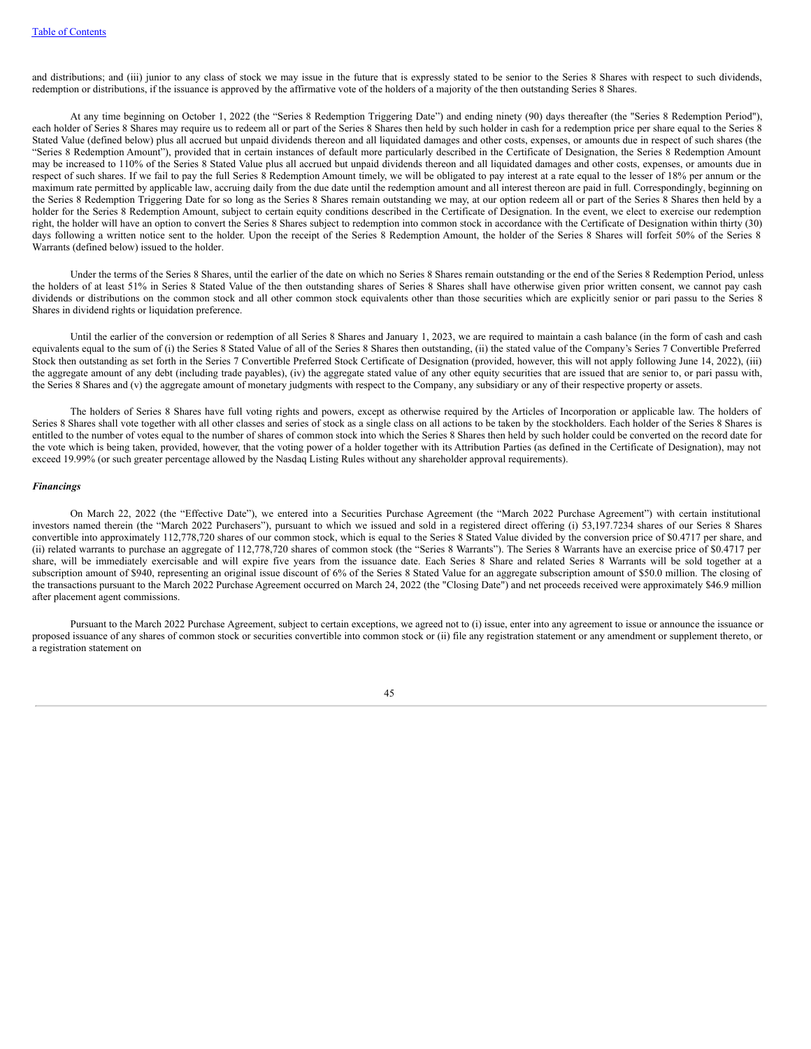and distributions; and (iii) junior to any class of stock we may issue in the future that is expressly stated to be senior to the Series 8 Shares with respect to such dividends, redemption or distributions, if the issuance is approved by the affirmative vote of the holders of a majority of the then outstanding Series 8 Shares.

At any time beginning on October 1, 2022 (the "Series 8 Redemption Triggering Date") and ending ninety (90) days thereafter (the "Series 8 Redemption Period"), each holder of Series 8 Shares may require us to redeem all or part of the Series 8 Shares then held by such holder in cash for a redemption price per share equal to the Series 8 Stated Value (defined below) plus all accrued but unpaid dividends thereon and all liquidated damages and other costs, expenses, or amounts due in respect of such shares (the "Series 8 Redemption Amount"), provided that in certain instances of default more particularly described in the Certificate of Designation, the Series 8 Redemption Amount may be increased to 110% of the Series 8 Stated Value plus all accrued but unpaid dividends thereon and all liquidated damages and other costs, expenses, or amounts due in respect of such shares. If we fail to pay the full Series 8 Redemption Amount timely, we will be obligated to pay interest at a rate equal to the lesser of 18% per annum or the maximum rate permitted by applicable law, accruing daily from the due date until the redemption amount and all interest thereon are paid in full. Correspondingly, beginning on the Series 8 Redemption Triggering Date for so long as the Series 8 Shares remain outstanding we may, at our option redeem all or part of the Series 8 Shares then held by a holder for the Series 8 Redemption Amount, subject to certain equity conditions described in the Certificate of Designation. In the event, we elect to exercise our redemption right, the holder will have an option to convert the Series 8 Shares subject to redemption into common stock in accordance with the Certificate of Designation within thirty (30) days following a written notice sent to the holder. Upon the receipt of the Series 8 Redemption Amount, the holder of the Series 8 Shares will forfeit 50% of the Series 8 Warrants (defined below) issued to the holder.

Under the terms of the Series 8 Shares, until the earlier of the date on which no Series 8 Shares remain outstanding or the end of the Series 8 Redemption Period, unless the holders of at least 51% in Series 8 Stated Value of the then outstanding shares of Series 8 Shares shall have otherwise given prior written consent, we cannot pay cash dividends or distributions on the common stock and all other common stock equivalents other than those securities which are explicitly senior or pari passu to the Series 8 Shares in dividend rights or liquidation preference.

Until the earlier of the conversion or redemption of all Series 8 Shares and January 1, 2023, we are required to maintain a cash balance (in the form of cash and cash equivalents equal to the sum of (i) the Series 8 Stated Value of all of the Series 8 Shares then outstanding, (ii) the stated value of the Company's Series 7 Convertible Preferred Stock then outstanding as set forth in the Series 7 Convertible Preferred Stock Certificate of Designation (provided, however, this will not apply following June 14, 2022), (iii) the aggregate amount of any debt (including trade payables), (iv) the aggregate stated value of any other equity securities that are issued that are senior to, or pari passu with, the Series 8 Shares and (v) the aggregate amount of monetary judgments with respect to the Company, any subsidiary or any of their respective property or assets.

The holders of Series 8 Shares have full voting rights and powers, except as otherwise required by the Articles of Incorporation or applicable law. The holders of Series 8 Shares shall vote together with all other classes and series of stock as a single class on all actions to be taken by the stockholders. Each holder of the Series 8 Shares is entitled to the number of votes equal to the number of shares of common stock into which the Series 8 Shares then held by such holder could be converted on the record date for the vote which is being taken, provided, however, that the voting power of a holder together with its Attribution Parties (as defined in the Certificate of Designation), may not exceed 19.99% (or such greater percentage allowed by the Nasdaq Listing Rules without any shareholder approval requirements).

***Financings***

On March 22, 2022 (the "Effective Date"), we entered into a Securities Purchase Agreement (the "March 2022 Purchase Agreement") with certain institutional investors named therein (the "March 2022 Purchasers"), pursuant to which we issued and sold in a registered direct offering (i) 53,197.7234 shares of our Series 8 Shares convertible into approximately 112,778,720 shares of our common stock, which is equal to the Series 8 Stated Value divided by the conversion price of $0.4717 per share, and (ii) related warrants to purchase an aggregate of 112,778,720 shares of common stock (the "Series 8 Warrants"). The Series 8 Warrants have an exercise price of $0.4717 per share, will be immediately exercisable and will expire five years from the issuance date. Each Series 8 Share and related Series 8 Warrants will be sold together at a subscription amount of $940, representing an original issue discount of 6% of the Series 8 Stated Value for an aggregate subscription amount of $50.0 million. The closing of the transactions pursuant to the March 2022 Purchase Agreement occurred on March 24, 2022 (the "Closing Date") and net proceeds received were approximately $46.9 million after placement agent commissions.

Pursuant to the March 2022 Purchase Agreement, subject to certain exceptions, we agreed not to (i) issue, enter into any agreement to issue or announce the issuance or proposed issuance of any shares of common stock or securities convertible into common stock or (ii) file any registration statement or any amendment or supplement thereto, or a registration statement on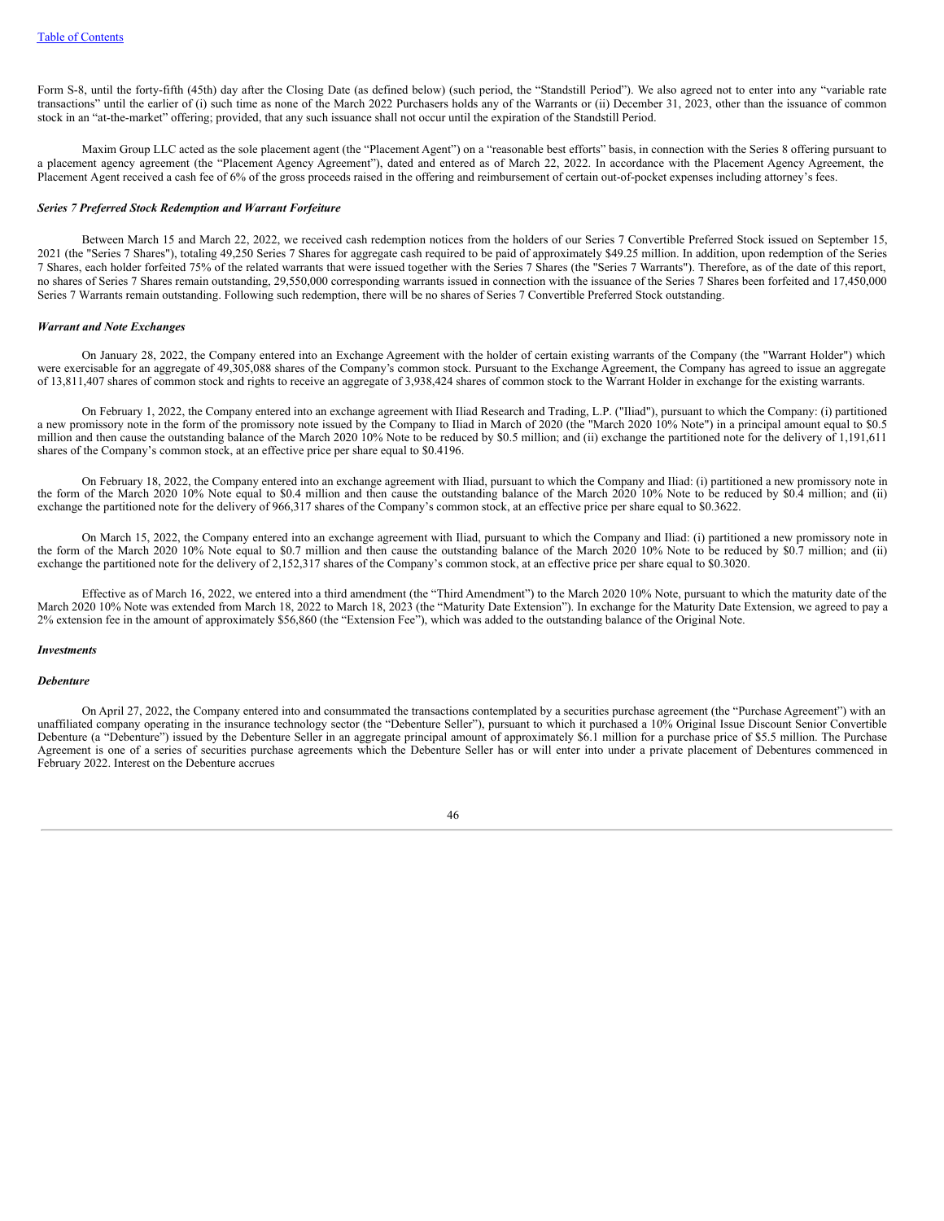Form S-8, until the forty-fifth (45th) day after the Closing Date (as defined below) (such period, the "Standstill Period"). We also agreed not to enter into any "variable rate transactions" until the earlier of (i) such time as none of the March 2022 Purchasers holds any of the Warrants or (ii) December 31, 2023, other than the issuance of common stock in an "at-the-market" offering; provided, that any such issuance shall not occur until the expiration of the Standstill Period.

Maxim Group LLC acted as the sole placement agent (the "Placement Agent") on a "reasonable best efforts" basis, in connection with the Series 8 offering pursuant to a placement agency agreement (the "Placement Agency Agreement"), dated and entered as of March 22, 2022. In accordance with the Placement Agency Agreement, the Placement Agent received a cash fee of 6% of the gross proceeds raised in the offering and reimbursement of certain out-of-pocket expenses including attorney's fees.

***Series 7 Preferred Stock Redemption and Warrant Forfeiture***

Between March 15 and March 22, 2022, we received cash redemption notices from the holders of our Series 7 Convertible Preferred Stock issued on September 15, 2021 (the "Series 7 Shares"), totaling 49,250 Series 7 Shares for aggregate cash required to be paid of approximately $49.25 million. In addition, upon redemption of the Series 7 Shares, each holder forfeited 75% of the related warrants that were issued together with the Series 7 Shares (the "Series 7 Warrants"). Therefore, as of the date of this report, no shares of Series 7 Shares remain outstanding, 29,550,000 corresponding warrants issued in connection with the issuance of the Series 7 Shares been forfeited and 17,450,000 Series 7 Warrants remain outstanding. Following such redemption, there will be no shares of Series 7 Convertible Preferred Stock outstanding.

***Warrant and Note Exchanges***

On January 28, 2022, the Company entered into an Exchange Agreement with the holder of certain existing warrants of the Company (the "Warrant Holder") which were exercisable for an aggregate of 49,305,088 shares of the Company's common stock. Pursuant to the Exchange Agreement, the Company has agreed to issue an aggregate of 13,811,407 shares of common stock and rights to receive an aggregate of 3,938,424 shares of common stock to the Warrant Holder in exchange for the existing warrants.

On February 1, 2022, the Company entered into an exchange agreement with Iliad Research and Trading, L.P. ("Iliad"), pursuant to which the Company: (i) partitioned a new promissory note in the form of the promissory note issued by the Company to Iliad in March of 2020 (the "March 2020 10% Note") in a principal amount equal to $0.5 million and then cause the outstanding balance of the March 2020 10% Note to be reduced by $0.5 million; and (ii) exchange the partitioned note for the delivery of 1,191,611 shares of the Company's common stock, at an effective price per share equal to $0.4196.

On February 18, 2022, the Company entered into an exchange agreement with Iliad, pursuant to which the Company and Iliad: (i) partitioned a new promissory note in the form of the March 2020 10% Note equal to $0.4 million and then cause the outstanding balance of the March 2020 10% Note to be reduced by $0.4 million; and (ii) exchange the partitioned note for the delivery of 966,317 shares of the Company's common stock, at an effective price per share equal to $0.3622.

On March 15, 2022, the Company entered into an exchange agreement with Iliad, pursuant to which the Company and Iliad: (i) partitioned a new promissory note in the form of the March 2020 10% Note equal to $0.7 million and then cause the outstanding balance of the March 2020 10% Note to be reduced by $0.7 million; and (ii) exchange the partitioned note for the delivery of 2,152,317 shares of the Company's common stock, at an effective price per share equal to $0.3020.

Effective as of March 16, 2022, we entered into a third amendment (the "Third Amendment") to the March 2020 10% Note, pursuant to which the maturity date of the March 2020 10% Note was extended from March 18, 2022 to March 18, 2023 (the "Maturity Date Extension"). In exchange for the Maturity Date Extension, we agreed to pay a 2% extension fee in the amount of approximately $56,860 (the "Extension Fee"), which was added to the outstanding balance of the Original Note.

***Investments***

***Debenture***

On April 27, 2022, the Company entered into and consummated the transactions contemplated by a securities purchase agreement (the "Purchase Agreement") with an unaffiliated company operating in the insurance technology sector (the "Debenture Seller"), pursuant to which it purchased a 10% Original Issue Discount Senior Convertible Debenture (a "Debenture") issued by the Debenture Seller in an aggregate principal amount of approximately $6.1 million for a purchase price of $5.5 million. The Purchase Agreement is one of a series of securities purchase agreements which the Debenture Seller has or will enter into under a private placement of Debentures commenced in February 2022. Interest on the Debenture accrues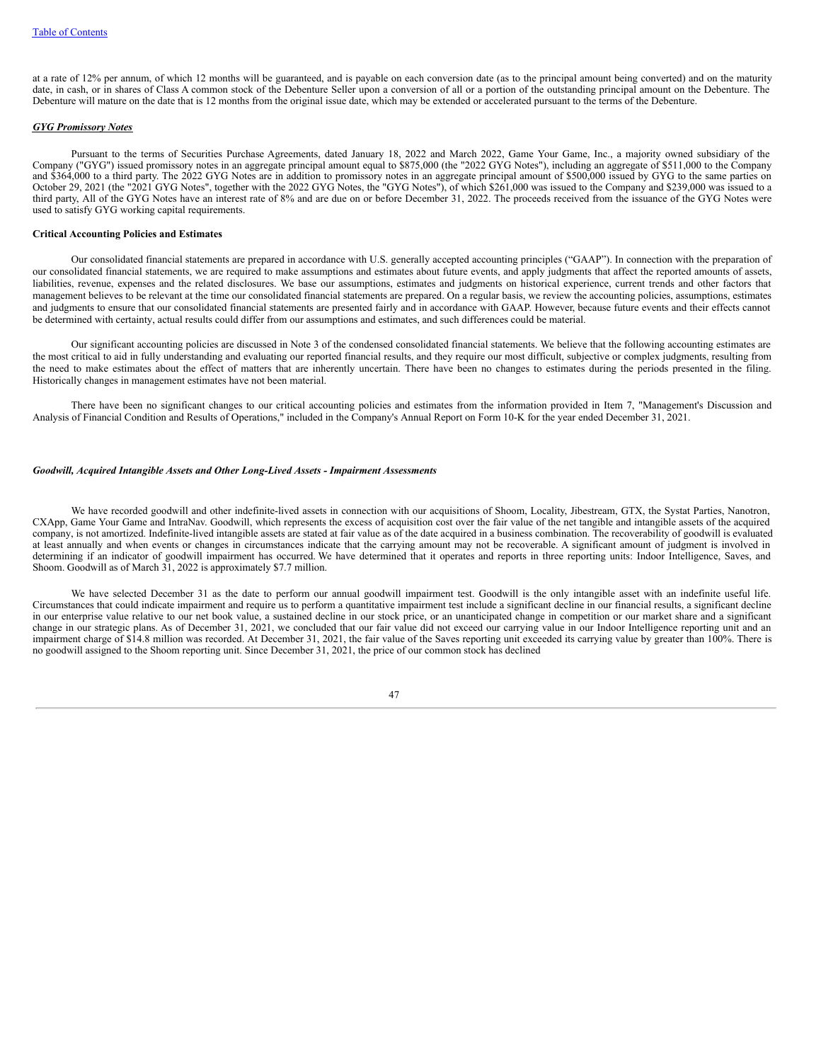at a rate of 12% per annum, of which 12 months will be guaranteed, and is payable on each conversion date (as to the principal amount being converted) and on the maturity date, in cash, or in shares of Class A common stock of the Debenture Seller upon a conversion of all or a portion of the outstanding principal amount on the Debenture. The Debenture will mature on the date that is 12 months from the original issue date, which may be extended or accelerated pursuant to the terms of the Debenture.

***GYG Promissory Notes***

Pursuant to the terms of Securities Purchase Agreements, dated January 18, 2022 and March 2022, Game Your Game, Inc., a majority owned subsidiary of the Company ("GYG") issued promissory notes in an aggregate principal amount equal to $875,000 (the "2022 GYG Notes"), including an aggregate of $511,000 to the Company and $364,000 to a third party. The 2022 GYG Notes are in addition to promissory notes in an aggregate principal amount of $500,000 issued by GYG to the same parties on October 29, 2021 (the "2021 GYG Notes", together with the 2022 GYG Notes, the "GYG Notes"), of which $261,000 was issued to the Company and $239,000 was issued to a third party, All of the GYG Notes have an interest rate of 8% and are due on or before December 31, 2022. The proceeds received from the issuance of the GYG Notes were used to satisfy GYG working capital requirements.

**Critical Accounting Policies and Estimates**

Our consolidated financial statements are prepared in accordance with U.S. generally accepted accounting principles ("GAAP"). In connection with the preparation of our consolidated financial statements, we are required to make assumptions and estimates about future events, and apply judgments that affect the reported amounts of assets, liabilities, revenue, expenses and the related disclosures. We base our assumptions, estimates and judgments on historical experience, current trends and other factors that management believes to be relevant at the time our consolidated financial statements are prepared. On a regular basis, we review the accounting policies, assumptions, estimates and judgments to ensure that our consolidated financial statements are presented fairly and in accordance with GAAP. However, because future events and their effects cannot be determined with certainty, actual results could differ from our assumptions and estimates, and such differences could be material.

Our significant accounting policies are discussed in Note 3 of the condensed consolidated financial statements. We believe that the following accounting estimates are the most critical to aid in fully understanding and evaluating our reported financial results, and they require our most difficult, subjective or complex judgments, resulting from the need to make estimates about the effect of matters that are inherently uncertain. There have been no changes to estimates during the periods presented in the filing. Historically changes in management estimates have not been material.

There have been no significant changes to our critical accounting policies and estimates from the information provided in Item 7, "Management's Discussion and Analysis of Financial Condition and Results of Operations," included in the Company's Annual Report on Form 10-K for the year ended December 31, 2021.

***Goodwill, Acquired Intangible Assets and Other Long-Lived Assets - Impairment Assessments***

We have recorded goodwill and other indefinite-lived assets in connection with our acquisitions of Shoom, Locality, Jibestream, GTX, the Systat Parties, Nanotron, CXApp, Game Your Game and IntraNav. Goodwill, which represents the excess of acquisition cost over the fair value of the net tangible and intangible assets of the acquired company, is not amortized. Indefinite-lived intangible assets are stated at fair value as of the date acquired in a business combination. The recoverability of goodwill is evaluated at least annually and when events or changes in circumstances indicate that the carrying amount may not be recoverable. A significant amount of judgment is involved in determining if an indicator of goodwill impairment has occurred. We have determined that it operates and reports in three reporting units: Indoor Intelligence, Saves, and Shoom. Goodwill as of March 31, 2022 is approximately $7.7 million.

We have selected December 31 as the date to perform our annual goodwill impairment test. Goodwill is the only intangible asset with an indefinite useful life. Circumstances that could indicate impairment and require us to perform a quantitative impairment test include a significant decline in our financial results, a significant decline in our enterprise value relative to our net book value, a sustained decline in our stock price, or an unanticipated change in competition or our market share and a significant change in our strategic plans. As of December 31, 2021, we concluded that our fair value did not exceed our carrying value in our Indoor Intelligence reporting unit and an impairment charge of $14.8 million was recorded. At December 31, 2021, the fair value of the Saves reporting unit exceeded its carrying value by greater than 100%. There is no goodwill assigned to the Shoom reporting unit. Since December 31, 2021, the price of our common stock has declined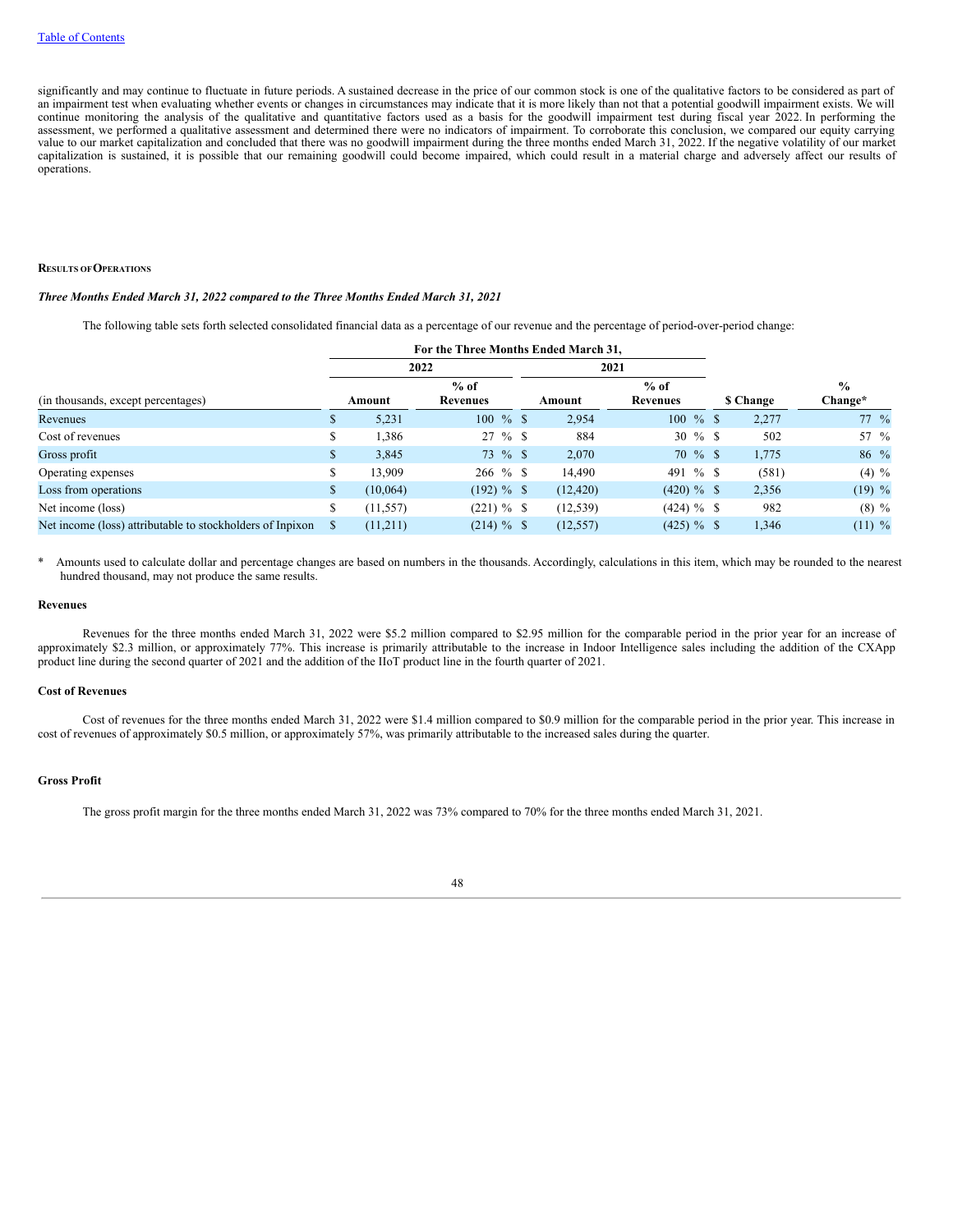significantly and may continue to fluctuate in future periods. A sustained decrease in the price of our common stock is one of the qualitative factors to be considered as part of an impairment test when evaluating whether events or changes in circumstances may indicate that it is more likely than not that a potential goodwill impairment exists. We will continue monitoring the analysis of the qualitative and quantitative factors used as a basis for the goodwill impairment test during fiscal year 2022. In performing the assessment, we performed a qualitative assessment and determined there were no indicators of impairment. To corroborate this conclusion, we compared our equity carrying value to our market capitalization and concluded that there was no goodwill impairment during the three months ended March 31, 2022. If the negative volatility of our market capitalization is sustained, it is possible that our remaining goodwill could become impaired, which could result in a material charge and adversely affect our results of operations.

## RESULTS OF OPERATIONS

### *Three Months Ended March 31, 2022 compared to the Three Months Ended March 31, 2021*

The following table sets forth selected consolidated financial data as a percentage of our revenue and the percentage of period-over-period change:

| | For the Three Months Ended March 31, | | | | | |
|---|---|---|---|---|---|---|
| | 2022 | | 2021 | | | |
| (in thousands, except percentages) | Amount | % of Revenues | Amount | % of Revenues | $ Change | % Change* |
| Revenues | $ 5,231 | 100 % | $ 2,954 | 100 % | $ 2,277 | 77 % |
| Cost of revenues | $ 1,386 | 27 % | $ 884 | 30 % | $ 502 | 57 % |
| Gross profit | $ 3,845 | 73 % | $ 2,070 | 70 % | $ 1,775 | 86 % |
| Operating expenses | $ 13,909 | 266 % | $ 14,490 | 491 % | $ (581) | (4) % |
| Loss from operations | $ (10,064) | (192) % | $ (12,420) | (420) % | $ 2,356 | (19) % |
| Net income (loss) | $ (11,557) | (221) % | $ (12,539) | (424) % | $ 982 | (8) % |
| Net income (loss) attributable to stockholders of Inpixon | $ (11,211) | (214) % | $ (12,557) | (425) % | $ 1,346 | (11) % |

\* Amounts used to calculate dollar and percentage changes are based on numbers in the thousands. Accordingly, calculations in this item, which may be rounded to the nearest hundred thousand, may not produce the same results.

#### Revenues

Revenues for the three months ended March 31, 2022 were $5.2 million compared to $2.95 million for the comparable period in the prior year for an increase of approximately $2.3 million, or approximately 77%. This increase is primarily attributable to the increase in Indoor Intelligence sales including the addition of the CXApp product line during the second quarter of 2021 and the addition of the IIoT product line in the fourth quarter of 2021.

#### Cost of Revenues

Cost of revenues for the three months ended March 31, 2022 were $1.4 million compared to $0.9 million for the comparable period in the prior year. This increase in cost of revenues of approximately $0.5 million, or approximately 57%, was primarily attributable to the increased sales during the quarter.

#### Gross Profit

The gross profit margin for the three months ended March 31, 2022 was 73% compared to 70% for the three months ended March 31, 2021.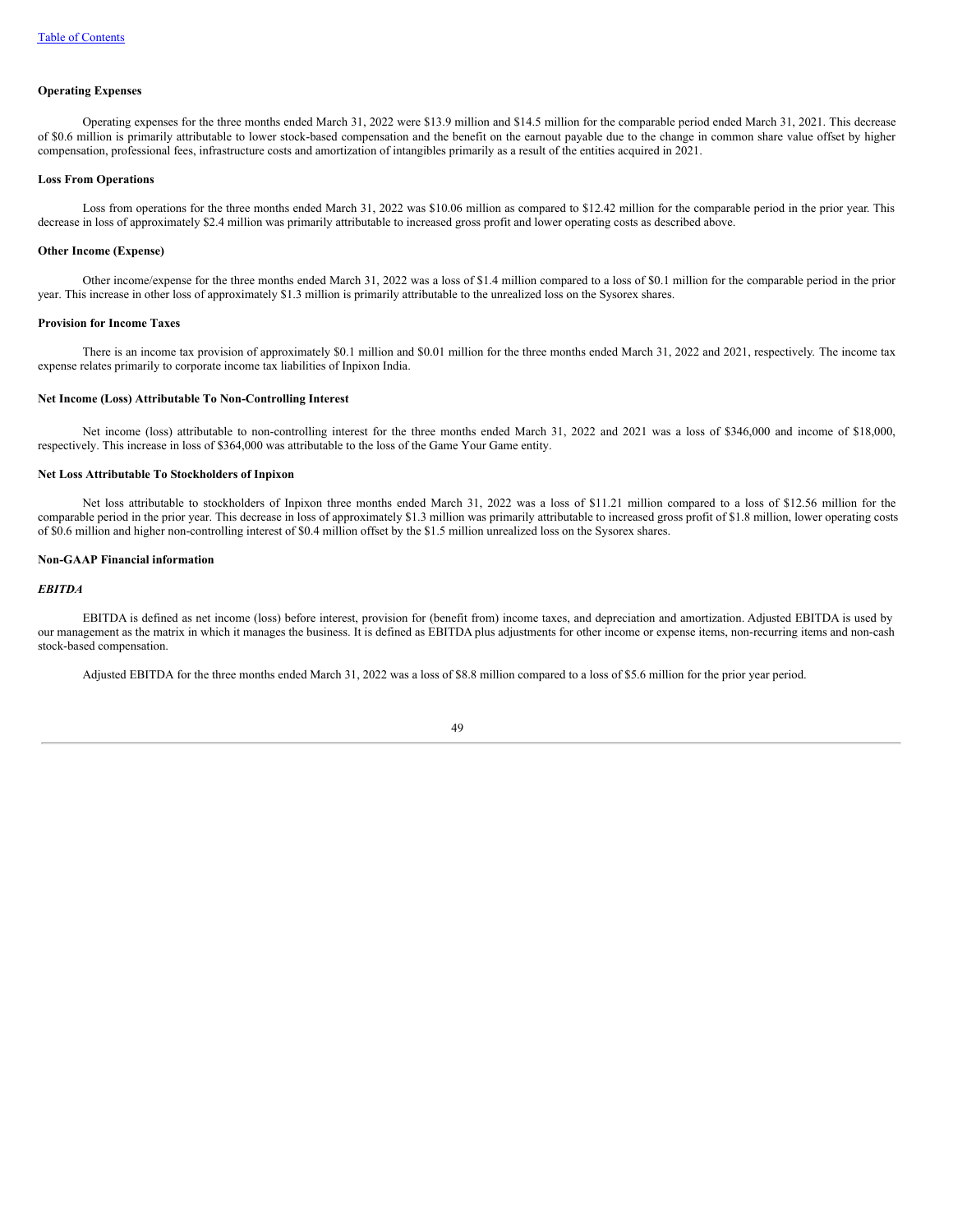#### Operating Expenses

Operating expenses for the three months ended March 31, 2022 were $13.9 million and $14.5 million for the comparable period ended March 31, 2021. This decrease of $0.6 million is primarily attributable to lower stock-based compensation and the benefit on the earnout payable due to the change in common share value offset by higher compensation, professional fees, infrastructure costs and amortization of intangibles primarily as a result of the entities acquired in 2021.

#### Loss From Operations

Loss from operations for the three months ended March 31, 2022 was $10.06 million as compared to $12.42 million for the comparable period in the prior year. This decrease in loss of approximately $2.4 million was primarily attributable to increased gross profit and lower operating costs as described above.

#### Other Income (Expense)

Other income/expense for the three months ended March 31, 2022 was a loss of $1.4 million compared to a loss of $0.1 million for the comparable period in the prior year. This increase in other loss of approximately $1.3 million is primarily attributable to the unrealized loss on the Sysorex shares.

#### Provision for Income Taxes

There is an income tax provision of approximately $0.1 million and $0.01 million for the three months ended March 31, 2022 and 2021, respectively. The income tax expense relates primarily to corporate income tax liabilities of Inpixon India.

#### Net Income (Loss) Attributable To Non-Controlling Interest

Net income (loss) attributable to non-controlling interest for the three months ended March 31, 2022 and 2021 was a loss of $346,000 and income of $18,000, respectively. This increase in loss of $364,000 was attributable to the loss of the Game Your Game entity.

#### Net Loss Attributable To Stockholders of Inpixon

Net loss attributable to stockholders of Inpixon three months ended March 31, 2022 was a loss of $11.21 million compared to a loss of $12.56 million for the comparable period in the prior year. This decrease in loss of approximately $1.3 million was primarily attributable to increased gross profit of $1.8 million, lower operating costs of $0.6 million and higher non-controlling interest of $0.4 million offset by the $1.5 million unrealized loss on the Sysorex shares.

#### Non-GAAP Financial information

#### *EBITDA*

EBITDA is defined as net income (loss) before interest, provision for (benefit from) income taxes, and depreciation and amortization. Adjusted EBITDA is used by our management as the matrix in which it manages the business. It is defined as EBITDA plus adjustments for other income or expense items, non-recurring items and non-cash stock-based compensation.

Adjusted EBITDA for the three months ended March 31, 2022 was a loss of $8.8 million compared to a loss of $5.6 million for the prior year period.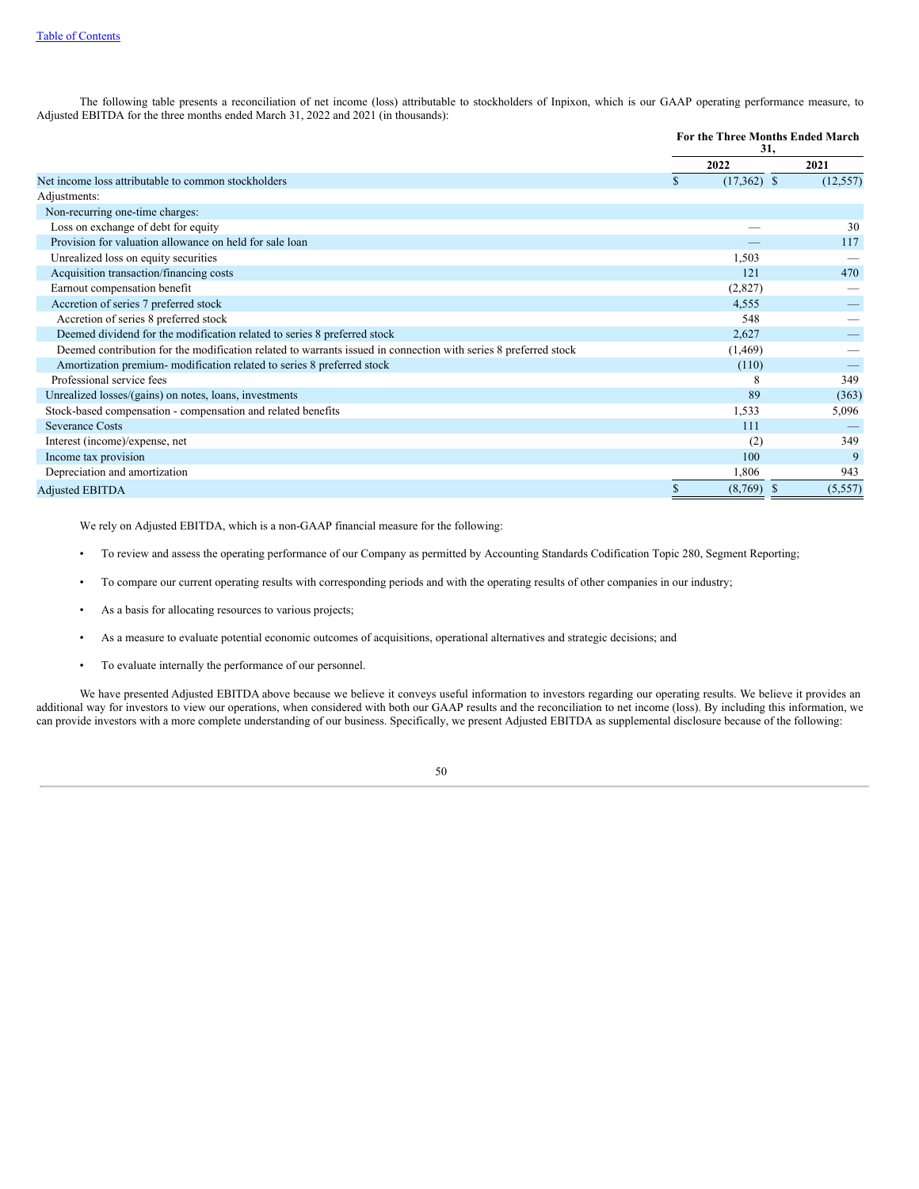The following table presents a reconciliation of net income (loss) attributable to stockholders of Inpixon, which is our GAAP operating performance measure, to Adjusted EBITDA for the three months ended March 31, 2022 and 2021 (in thousands):

| | For the Three Months Ended March 31, | |
|---|---|---|
| | 2022 | 2021 |
| Net income loss attributable to common stockholders | $ (17,362) | $ (12,557) |
| Adjustments: | | |
| Non-recurring one-time charges: | | |
| Loss on exchange of debt for equity | — | 30 |
| Provision for valuation allowance on held for sale loan | — | 117 |
| Unrealized loss on equity securities | 1,503 | — |
| Acquisition transaction/financing costs | 121 | 470 |
| Earnout compensation benefit | (2,827) | — |
| Accretion of series 7 preferred stock | 4,555 | — |
| Accretion of series 8 preferred stock | 548 | — |
| Deemed dividend for the modification related to series 8 preferred stock | 2,627 | — |
| Deemed contribution for the modification related to warrants issued in connection with series 8 preferred stock | (1,469) | — |
| Amortization premium- modification related to series 8 preferred stock | (110) | — |
| Professional service fees | 8 | 349 |
| Unrealized losses/(gains) on notes, loans, investments | 89 | (363) |
| Stock-based compensation - compensation and related benefits | 1,533 | 5,096 |
| Severance Costs | 111 | — |
| Interest (income)/expense, net | (2) | 349 |
| Income tax provision | 100 | 9 |
| Depreciation and amortization | 1,806 | 943 |
| Adjusted EBITDA | $ (8,769) | $ (5,557) |

We rely on Adjusted EBITDA, which is a non-GAAP financial measure for the following:

- To review and assess the operating performance of our Company as permitted by Accounting Standards Codification Topic 280, Segment Reporting;
- To compare our current operating results with corresponding periods and with the operating results of other companies in our industry;
- As a basis for allocating resources to various projects;
- As a measure to evaluate potential economic outcomes of acquisitions, operational alternatives and strategic decisions; and
- To evaluate internally the performance of our personnel.

We have presented Adjusted EBITDA above because we believe it conveys useful information to investors regarding our operating results. We believe it provides an additional way for investors to view our operations, when considered with both our GAAP results and the reconciliation to net income (loss). By including this information, we can provide investors with a more complete understanding of our business. Specifically, we present Adjusted EBITDA as supplemental disclosure because of the following: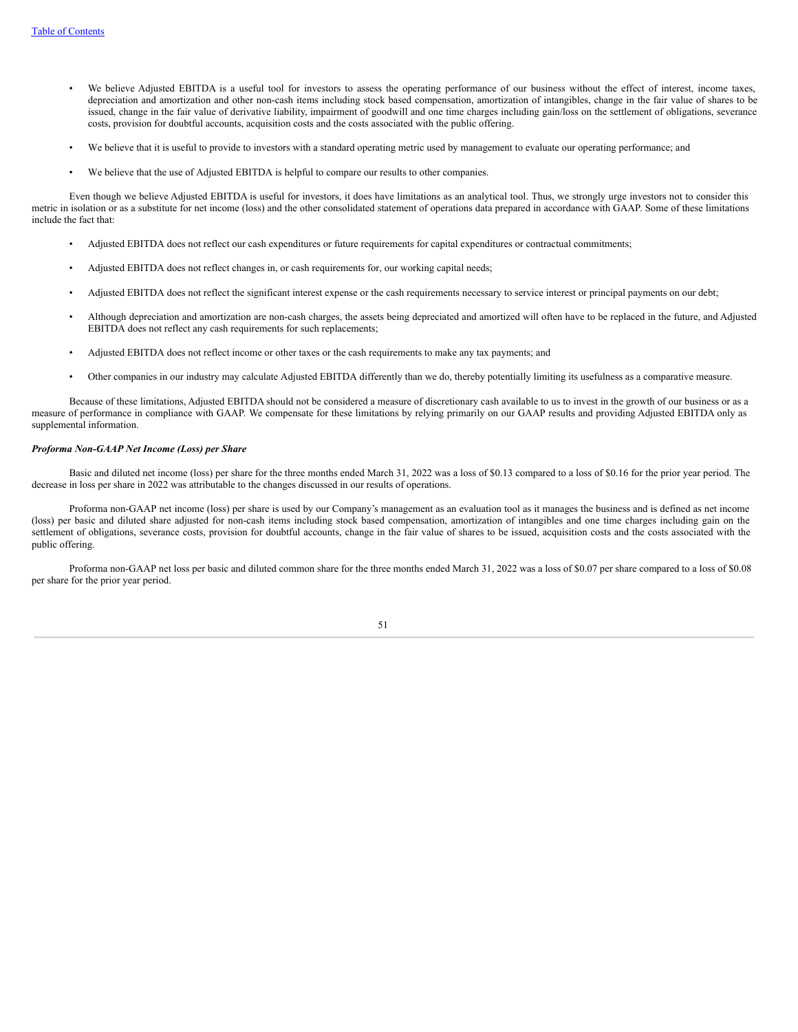- We believe Adjusted EBITDA is a useful tool for investors to assess the operating performance of our business without the effect of interest, income taxes, depreciation and amortization and other non-cash items including stock based compensation, amortization of intangibles, change in the fair value of shares to be issued, change in the fair value of derivative liability, impairment of goodwill and one time charges including gain/loss on the settlement of obligations, severance costs, provision for doubtful accounts, acquisition costs and the costs associated with the public offering.
- We believe that it is useful to provide to investors with a standard operating metric used by management to evaluate our operating performance; and
- We believe that the use of Adjusted EBITDA is helpful to compare our results to other companies.

Even though we believe Adjusted EBITDA is useful for investors, it does have limitations as an analytical tool. Thus, we strongly urge investors not to consider this metric in isolation or as a substitute for net income (loss) and the other consolidated statement of operations data prepared in accordance with GAAP. Some of these limitations include the fact that:

- Adjusted EBITDA does not reflect our cash expenditures or future requirements for capital expenditures or contractual commitments;
- Adjusted EBITDA does not reflect changes in, or cash requirements for, our working capital needs;
- Adjusted EBITDA does not reflect the significant interest expense or the cash requirements necessary to service interest or principal payments on our debt;
- Although depreciation and amortization are non-cash charges, the assets being depreciated and amortized will often have to be replaced in the future, and Adjusted EBITDA does not reflect any cash requirements for such replacements;
- Adjusted EBITDA does not reflect income or other taxes or the cash requirements to make any tax payments; and
- Other companies in our industry may calculate Adjusted EBITDA differently than we do, thereby potentially limiting its usefulness as a comparative measure.

Because of these limitations, Adjusted EBITDA should not be considered a measure of discretionary cash available to us to invest in the growth of our business or as a measure of performance in compliance with GAAP. We compensate for these limitations by relying primarily on our GAAP results and providing Adjusted EBITDA only as supplemental information.

***Proforma Non-GAAP Net Income (Loss) per Share***

Basic and diluted net income (loss) per share for the three months ended March 31, 2022 was a loss of $0.13 compared to a loss of $0.16 for the prior year period. The decrease in loss per share in 2022 was attributable to the changes discussed in our results of operations.

Proforma non-GAAP net income (loss) per share is used by our Company's management as an evaluation tool as it manages the business and is defined as net income (loss) per basic and diluted share adjusted for non-cash items including stock based compensation, amortization of intangibles and one time charges including gain on the settlement of obligations, severance costs, provision for doubtful accounts, change in the fair value of shares to be issued, acquisition costs and the costs associated with the public offering.

Proforma non-GAAP net loss per basic and diluted common share for the three months ended March 31, 2022 was a loss of $0.07 per share compared to a loss of $0.08 per share for the prior year period.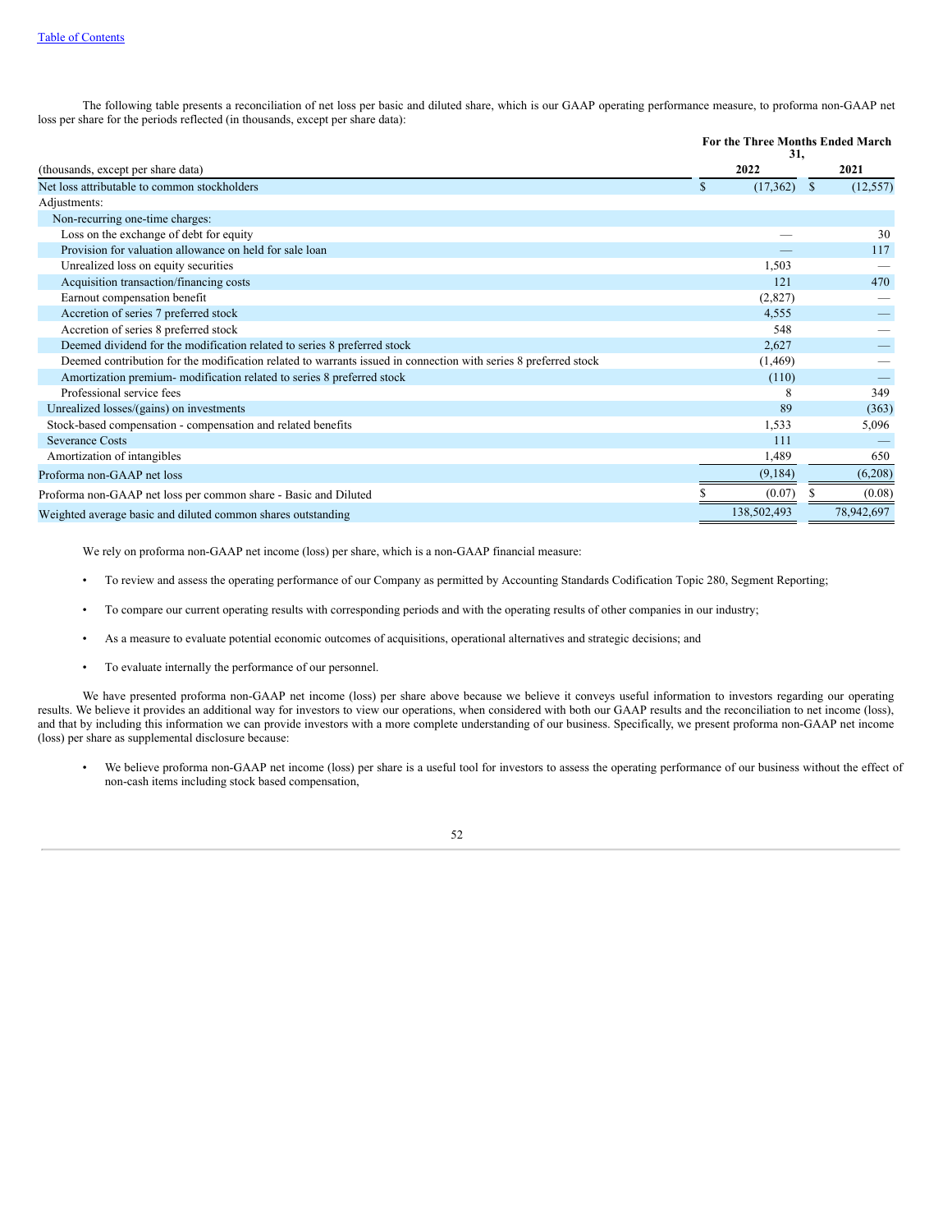The following table presents a reconciliation of net loss per basic and diluted share, which is our GAAP operating performance measure, to proforma non-GAAP net loss per share for the periods reflected (in thousands, except per share data):

| (thousands, except per share data) | For the Three Months Ended March 31, 2022 | 2021 |
|---|---|---|
| Net loss attributable to common stockholders | $ (17,362) | $ (12,557) |
| Adjustments: | | |
| Non-recurring one-time charges: | | |
| Loss on the exchange of debt for equity | — | 30 |
| Provision for valuation allowance on held for sale loan | — | 117 |
| Unrealized loss on equity securities | 1,503 | — |
| Acquisition transaction/financing costs | 121 | 470 |
| Earnout compensation benefit | (2,827) | — |
| Accretion of series 7 preferred stock | 4,555 | — |
| Accretion of series 8 preferred stock | 548 | — |
| Deemed dividend for the modification related to series 8 preferred stock | 2,627 | — |
| Deemed contribution for the modification related to warrants issued in connection with series 8 preferred stock | (1,469) | — |
| Amortization premium- modification related to series 8 preferred stock | (110) | — |
| Professional service fees | 8 | 349 |
| Unrealized losses/(gains) on investments | 89 | (363) |
| Stock-based compensation - compensation and related benefits | 1,533 | 5,096 |
| Severance Costs | 111 | — |
| Amortization of intangibles | 1,489 | 650 |
| Proforma non-GAAP net loss | (9,184) | (6,208) |
| Proforma non-GAAP net loss per common share - Basic and Diluted | $ (0.07) | $ (0.08) |
| Weighted average basic and diluted common shares outstanding | 138,502,493 | 78,942,697 |

We rely on proforma non-GAAP net income (loss) per share, which is a non-GAAP financial measure:

- To review and assess the operating performance of our Company as permitted by Accounting Standards Codification Topic 280, Segment Reporting;
- To compare our current operating results with corresponding periods and with the operating results of other companies in our industry;
- As a measure to evaluate potential economic outcomes of acquisitions, operational alternatives and strategic decisions; and
- To evaluate internally the performance of our personnel.

We have presented proforma non-GAAP net income (loss) per share above because we believe it conveys useful information to investors regarding our operating results. We believe it provides an additional way for investors to view our operations, when considered with both our GAAP results and the reconciliation to net income (loss), and that by including this information we can provide investors with a more complete understanding of our business. Specifically, we present proforma non-GAAP net income (loss) per share as supplemental disclosure because:

- We believe proforma non-GAAP net income (loss) per share is a useful tool for investors to assess the operating performance of our business without the effect of non-cash items including stock based compensation,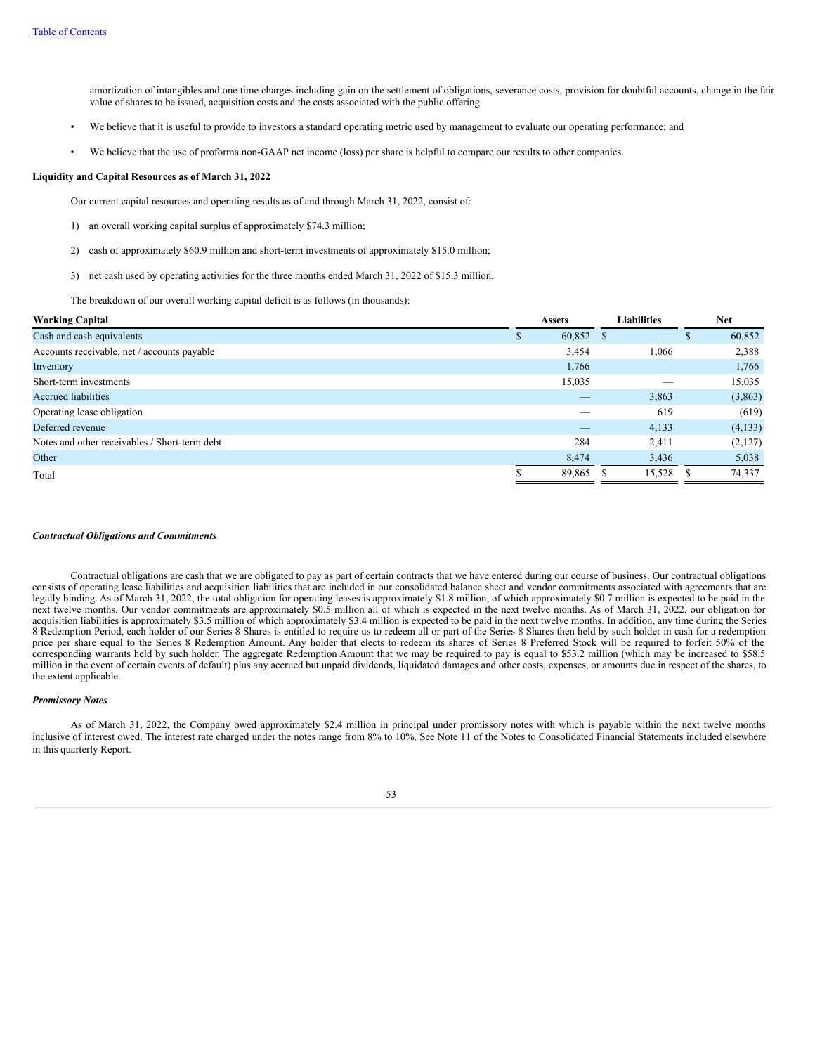amortization of intangibles and one time charges including gain on the settlement of obligations, severance costs, provision for doubtful accounts, change in the fair value of shares to be issued, acquisition costs and the costs associated with the public offering.

- We believe that it is useful to provide to investors a standard operating metric used by management to evaluate our operating performance; and
- We believe that the use of proforma non-GAAP net income (loss) per share is helpful to compare our results to other companies.

**Liquidity and Capital Resources as of March 31, 2022**

Our current capital resources and operating results as of and through March 31, 2022, consist of:

1) an overall working capital surplus of approximately $74.3 million;

2) cash of approximately $60.9 million and short-term investments of approximately $15.0 million;

3) net cash used by operating activities for the three months ended March 31, 2022 of $15.3 million.

The breakdown of our overall working capital deficit is as follows (in thousands):

| Working Capital | Assets | Liabilities | Net |
|---|---|---|---|
| Cash and cash equivalents | $ 60,852 | $ — | $ 60,852 |
| Accounts receivable, net / accounts payable | 3,454 | 1,066 | 2,388 |
| Inventory | 1,766 | — | 1,766 |
| Short-term investments | 15,035 | — | 15,035 |
| Accrued liabilities | — | 3,863 | (3,863) |
| Operating lease obligation | — | 619 | (619) |
| Deferred revenue | — | 4,133 | (4,133) |
| Notes and other receivables / Short-term debt | 284 | 2,411 | (2,127) |
| Other | 8,474 | 3,436 | 5,038 |
| Total | $ 89,865 | $ 15,528 | $ 74,337 |

***Contractual Obligations and Commitments***

Contractual obligations are cash that we are obligated to pay as part of certain contracts that we have entered during our course of business. Our contractual obligations consists of operating lease liabilities and acquisition liabilities that are included in our consolidated balance sheet and vendor commitments associated with agreements that are legally binding. As of March 31, 2022, the total obligation for operating leases is approximately $1.8 million, of which approximately $0.7 million is expected to be paid in the next twelve months. Our vendor commitments are approximately $0.5 million all of which is expected in the next twelve months. As of March 31, 2022, our obligation for acquisition liabilities is approximately $3.5 million of which approximately $3.4 million is expected to be paid in the next twelve months. In addition, any time during the Series 8 Redemption Period, each holder of our Series 8 Shares is entitled to require us to redeem all or part of the Series 8 Shares then held by such holder in cash for a redemption price per share equal to the Series 8 Redemption Amount. Any holder that elects to redeem its shares of Series 8 Preferred Stock will be required to forfeit 50% of the corresponding warrants held by such holder. The aggregate Redemption Amount that we may be required to pay is equal to $53.2 million (which may be increased to $58.5 million in the event of certain events of default) plus any accrued but unpaid dividends, liquidated damages and other costs, expenses, or amounts due in respect of the shares, to the extent applicable.

***Promissory Notes***

As of March 31, 2022, the Company owed approximately $2.4 million in principal under promissory notes with which is payable within the next twelve months inclusive of interest owed. The interest rate charged under the notes range from 8% to 10%. See Note 11 of the Notes to Consolidated Financial Statements included elsewhere in this quarterly Report.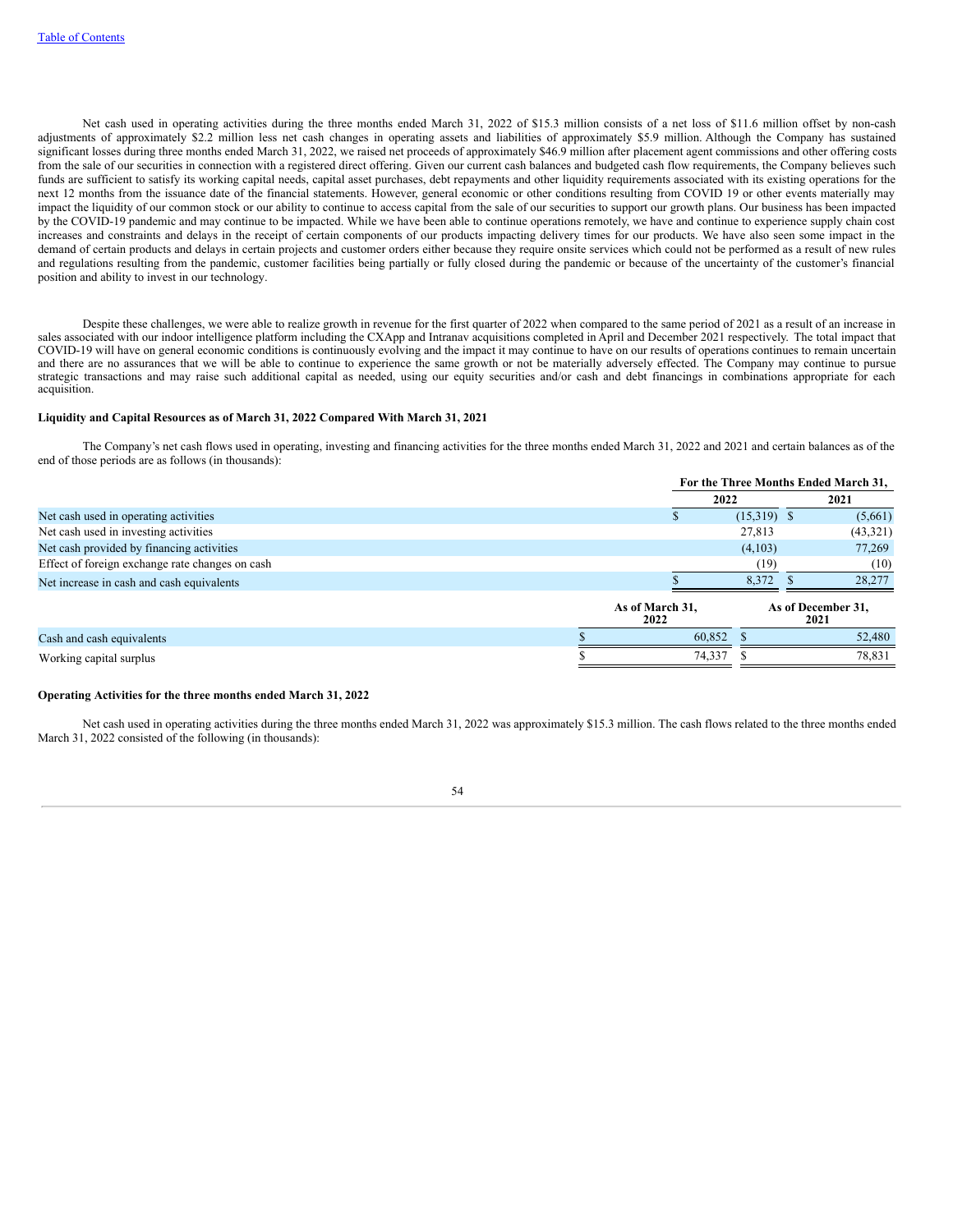Net cash used in operating activities during the three months ended March 31, 2022 of $15.3 million consists of a net loss of $11.6 million offset by non-cash adjustments of approximately $2.2 million less net cash changes in operating assets and liabilities of approximately $5.9 million. Although the Company has sustained significant losses during three months ended March 31, 2022, we raised net proceeds of approximately $46.9 million after placement agent commissions and other offering costs from the sale of our securities in connection with a registered direct offering. Given our current cash balances and budgeted cash flow requirements, the Company believes such funds are sufficient to satisfy its working capital needs, capital asset purchases, debt repayments and other liquidity requirements associated with its existing operations for the next 12 months from the issuance date of the financial statements. However, general economic or other conditions resulting from COVID 19 or other events materially may impact the liquidity of our common stock or our ability to continue to access capital from the sale of our securities to support our growth plans. Our business has been impacted by the COVID-19 pandemic and may continue to be impacted. While we have been able to continue operations remotely, we have and continue to experience supply chain cost increases and constraints and delays in the receipt of certain components of our products impacting delivery times for our products. We have also seen some impact in the demand of certain products and delays in certain projects and customer orders either because they require onsite services which could not be performed as a result of new rules and regulations resulting from the pandemic, customer facilities being partially or fully closed during the pandemic or because of the uncertainty of the customer's financial position and ability to invest in our technology.

Despite these challenges, we were able to realize growth in revenue for the first quarter of 2022 when compared to the same period of 2021 as a result of an increase in sales associated with our indoor intelligence platform including the CXApp and Intranav acquisitions completed in April and December 2021 respectively. The total impact that COVID-19 will have on general economic conditions is continuously evolving and the impact it may continue to have on our results of operations continues to remain uncertain and there are no assurances that we will be able to continue to experience the same growth or not be materially adversely effected. The Company may continue to pursue strategic transactions and may raise such additional capital as needed, using our equity securities and/or cash and debt financings in combinations appropriate for each acquisition.

**Liquidity and Capital Resources as of March 31, 2022 Compared With March 31, 2021**

The Company's net cash flows used in operating, investing and financing activities for the three months ended March 31, 2022 and 2021 and certain balances as of the end of those periods are as follows (in thousands):

| | For the Three Months Ended March 31, | |
|---|---|---|
| | 2022 | 2021 |
| Net cash used in operating activities | $ (15,319) | $ (5,661) |
| Net cash used in investing activities | 27,813 | (43,321) |
| Net cash provided by financing activities | (4,103) | 77,269 |
| Effect of foreign exchange rate changes on cash | (19) | (10) |
| Net increase in cash and cash equivalents | $ 8,372 | $ 28,277 |

| | As of March 31, 2022 | As of December 31, 2021 |
|---|---|---|
| Cash and cash equivalents | $ 60,852 | $ 52,480 |
| Working capital surplus | $ 74,337 | $ 78,831 |

**Operating Activities for the three months ended March 31, 2022**

Net cash used in operating activities during the three months ended March 31, 2022 was approximately $15.3 million. The cash flows related to the three months ended March 31, 2022 consisted of the following (in thousands):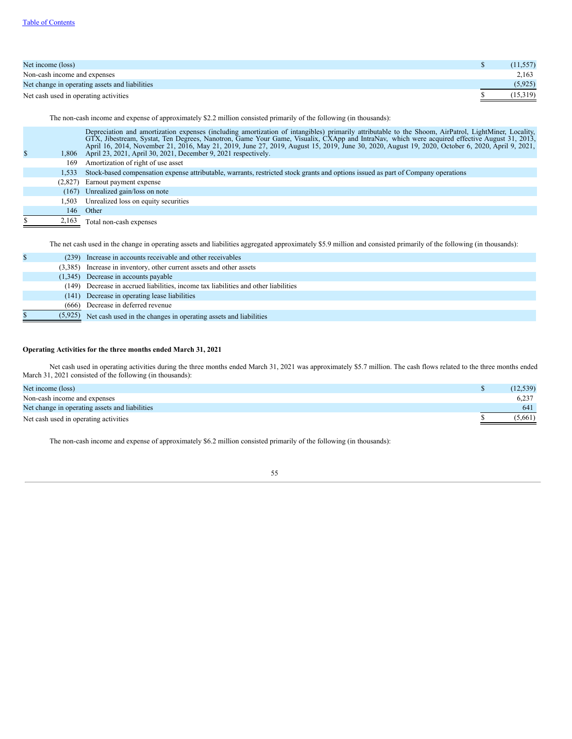[Table of Contents](#)

| | | |
|---|---|---|
| Net income (loss) | $ | (11,557) |
| Non-cash income and expenses | | 2,163 |
| Net change in operating assets and liabilities | | (5,925) |
| Net cash used in operating activities | $ | (15,319) |

The non-cash income and expense of approximately $2.2 million consisted primarily of the following (in thousands):

| | | |
|---|---|---|
| $ | 1,806 | Depreciation and amortization expenses (including amortization of intangibles) primarily attributable to the Shoom, AirPatrol, LightMiner, Locality, GTX, Jibestream, Systat, Ten Degrees, Nanotron, Game Your Game, Visualix, CXApp and IntraNav, which were acquired effective August 31, 2013, April 16, 2014, November 21, 2016, May 21, 2019, June 27, 2019, August 15, 2019, June 30, 2020, August 19, 2020, October 6, 2020, April 9, 2021, April 23, 2021, April 30, 2021, December 9, 2021 respectively. |
| | 169 | Amortization of right of use asset |
| | 1,533 | Stock-based compensation expense attributable, warrants, restricted stock grants and options issued as part of Company operations |
| | (2,827) | Earnout payment expense |
| | (167) | Unrealized gain/loss on note |
| | 1,503 | Unrealized loss on equity securities |
| | 146 | Other |
| $ | 2,163 | Total non-cash expenses |

The net cash used in the change in operating assets and liabilities aggregated approximately $5.9 million and consisted primarily of the following (in thousands):

| | | |
|---|---|---|
| $ | (239) | Increase in accounts receivable and other receivables |
| | (3,385) | Increase in inventory, other current assets and other assets |
| | (1,345) | Decrease in accounts payable |
| | (149) | Decrease in accrued liabilities, income tax liabilities and other liabilities |
| | (141) | Decrease in operating lease liabilities |
| | (666) | Decrease in deferred revenue |
| $ | (5,925) | Net cash used in the changes in operating assets and liabilities |

**Operating Activities for the three months ended March 31, 2021**

Net cash used in operating activities during the three months ended March 31, 2021 was approximately $5.7 million. The cash flows related to the three months ended March 31, 2021 consisted of the following (in thousands):

| | | |
|---|---|---|
| Net income (loss) | $ | (12,539) |
| Non-cash income and expenses | | 6,237 |
| Net change in operating assets and liabilities | | 641 |
| Net cash used in operating activities | $ | (5,661) |

The non-cash income and expense of approximately $6.2 million consisted primarily of the following (in thousands):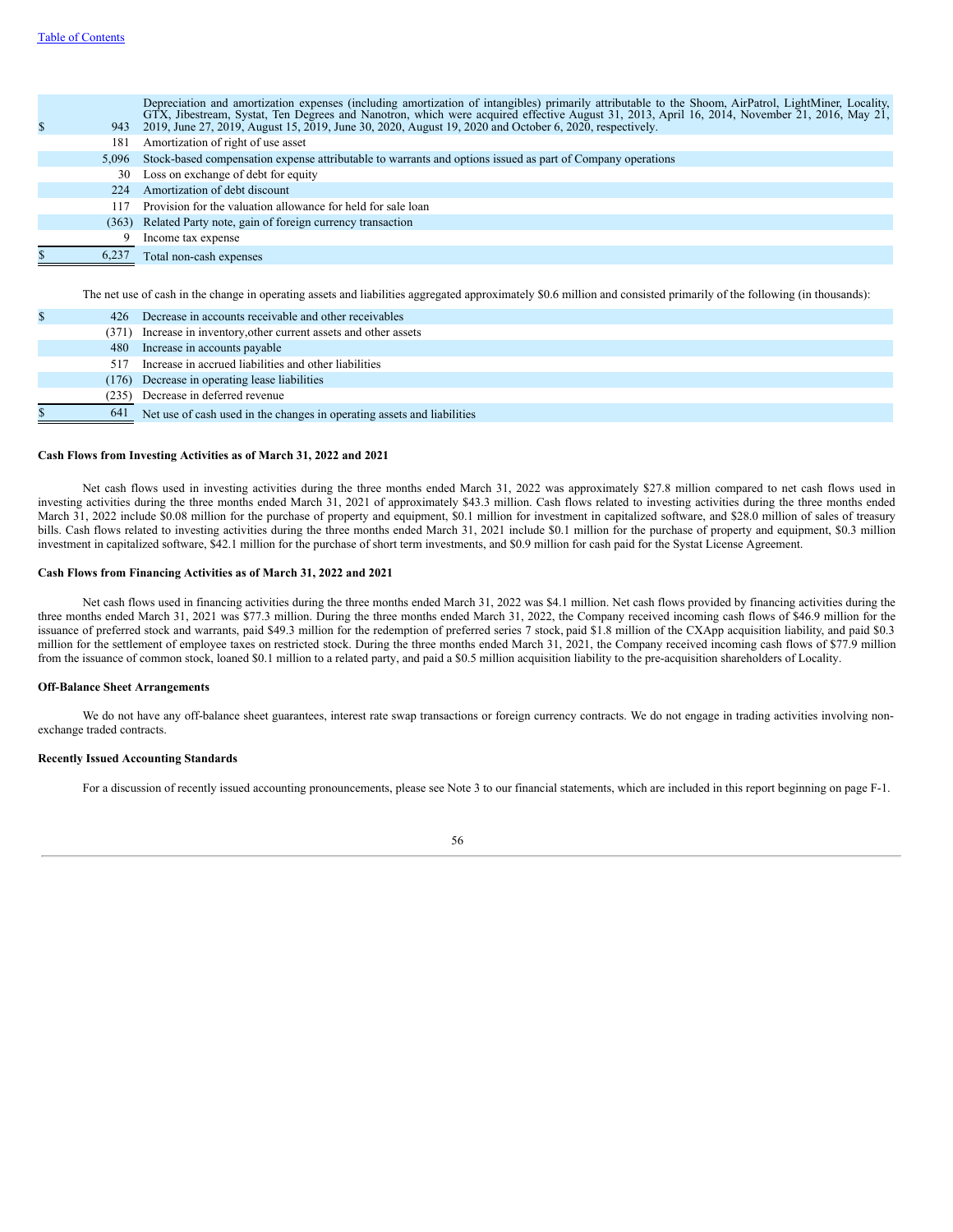| | |
|---|---|
| $ 943 | Depreciation and amortization expenses (including amortization of intangibles) primarily attributable to the Shoom, AirPatrol, LightMiner, Locality, GTX, Jibestream, Systat, Ten Degrees and Nanotron, which were acquired effective August 31, 2013, April 16, 2014, November 21, 2016, May 21, 2019, June 27, 2019, August 15, 2019, June 30, 2020, August 19, 2020 and October 6, 2020, respectively. |
| 181 | Amortization of right of use asset |
| 5,096 | Stock-based compensation expense attributable to warrants and options issued as part of Company operations |
| 30 | Loss on exchange of debt for equity |
| 224 | Amortization of debt discount |
| 117 | Provision for the valuation allowance for held for sale loan |
| (363) | Related Party note, gain of foreign currency transaction |
| 9 | Income tax expense |
| $ 6,237 | Total non-cash expenses |

The net use of cash in the change in operating assets and liabilities aggregated approximately $0.6 million and consisted primarily of the following (in thousands):

| | |
|---|---|
| $ 426 | Decrease in accounts receivable and other receivables |
| (371) | Increase in inventory,other current assets and other assets |
| 480 | Increase in accounts payable |
| 517 | Increase in accrued liabilities and other liabilities |
| (176) | Decrease in operating lease liabilities |
| (235) | Decrease in deferred revenue |
| $ 641 | Net use of cash used in the changes in operating assets and liabilities |

**Cash Flows from Investing Activities as of March 31, 2022 and 2021**

Net cash flows used in investing activities during the three months ended March 31, 2022 was approximately $27.8 million compared to net cash flows used in investing activities during the three months ended March 31, 2021 of approximately $43.3 million. Cash flows related to investing activities during the three months ended March 31, 2022 include $0.08 million for the purchase of property and equipment, $0.1 million for investment in capitalized software, and $28.0 million of sales of treasury bills. Cash flows related to investing activities during the three months ended March 31, 2021 include $0.1 million for the purchase of property and equipment, $0.3 million investment in capitalized software, $42.1 million for the purchase of short term investments, and $0.9 million for cash paid for the Systat License Agreement.

**Cash Flows from Financing Activities as of March 31, 2022 and 2021**

Net cash flows used in financing activities during the three months ended March 31, 2022 was $4.1 million. Net cash flows provided by financing activities during the three months ended March 31, 2021 was $77.3 million. During the three months ended March 31, 2022, the Company received incoming cash flows of $46.9 million for the issuance of preferred stock and warrants, paid $49.3 million for the redemption of preferred series 7 stock, paid $1.8 million of the CXApp acquisition liability, and paid $0.3 million for the settlement of employee taxes on restricted stock. During the three months ended March 31, 2021, the Company received incoming cash flows of $77.9 million from the issuance of common stock, loaned $0.1 million to a related party, and paid a $0.5 million acquisition liability to the pre-acquisition shareholders of Locality.

**Off-Balance Sheet Arrangements**

We do not have any off-balance sheet guarantees, interest rate swap transactions or foreign currency contracts. We do not engage in trading activities involving non-exchange traded contracts.

**Recently Issued Accounting Standards**

For a discussion of recently issued accounting pronouncements, please see Note 3 to our financial statements, which are included in this report beginning on page F-1.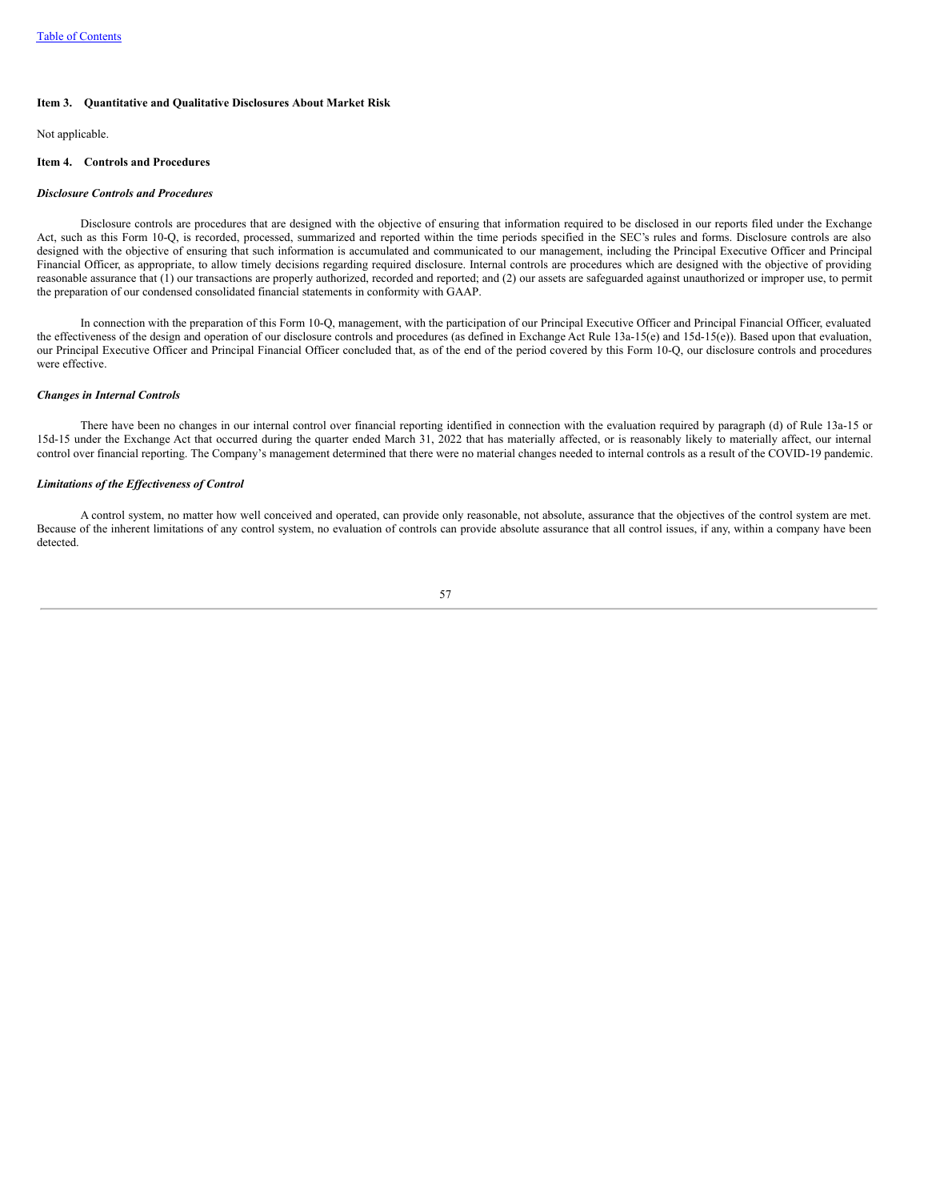### Item 3. Quantitative and Qualitative Disclosures About Market Risk

Not applicable.

### Item 4. Controls and Procedures

***Disclosure Controls and Procedures***

Disclosure controls are procedures that are designed with the objective of ensuring that information required to be disclosed in our reports filed under the Exchange Act, such as this Form 10-Q, is recorded, processed, summarized and reported within the time periods specified in the SEC's rules and forms. Disclosure controls are also designed with the objective of ensuring that such information is accumulated and communicated to our management, including the Principal Executive Officer and Principal Financial Officer, as appropriate, to allow timely decisions regarding required disclosure. Internal controls are procedures which are designed with the objective of providing reasonable assurance that (1) our transactions are properly authorized, recorded and reported; and (2) our assets are safeguarded against unauthorized or improper use, to permit the preparation of our condensed consolidated financial statements in conformity with GAAP.

In connection with the preparation of this Form 10-Q, management, with the participation of our Principal Executive Officer and Principal Financial Officer, evaluated the effectiveness of the design and operation of our disclosure controls and procedures (as defined in Exchange Act Rule 13a-15(e) and 15d-15(e)). Based upon that evaluation, our Principal Executive Officer and Principal Financial Officer concluded that, as of the end of the period covered by this Form 10-Q, our disclosure controls and procedures were effective.

***Changes in Internal Controls***

There have been no changes in our internal control over financial reporting identified in connection with the evaluation required by paragraph (d) of Rule 13a-15 or 15d-15 under the Exchange Act that occurred during the quarter ended March 31, 2022 that has materially affected, or is reasonably likely to materially affect, our internal control over financial reporting. The Company's management determined that there were no material changes needed to internal controls as a result of the COVID-19 pandemic.

***Limitations of the Effectiveness of Control***

A control system, no matter how well conceived and operated, can provide only reasonable, not absolute, assurance that the objectives of the control system are met. Because of the inherent limitations of any control system, no evaluation of controls can provide absolute assurance that all control issues, if any, within a company have been detected.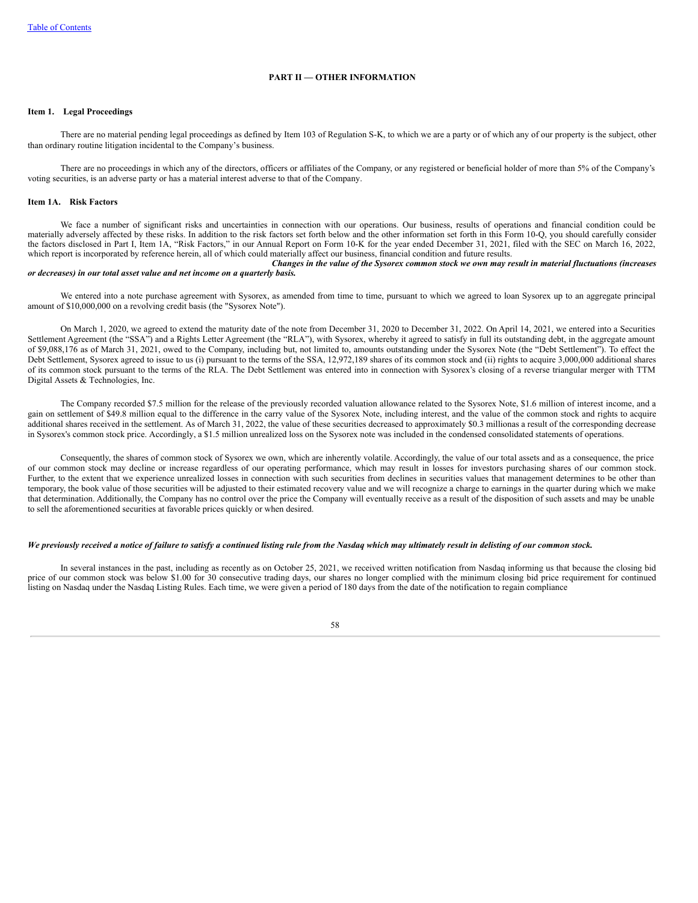## PART II — OTHER INFORMATION

### Item 1. Legal Proceedings

There are no material pending legal proceedings as defined by Item 103 of Regulation S-K, to which we are a party or of which any of our property is the subject, other than ordinary routine litigation incidental to the Company's business.

There are no proceedings in which any of the directors, officers or affiliates of the Company, or any registered or beneficial holder of more than 5% of the Company's voting securities, is an adverse party or has a material interest adverse to that of the Company.

### Item 1A. Risk Factors

We face a number of significant risks and uncertainties in connection with our operations. Our business, results of operations and financial condition could be materially adversely affected by these risks. In addition to the risk factors set forth below and the other information set forth in this Form 10-Q, you should carefully consider the factors disclosed in Part I, Item 1A, "Risk Factors," in our Annual Report on Form 10-K for the year ended December 31, 2021, filed with the SEC on March 16, 2022, which report is incorporated by reference herein, all of which could materially affect our business, financial condition and future results.

***Changes in the value of the Sysorex common stock we own may result in material fluctuations (increases or decreases) in our total asset value and net income on a quarterly basis.***

We entered into a note purchase agreement with Sysorex, as amended from time to time, pursuant to which we agreed to loan Sysorex up to an aggregate principal amount of $10,000,000 on a revolving credit basis (the "Sysorex Note").

On March 1, 2020, we agreed to extend the maturity date of the note from December 31, 2020 to December 31, 2022. On April 14, 2021, we entered into a Securities Settlement Agreement (the "SSA") and a Rights Letter Agreement (the "RLA"), with Sysorex, whereby it agreed to satisfy in full its outstanding debt, in the aggregate amount of $9,088,176 as of March 31, 2021, owed to the Company, including but, not limited to, amounts outstanding under the Sysorex Note (the "Debt Settlement"). To effect the Debt Settlement, Sysorex agreed to issue to us (i) pursuant to the terms of the SSA, 12,972,189 shares of its common stock and (ii) rights to acquire 3,000,000 additional shares of its common stock pursuant to the terms of the RLA. The Debt Settlement was entered into in connection with Sysorex's closing of a reverse triangular merger with TTM Digital Assets & Technologies, Inc.

The Company recorded $7.5 million for the release of the previously recorded valuation allowance related to the Sysorex Note, $1.6 million of interest income, and a gain on settlement of $49.8 million equal to the difference in the carry value of the Sysorex Note, including interest, and the value of the common stock and rights to acquire additional shares received in the settlement. As of March 31, 2022, the value of these securities decreased to approximately $0.3 millionas a result of the corresponding decrease in Sysorex's common stock price. Accordingly, a $1.5 million unrealized loss on the Sysorex note was included in the condensed consolidated statements of operations.

Consequently, the shares of common stock of Sysorex we own, which are inherently volatile. Accordingly, the value of our total assets and as a consequence, the price of our common stock may decline or increase regardless of our operating performance, which may result in losses for investors purchasing shares of our common stock. Further, to the extent that we experience unrealized losses in connection with such securities from declines in securities values that management determines to be other than temporary, the book value of those securities will be adjusted to their estimated recovery value and we will recognize a charge to earnings in the quarter during which we make that determination. Additionally, the Company has no control over the price the Company will eventually receive as a result of the disposition of such assets and may be unable to sell the aforementioned securities at favorable prices quickly or when desired.

***We previously received a notice of failure to satisfy a continued listing rule from the Nasdaq which may ultimately result in delisting of our common stock.***

In several instances in the past, including as recently as on October 25, 2021, we received written notification from Nasdaq informing us that because the closing bid price of our common stock was below $1.00 for 30 consecutive trading days, our shares no longer complied with the minimum closing bid price requirement for continued listing on Nasdaq under the Nasdaq Listing Rules. Each time, we were given a period of 180 days from the date of the notification to regain compliance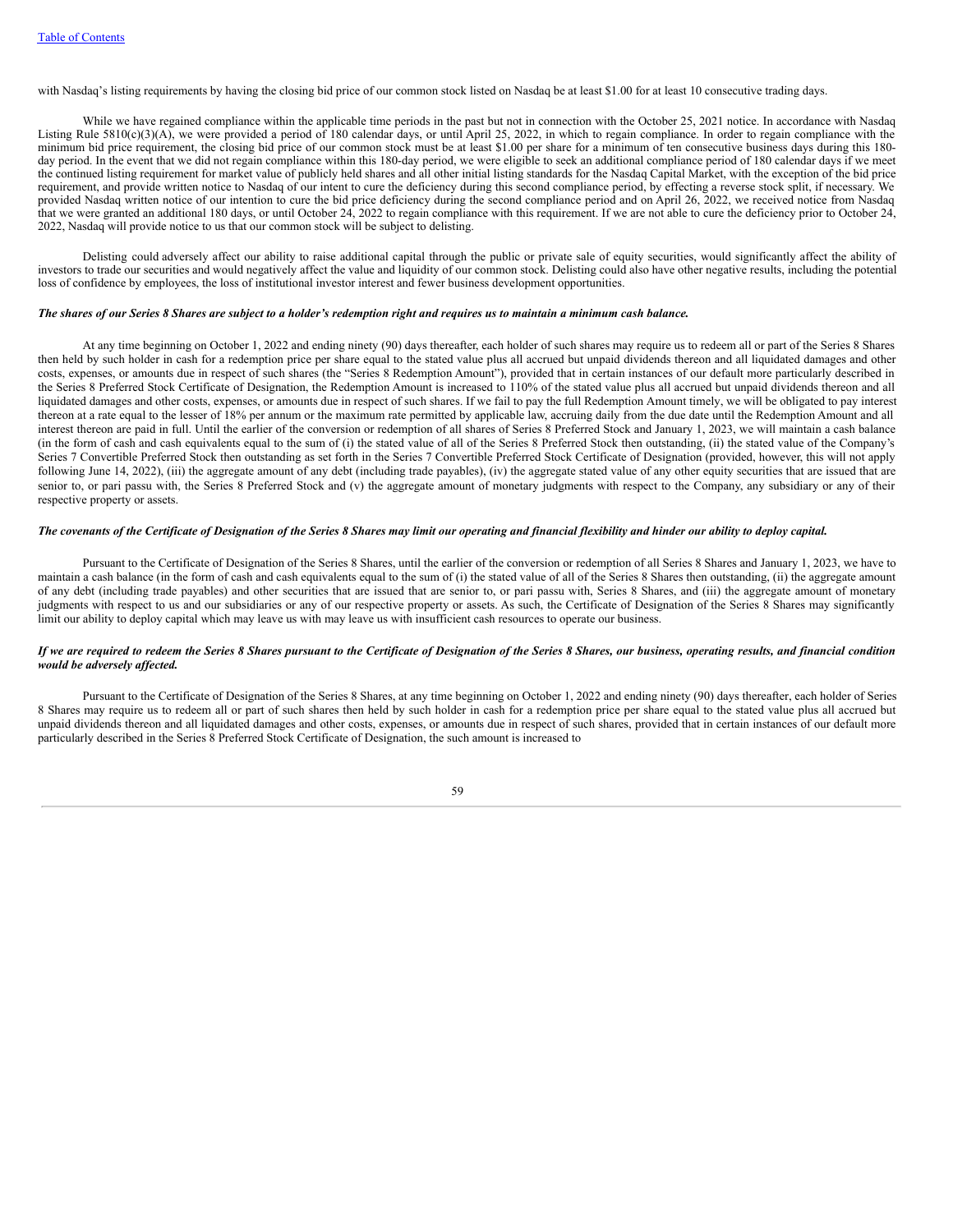with Nasdaq's listing requirements by having the closing bid price of our common stock listed on Nasdaq be at least $1.00 for at least 10 consecutive trading days.

While we have regained compliance within the applicable time periods in the past but not in connection with the October 25, 2021 notice. In accordance with Nasdaq Listing Rule 5810(c)(3)(A), we were provided a period of 180 calendar days, or until April 25, 2022, in which to regain compliance. In order to regain compliance with the minimum bid price requirement, the closing bid price of our common stock must be at least $1.00 per share for a minimum of ten consecutive business days during this 180-day period. In the event that we did not regain compliance within this 180-day period, we were eligible to seek an additional compliance period of 180 calendar days if we meet the continued listing requirement for market value of publicly held shares and all other initial listing standards for the Nasdaq Capital Market, with the exception of the bid price requirement, and provide written notice to Nasdaq of our intent to cure the deficiency during this second compliance period, by effecting a reverse stock split, if necessary. We provided Nasdaq written notice of our intention to cure the bid price deficiency during the second compliance period and on April 26, 2022, we received notice from Nasdaq that we were granted an additional 180 days, or until October 24, 2022 to regain compliance with this requirement. If we are not able to cure the deficiency prior to October 24, 2022, Nasdaq will provide notice to us that our common stock will be subject to delisting.

Delisting could adversely affect our ability to raise additional capital through the public or private sale of equity securities, would significantly affect the ability of investors to trade our securities and would negatively affect the value and liquidity of our common stock. Delisting could also have other negative results, including the potential loss of confidence by employees, the loss of institutional investor interest and fewer business development opportunities.

***The shares of our Series 8 Shares are subject to a holder's redemption right and requires us to maintain a minimum cash balance.***

At any time beginning on October 1, 2022 and ending ninety (90) days thereafter, each holder of such shares may require us to redeem all or part of the Series 8 Shares then held by such holder in cash for a redemption price per share equal to the stated value plus all accrued but unpaid dividends thereon and all liquidated damages and other costs, expenses, or amounts due in respect of such shares (the "Series 8 Redemption Amount"), provided that in certain instances of our default more particularly described in the Series 8 Preferred Stock Certificate of Designation, the Redemption Amount is increased to 110% of the stated value plus all accrued but unpaid dividends thereon and all liquidated damages and other costs, expenses, or amounts due in respect of such shares. If we fail to pay the full Redemption Amount timely, we will be obligated to pay interest thereon at a rate equal to the lesser of 18% per annum or the maximum rate permitted by applicable law, accruing daily from the due date until the Redemption Amount and all interest thereon are paid in full. Until the earlier of the conversion or redemption of all shares of Series 8 Preferred Stock and January 1, 2023, we will maintain a cash balance (in the form of cash and cash equivalents equal to the sum of (i) the stated value of all of the Series 8 Preferred Stock then outstanding, (ii) the stated value of the Company's Series 7 Convertible Preferred Stock then outstanding as set forth in the Series 7 Convertible Preferred Stock Certificate of Designation (provided, however, this will not apply following June 14, 2022), (iii) the aggregate amount of any debt (including trade payables), (iv) the aggregate stated value of any other equity securities that are issued that are senior to, or pari passu with, the Series 8 Preferred Stock and (v) the aggregate amount of monetary judgments with respect to the Company, any subsidiary or any of their respective property or assets.

***The covenants of the Certificate of Designation of the Series 8 Shares may limit our operating and financial flexibility and hinder our ability to deploy capital.***

Pursuant to the Certificate of Designation of the Series 8 Shares, until the earlier of the conversion or redemption of all Series 8 Shares and January 1, 2023, we have to maintain a cash balance (in the form of cash and cash equivalents equal to the sum of (i) the stated value of all of the Series 8 Shares then outstanding, (ii) the aggregate amount of any debt (including trade payables) and other securities that are issued that are senior to, or pari passu with, Series 8 Shares, and (iii) the aggregate amount of monetary judgments with respect to us and our subsidiaries or any of our respective property or assets. As such, the Certificate of Designation of the Series 8 Shares may significantly limit our ability to deploy capital which may leave us with may leave us with insufficient cash resources to operate our business.

***If we are required to redeem the Series 8 Shares pursuant to the Certificate of Designation of the Series 8 Shares, our business, operating results, and financial condition would be adversely affected.***

Pursuant to the Certificate of Designation of the Series 8 Shares, at any time beginning on October 1, 2022 and ending ninety (90) days thereafter, each holder of Series 8 Shares may require us to redeem all or part of such shares then held by such holder in cash for a redemption price per share equal to the stated value plus all accrued but unpaid dividends thereon and all liquidated damages and other costs, expenses, or amounts due in respect of such shares, provided that in certain instances of our default more particularly described in the Series 8 Preferred Stock Certificate of Designation, the such amount is increased to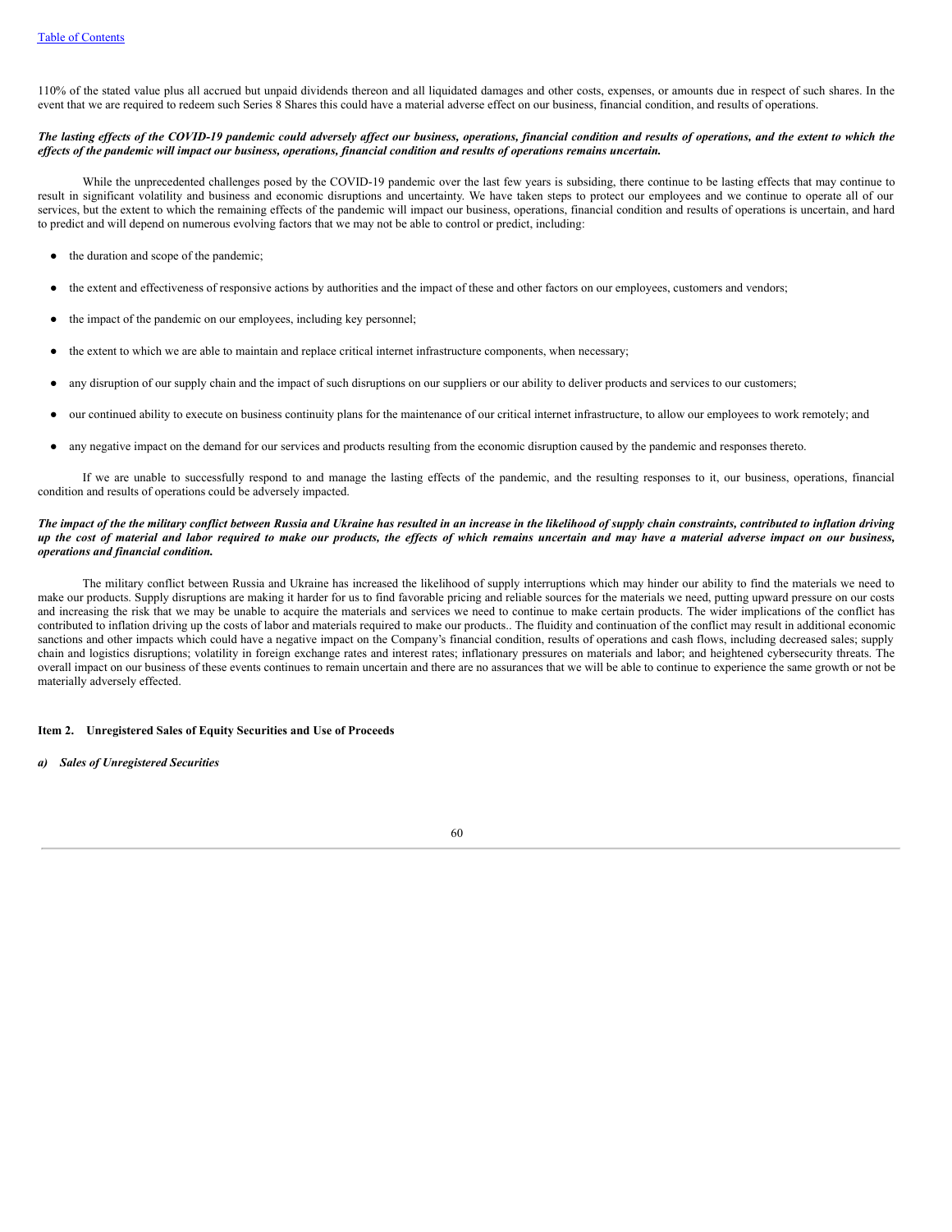110% of the stated value plus all accrued but unpaid dividends thereon and all liquidated damages and other costs, expenses, or amounts due in respect of such shares. In the event that we are required to redeem such Series 8 Shares this could have a material adverse effect on our business, financial condition, and results of operations.

***The lasting effects of the COVID-19 pandemic could adversely affect our business, operations, financial condition and results of operations, and the extent to which the effects of the pandemic will impact our business, operations, financial condition and results of operations remains uncertain.***

While the unprecedented challenges posed by the COVID-19 pandemic over the last few years is subsiding, there continue to be lasting effects that may continue to result in significant volatility and business and economic disruptions and uncertainty. We have taken steps to protect our employees and we continue to operate all of our services, but the extent to which the remaining effects of the pandemic will impact our business, operations, financial condition and results of operations is uncertain, and hard to predict and will depend on numerous evolving factors that we may not be able to control or predict, including:

- the duration and scope of the pandemic;
- the extent and effectiveness of responsive actions by authorities and the impact of these and other factors on our employees, customers and vendors;
- the impact of the pandemic on our employees, including key personnel;
- the extent to which we are able to maintain and replace critical internet infrastructure components, when necessary;
- any disruption of our supply chain and the impact of such disruptions on our suppliers or our ability to deliver products and services to our customers;
- our continued ability to execute on business continuity plans for the maintenance of our critical internet infrastructure, to allow our employees to work remotely; and
- any negative impact on the demand for our services and products resulting from the economic disruption caused by the pandemic and responses thereto.

If we are unable to successfully respond to and manage the lasting effects of the pandemic, and the resulting responses to it, our business, operations, financial condition and results of operations could be adversely impacted.

***The impact of the the military conflict between Russia and Ukraine has resulted in an increase in the likelihood of supply chain constraints, contributed to inflation driving up the cost of material and labor required to make our products, the effects of which remains uncertain and may have a material adverse impact on our business, operations and financial condition.***

The military conflict between Russia and Ukraine has increased the likelihood of supply interruptions which may hinder our ability to find the materials we need to make our products. Supply disruptions are making it harder for us to find favorable pricing and reliable sources for the materials we need, putting upward pressure on our costs and increasing the risk that we may be unable to acquire the materials and services we need to continue to make certain products. The wider implications of the conflict has contributed to inflation driving up the costs of labor and materials required to make our products.. The fluidity and continuation of the conflict may result in additional economic sanctions and other impacts which could have a negative impact on the Company's financial condition, results of operations and cash flows, including decreased sales; supply chain and logistics disruptions; volatility in foreign exchange rates and interest rates; inflationary pressures on materials and labor; and heightened cybersecurity threats. The overall impact on our business of these events continues to remain uncertain and there are no assurances that we will be able to continue to experience the same growth or not be materially adversely effected.

**Item 2. Unregistered Sales of Equity Securities and Use of Proceeds**

***a) Sales of Unregistered Securities***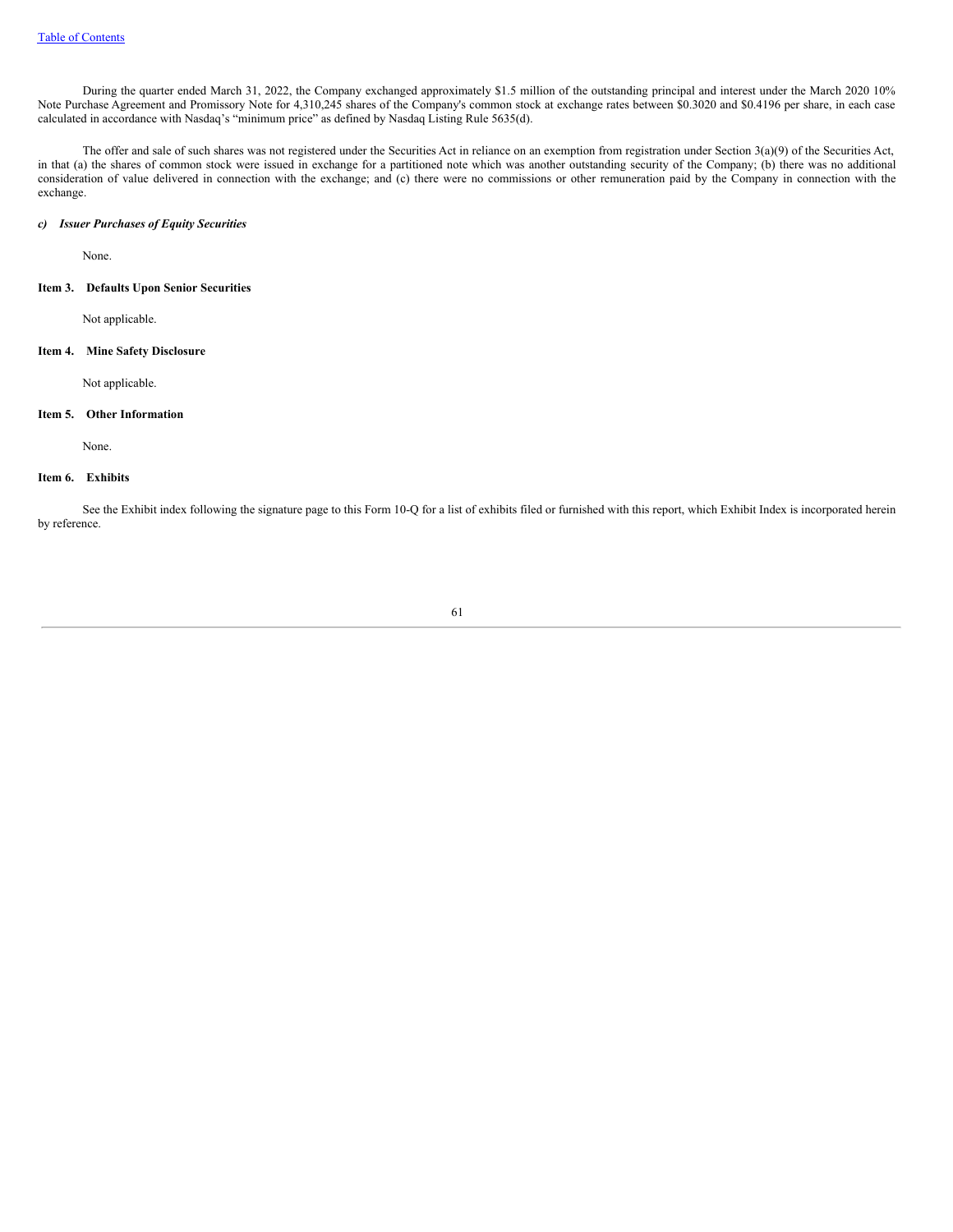During the quarter ended March 31, 2022, the Company exchanged approximately $1.5 million of the outstanding principal and interest under the March 2020 10% Note Purchase Agreement and Promissory Note for 4,310,245 shares of the Company's common stock at exchange rates between $0.3020 and $0.4196 per share, in each case calculated in accordance with Nasdaq's "minimum price" as defined by Nasdaq Listing Rule 5635(d).

The offer and sale of such shares was not registered under the Securities Act in reliance on an exemption from registration under Section 3(a)(9) of the Securities Act, in that (a) the shares of common stock were issued in exchange for a partitioned note which was another outstanding security of the Company; (b) there was no additional consideration of value delivered in connection with the exchange; and (c) there were no commissions or other remuneration paid by the Company in connection with the exchange.

***c) Issuer Purchases of Equity Securities***

None.

## Item 3. Defaults Upon Senior Securities

Not applicable.

## Item 4. Mine Safety Disclosure

Not applicable.

## Item 5. Other Information

None.

## Item 6. Exhibits

See the Exhibit index following the signature page to this Form 10-Q for a list of exhibits filed or furnished with this report, which Exhibit Index is incorporated herein by reference.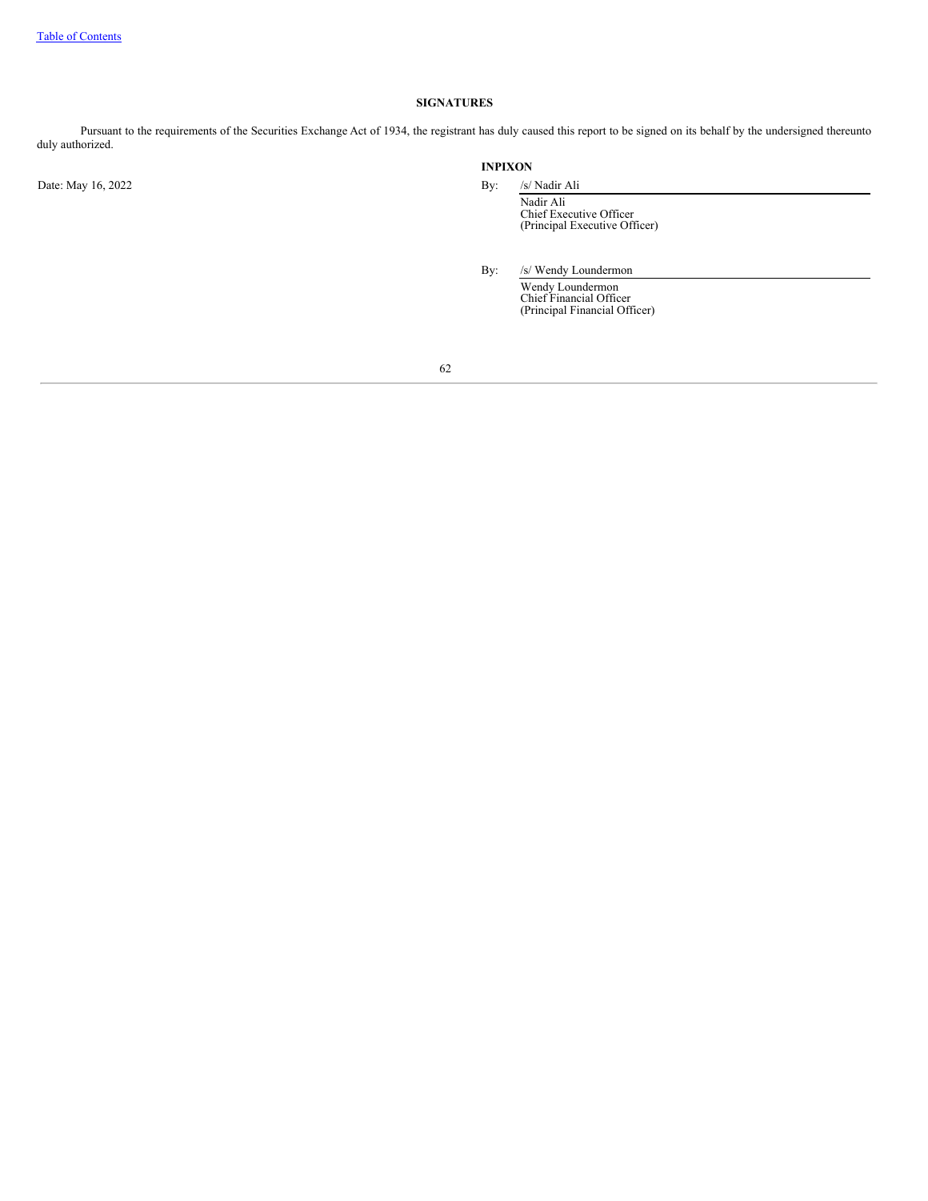## SIGNATURES

Pursuant to the requirements of the Securities Exchange Act of 1934, the registrant has duly caused this report to be signed on its behalf by the undersigned thereunto duly authorized.

**INPIXON**

Date: May 16, 2022

By: /s/ Nadir Ali

Nadir Ali
Chief Executive Officer
(Principal Executive Officer)

By: /s/ Wendy Loundermon

Wendy Loundermon
Chief Financial Officer
(Principal Financial Officer)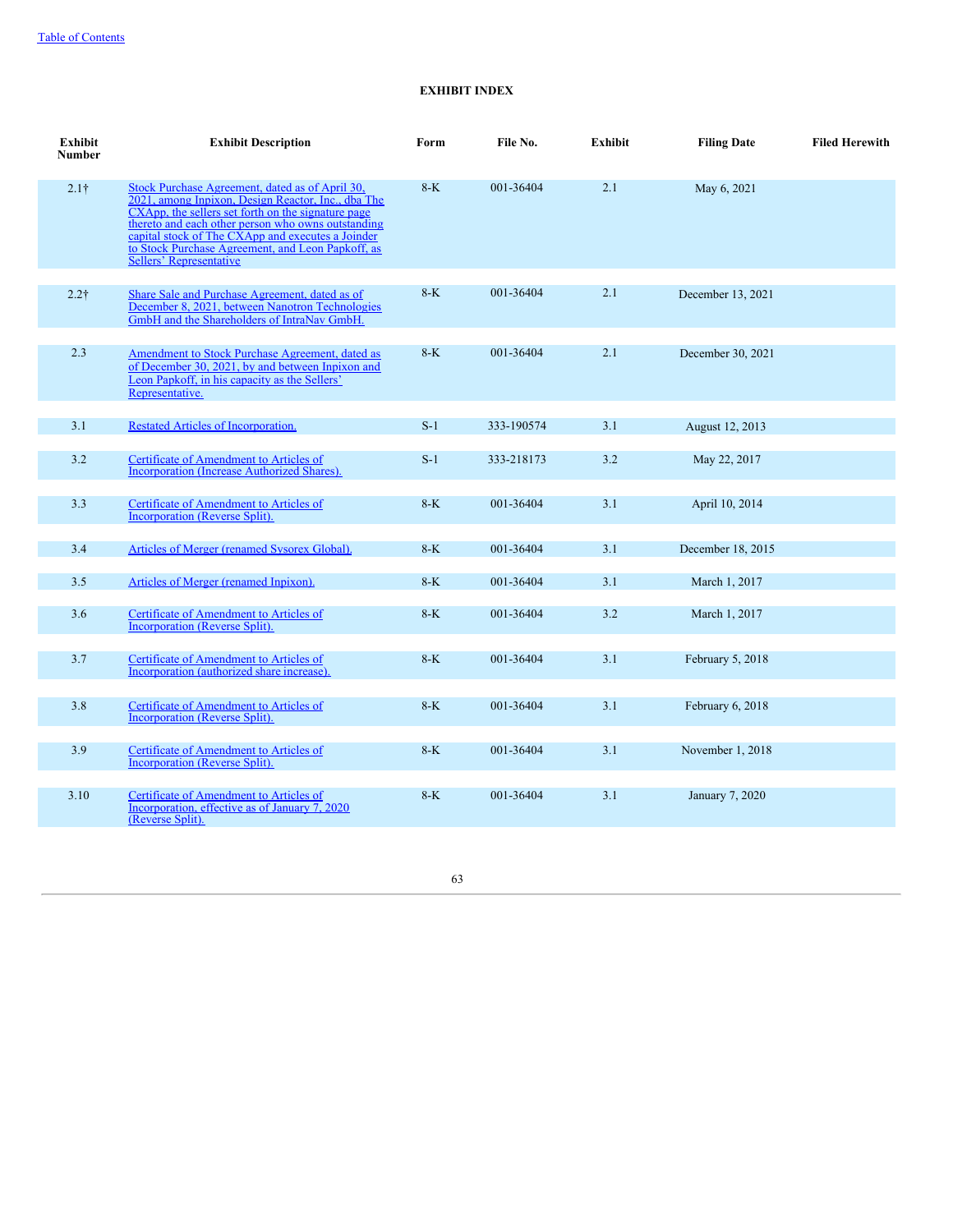[Table of Contents](#)

**EXHIBIT INDEX**

| Exhibit Number | Exhibit Description | Form | File No. | Exhibit | Filing Date | Filed Herewith |
|---|---|---|---|---|---|---|
| 2.1† | Stock Purchase Agreement, dated as of April 30, 2021, among Inpixon, Design Reactor, Inc., dba The CXApp, the sellers set forth on the signature page thereto and each other person who owns outstanding capital stock of The CXApp and executes a Joinder to Stock Purchase Agreement, and Leon Papkoff, as Sellers' Representative | 8-K | 001-36404 | 2.1 | May 6, 2021 | |
| 2.2† | Share Sale and Purchase Agreement, dated as of December 8, 2021, between Nanotron Technologies GmbH and the Shareholders of IntraNav GmbH. | 8-K | 001-36404 | 2.1 | December 13, 2021 | |
| 2.3 | Amendment to Stock Purchase Agreement, dated as of December 30, 2021, by and between Inpixon and Leon Papkoff, in his capacity as the Sellers' Representative. | 8-K | 001-36404 | 2.1 | December 30, 2021 | |
| 3.1 | Restated Articles of Incorporation. | S-1 | 333-190574 | 3.1 | August 12, 2013 | |
| 3.2 | Certificate of Amendment to Articles of Incorporation (Increase Authorized Shares). | S-1 | 333-218173 | 3.2 | May 22, 2017 | |
| 3.3 | Certificate of Amendment to Articles of Incorporation (Reverse Split). | 8-K | 001-36404 | 3.1 | April 10, 2014 | |
| 3.4 | Articles of Merger (renamed Sysorex Global). | 8-K | 001-36404 | 3.1 | December 18, 2015 | |
| 3.5 | Articles of Merger (renamed Inpixon). | 8-K | 001-36404 | 3.1 | March 1, 2017 | |
| 3.6 | Certificate of Amendment to Articles of Incorporation (Reverse Split). | 8-K | 001-36404 | 3.2 | March 1, 2017 | |
| 3.7 | Certificate of Amendment to Articles of Incorporation (authorized share increase). | 8-K | 001-36404 | 3.1 | February 5, 2018 | |
| 3.8 | Certificate of Amendment to Articles of Incorporation (Reverse Split). | 8-K | 001-36404 | 3.1 | February 6, 2018 | |
| 3.9 | Certificate of Amendment to Articles of Incorporation (Reverse Split). | 8-K | 001-36404 | 3.1 | November 1, 2018 | |
| 3.10 | Certificate of Amendment to Articles of Incorporation, effective as of January 7, 2020 (Reverse Split). | 8-K | 001-36404 | 3.1 | January 7, 2020 | |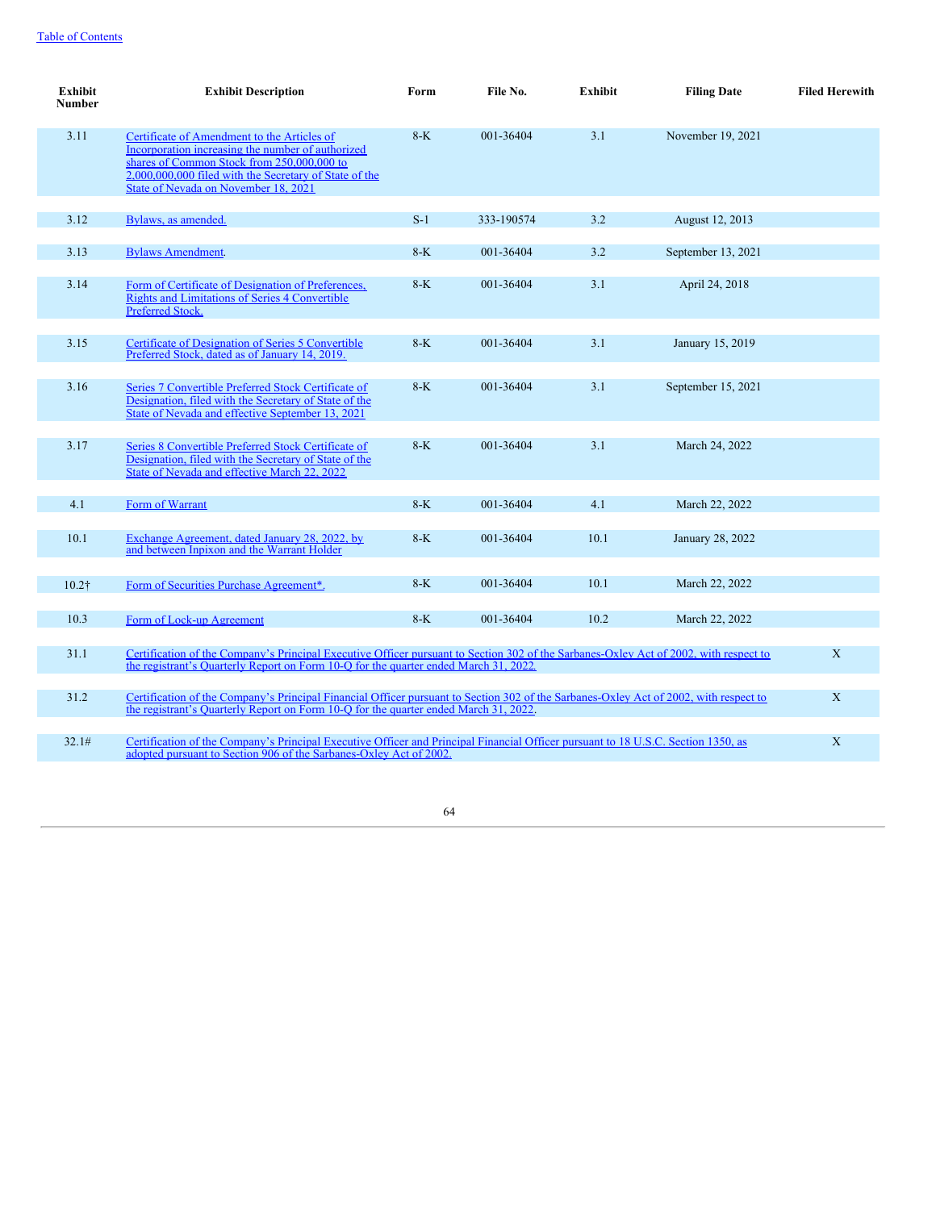| Exhibit Number | Exhibit Description | Form | File No. | Exhibit | Filing Date | Filed Herewith |
|---|---|---|---|---|---|---|
| 3.11 | Certificate of Amendment to the Articles of Incorporation increasing the number of authorized shares of Common Stock from 250,000,000 to 2,000,000,000 filed with the Secretary of State of the State of Nevada on November 18, 2021 | 8-K | 001-36404 | 3.1 | November 19, 2021 | |
| 3.12 | Bylaws, as amended. | S-1 | 333-190574 | 3.2 | August 12, 2013 | |
| 3.13 | Bylaws Amendment. | 8-K | 001-36404 | 3.2 | September 13, 2021 | |
| 3.14 | Form of Certificate of Designation of Preferences, Rights and Limitations of Series 4 Convertible Preferred Stock. | 8-K | 001-36404 | 3.1 | April 24, 2018 | |
| 3.15 | Certificate of Designation of Series 5 Convertible Preferred Stock, dated as of January 14, 2019. | 8-K | 001-36404 | 3.1 | January 15, 2019 | |
| 3.16 | Series 7 Convertible Preferred Stock Certificate of Designation, filed with the Secretary of State of the State of Nevada and effective September 13, 2021 | 8-K | 001-36404 | 3.1 | September 15, 2021 | |
| 3.17 | Series 8 Convertible Preferred Stock Certificate of Designation, filed with the Secretary of State of the State of Nevada and effective March 22, 2022 | 8-K | 001-36404 | 3.1 | March 24, 2022 | |
| 4.1 | Form of Warrant | 8-K | 001-36404 | 4.1 | March 22, 2022 | |
| 10.1 | Exchange Agreement, dated January 28, 2022, by and between Inpixon and the Warrant Holder | 8-K | 001-36404 | 10.1 | January 28, 2022 | |
| 10.2† | Form of Securities Purchase Agreement*. | 8-K | 001-36404 | 10.1 | March 22, 2022 | |
| 10.3 | Form of Lock-up Agreement | 8-K | 001-36404 | 10.2 | March 22, 2022 | |
| 31.1 | Certification of the Company's Principal Executive Officer pursuant to Section 302 of the Sarbanes-Oxley Act of 2002, with respect to the registrant's Quarterly Report on Form 10-Q for the quarter ended March 31, 2022. | | | | | X |
| 31.2 | Certification of the Company's Principal Financial Officer pursuant to Section 302 of the Sarbanes-Oxley Act of 2002, with respect to the registrant's Quarterly Report on Form 10-Q for the quarter ended March 31, 2022. | | | | | X |
| 32.1# | Certification of the Company's Principal Executive Officer and Principal Financial Officer pursuant to 18 U.S.C. Section 1350, as adopted pursuant to Section 906 of the Sarbanes-Oxley Act of 2002. | | | | | X |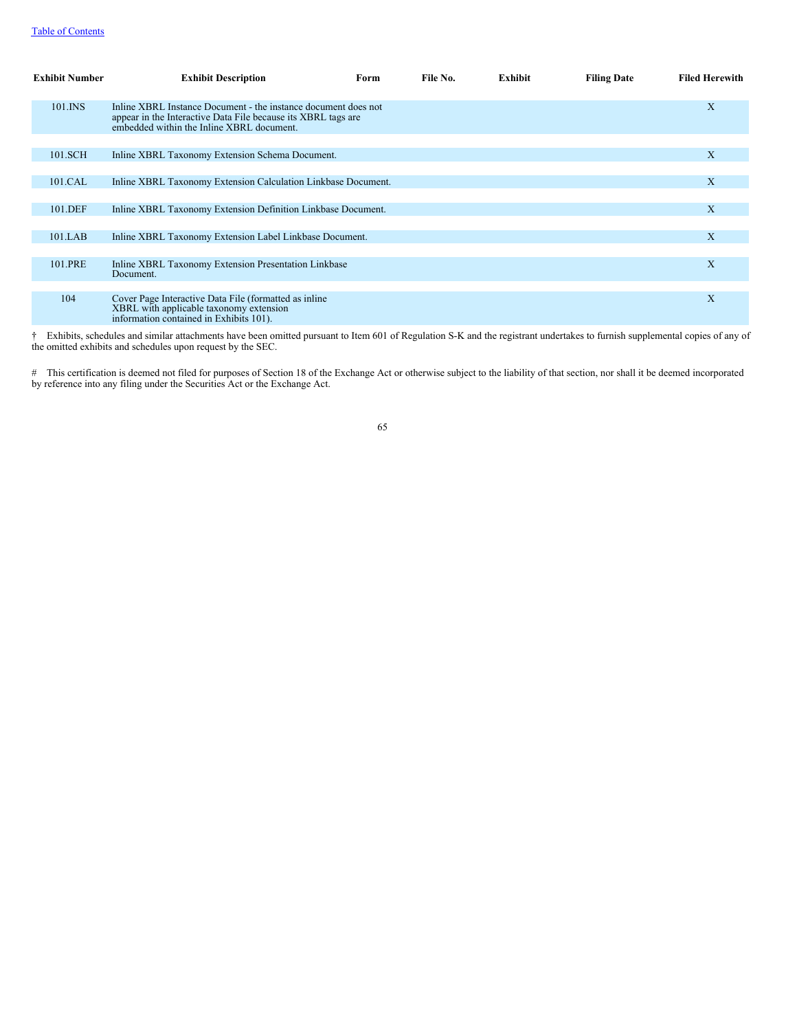| Exhibit Number | Exhibit Description | Form | File No. | Exhibit | Filing Date | Filed Herewith |
|---|---|---|---|---|---|---|
| 101.INS | Inline XBRL Instance Document - the instance document does not appear in the Interactive Data File because its XBRL tags are embedded within the Inline XBRL document. | | | | | X |
| 101.SCH | Inline XBRL Taxonomy Extension Schema Document. | | | | | X |
| 101.CAL | Inline XBRL Taxonomy Extension Calculation Linkbase Document. | | | | | X |
| 101.DEF | Inline XBRL Taxonomy Extension Definition Linkbase Document. | | | | | X |
| 101.LAB | Inline XBRL Taxonomy Extension Label Linkbase Document. | | | | | X |
| 101.PRE | Inline XBRL Taxonomy Extension Presentation Linkbase Document. | | | | | X |
| 104 | Cover Page Interactive Data File (formatted as inline XBRL with applicable taxonomy extension information contained in Exhibits 101). | | | | | X |

† Exhibits, schedules and similar attachments have been omitted pursuant to Item 601 of Regulation S-K and the registrant undertakes to furnish supplemental copies of any of the omitted exhibits and schedules upon request by the SEC.

# This certification is deemed not filed for purposes of Section 18 of the Exchange Act or otherwise subject to the liability of that section, nor shall it be deemed incorporated by reference into any filing under the Securities Act or the Exchange Act.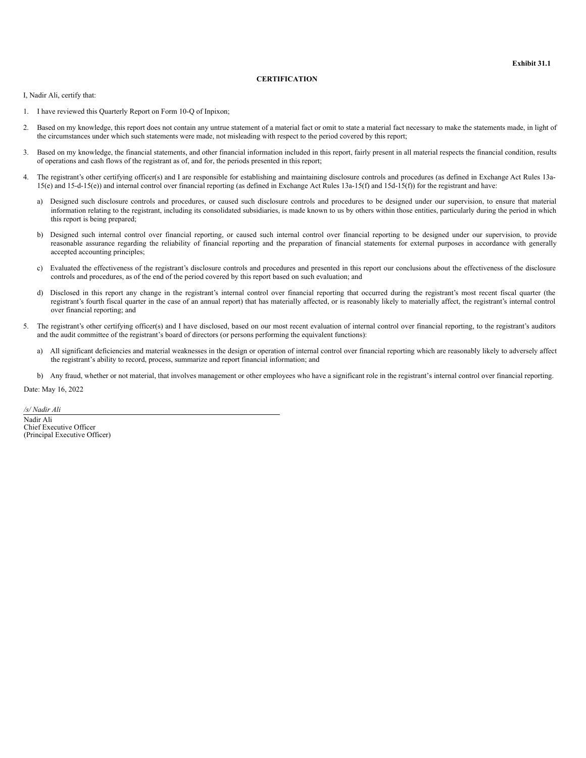**Exhibit 31.1**

**CERTIFICATION**

I, Nadir Ali, certify that:

1. I have reviewed this Quarterly Report on Form 10-Q of Inpixon;

2. Based on my knowledge, this report does not contain any untrue statement of a material fact or omit to state a material fact necessary to make the statements made, in light of the circumstances under which such statements were made, not misleading with respect to the period covered by this report;

3. Based on my knowledge, the financial statements, and other financial information included in this report, fairly present in all material respects the financial condition, results of operations and cash flows of the registrant as of, and for, the periods presented in this report;

4. The registrant's other certifying officer(s) and I are responsible for establishing and maintaining disclosure controls and procedures (as defined in Exchange Act Rules 13a-15(e) and 15-d-15(e)) and internal control over financial reporting (as defined in Exchange Act Rules 13a-15(f) and 15d-15(f)) for the registrant and have:

   a) Designed such disclosure controls and procedures, or caused such disclosure controls and procedures to be designed under our supervision, to ensure that material information relating to the registrant, including its consolidated subsidiaries, is made known to us by others within those entities, particularly during the period in which this report is being prepared;

   b) Designed such internal control over financial reporting, or caused such internal control over financial reporting to be designed under our supervision, to provide reasonable assurance regarding the reliability of financial reporting and the preparation of financial statements for external purposes in accordance with generally accepted accounting principles;

   c) Evaluated the effectiveness of the registrant's disclosure controls and procedures and presented in this report our conclusions about the effectiveness of the disclosure controls and procedures, as of the end of the period covered by this report based on such evaluation; and

   d) Disclosed in this report any change in the registrant's internal control over financial reporting that occurred during the registrant's most recent fiscal quarter (the registrant's fourth fiscal quarter in the case of an annual report) that has materially affected, or is reasonably likely to materially affect, the registrant's internal control over financial reporting; and

5. The registrant's other certifying officer(s) and I have disclosed, based on our most recent evaluation of internal control over financial reporting, to the registrant's auditors and the audit committee of the registrant's board of directors (or persons performing the equivalent functions):

   a) All significant deficiencies and material weaknesses in the design or operation of internal control over financial reporting which are reasonably likely to adversely affect the registrant's ability to record, process, summarize and report financial information; and

   b) Any fraud, whether or not material, that involves management or other employees who have a significant role in the registrant's internal control over financial reporting.

Date: May 16, 2022

*/s/ Nadir Ali*

Nadir Ali
Chief Executive Officer
(Principal Executive Officer)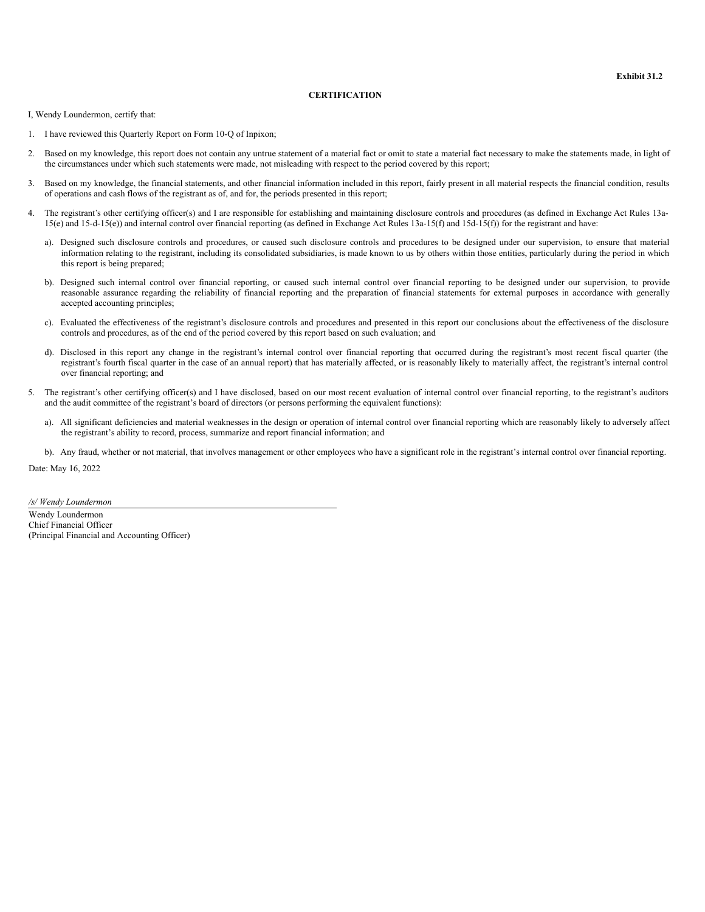**Exhibit 31.2**

**CERTIFICATION**

I, Wendy Loundermon, certify that:

1. I have reviewed this Quarterly Report on Form 10-Q of Inpixon;

2. Based on my knowledge, this report does not contain any untrue statement of a material fact or omit to state a material fact necessary to make the statements made, in light of the circumstances under which such statements were made, not misleading with respect to the period covered by this report;

3. Based on my knowledge, the financial statements, and other financial information included in this report, fairly present in all material respects the financial condition, results of operations and cash flows of the registrant as of, and for, the periods presented in this report;

4. The registrant's other certifying officer(s) and I are responsible for establishing and maintaining disclosure controls and procedures (as defined in Exchange Act Rules 13a-15(e) and 15-d-15(e)) and internal control over financial reporting (as defined in Exchange Act Rules 13a-15(f) and 15d-15(f)) for the registrant and have:

   a). Designed such disclosure controls and procedures, or caused such disclosure controls and procedures to be designed under our supervision, to ensure that material information relating to the registrant, including its consolidated subsidiaries, is made known to us by others within those entities, particularly during the period in which this report is being prepared;

   b). Designed such internal control over financial reporting, or caused such internal control over financial reporting to be designed under our supervision, to provide reasonable assurance regarding the reliability of financial reporting and the preparation of financial statements for external purposes in accordance with generally accepted accounting principles;

   c). Evaluated the effectiveness of the registrant's disclosure controls and procedures and presented in this report our conclusions about the effectiveness of the disclosure controls and procedures, as of the end of the period covered by this report based on such evaluation; and

   d). Disclosed in this report any change in the registrant's internal control over financial reporting that occurred during the registrant's most recent fiscal quarter (the registrant's fourth fiscal quarter in the case of an annual report) that has materially affected, or is reasonably likely to materially affect, the registrant's internal control over financial reporting; and

5. The registrant's other certifying officer(s) and I have disclosed, based on our most recent evaluation of internal control over financial reporting, to the registrant's auditors and the audit committee of the registrant's board of directors (or persons performing the equivalent functions):

   a). All significant deficiencies and material weaknesses in the design or operation of internal control over financial reporting which are reasonably likely to adversely affect the registrant's ability to record, process, summarize and report financial information; and

   b). Any fraud, whether or not material, that involves management or other employees who have a significant role in the registrant's internal control over financial reporting.

Date: May 16, 2022

*/s/ Wendy Loundermon*

Wendy Loundermon
Chief Financial Officer
(Principal Financial and Accounting Officer)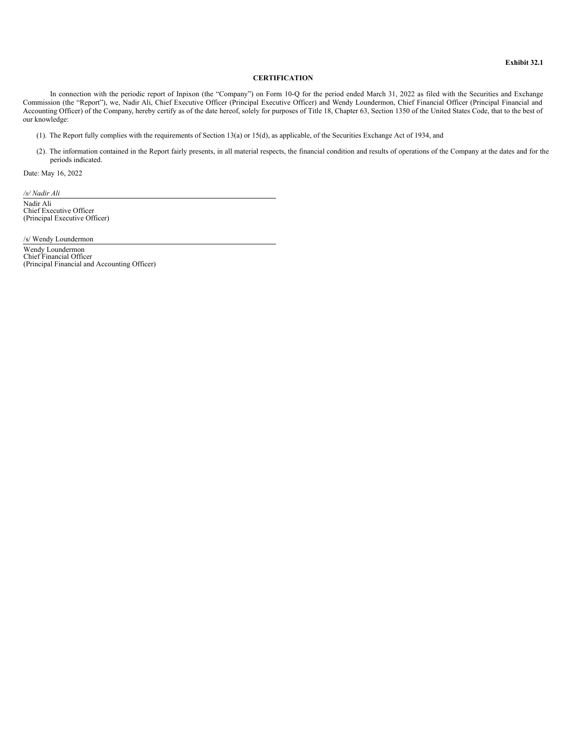**Exhibit 32.1**

**CERTIFICATION**

In connection with the periodic report of Inpixon (the "Company") on Form 10-Q for the period ended March 31, 2022 as filed with the Securities and Exchange Commission (the "Report"), we, Nadir Ali, Chief Executive Officer (Principal Executive Officer) and Wendy Loundermon, Chief Financial Officer (Principal Financial and Accounting Officer) of the Company, hereby certify as of the date hereof, solely for purposes of Title 18, Chapter 63, Section 1350 of the United States Code, that to the best of our knowledge:

(1). The Report fully complies with the requirements of Section 13(a) or 15(d), as applicable, of the Securities Exchange Act of 1934, and

(2). The information contained in the Report fairly presents, in all material respects, the financial condition and results of operations of the Company at the dates and for the periods indicated.

Date: May 16, 2022

*/s/ Nadir Ali*

Nadir Ali
Chief Executive Officer
(Principal Executive Officer)

/s/ Wendy Loundermon

Wendy Loundermon
Chief Financial Officer
(Principal Financial and Accounting Officer)